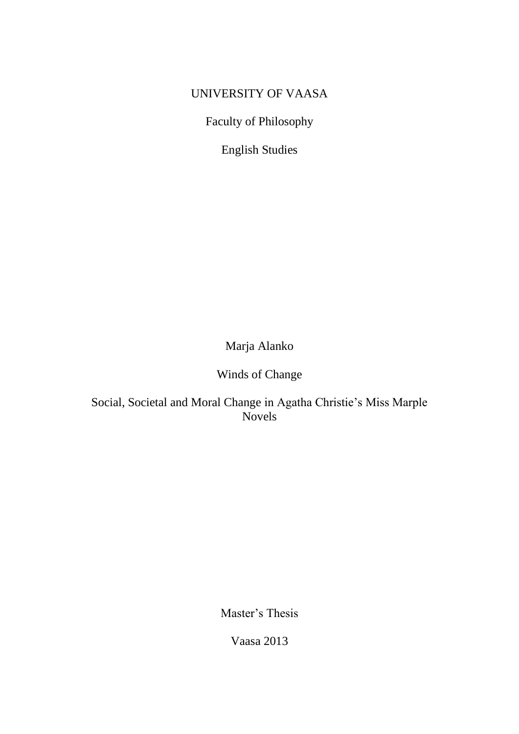UNIVERSITY OF VAASA

Faculty of Philosophy

English Studies

Marja Alanko

# Winds of Change

## Social, Societal and Moral Change in Agatha Christie's Miss Marple Novels

Master's Thesis

Vaasa 2013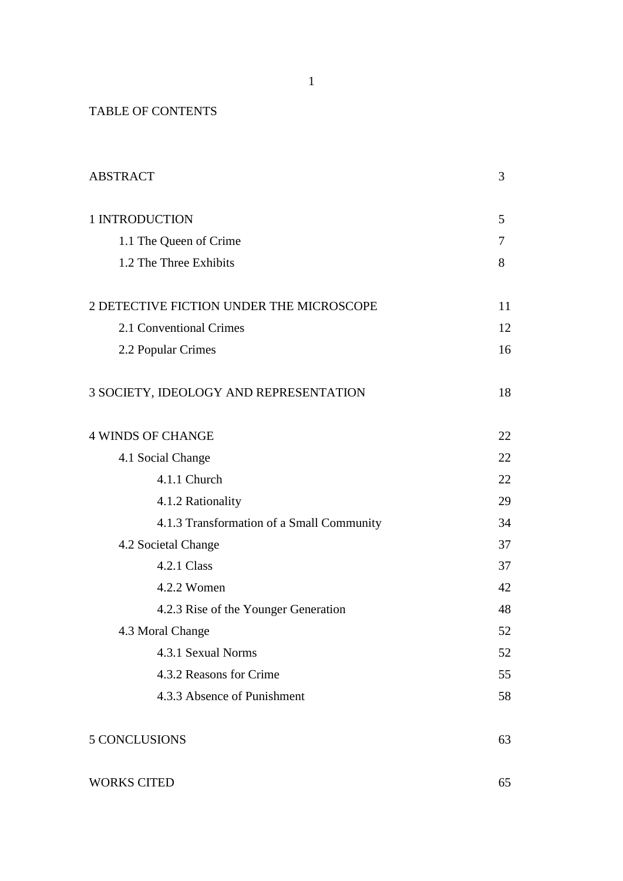# TABLE OF CONTENTS

| | |
|---|---|
| ABSTRACT | 3 |
| 1 INTRODUCTION | 5 |
| 1.1 The Queen of Crime | 7 |
| 1.2 The Three Exhibits | 8 |
| 2 DETECTIVE FICTION UNDER THE MICROSCOPE | 11 |
| 2.1 Conventional Crimes | 12 |
| 2.2 Popular Crimes | 16 |
| 3 SOCIETY, IDEOLOGY AND REPRESENTATION | 18 |
| 4 WINDS OF CHANGE | 22 |
| 4.1 Social Change | 22 |
| 4.1.1 Church | 22 |
| 4.1.2 Rationality | 29 |
| 4.1.3 Transformation of a Small Community | 34 |
| 4.2 Societal Change | 37 |
| 4.2.1 Class | 37 |
| 4.2.2 Women | 42 |
| 4.2.3 Rise of the Younger Generation | 48 |
| 4.3 Moral Change | 52 |
| 4.3.1 Sexual Norms | 52 |
| 4.3.2 Reasons for Crime | 55 |
| 4.3.3 Absence of Punishment | 58 |
| 5 CONCLUSIONS | 63 |
| WORKS CITED | 65 |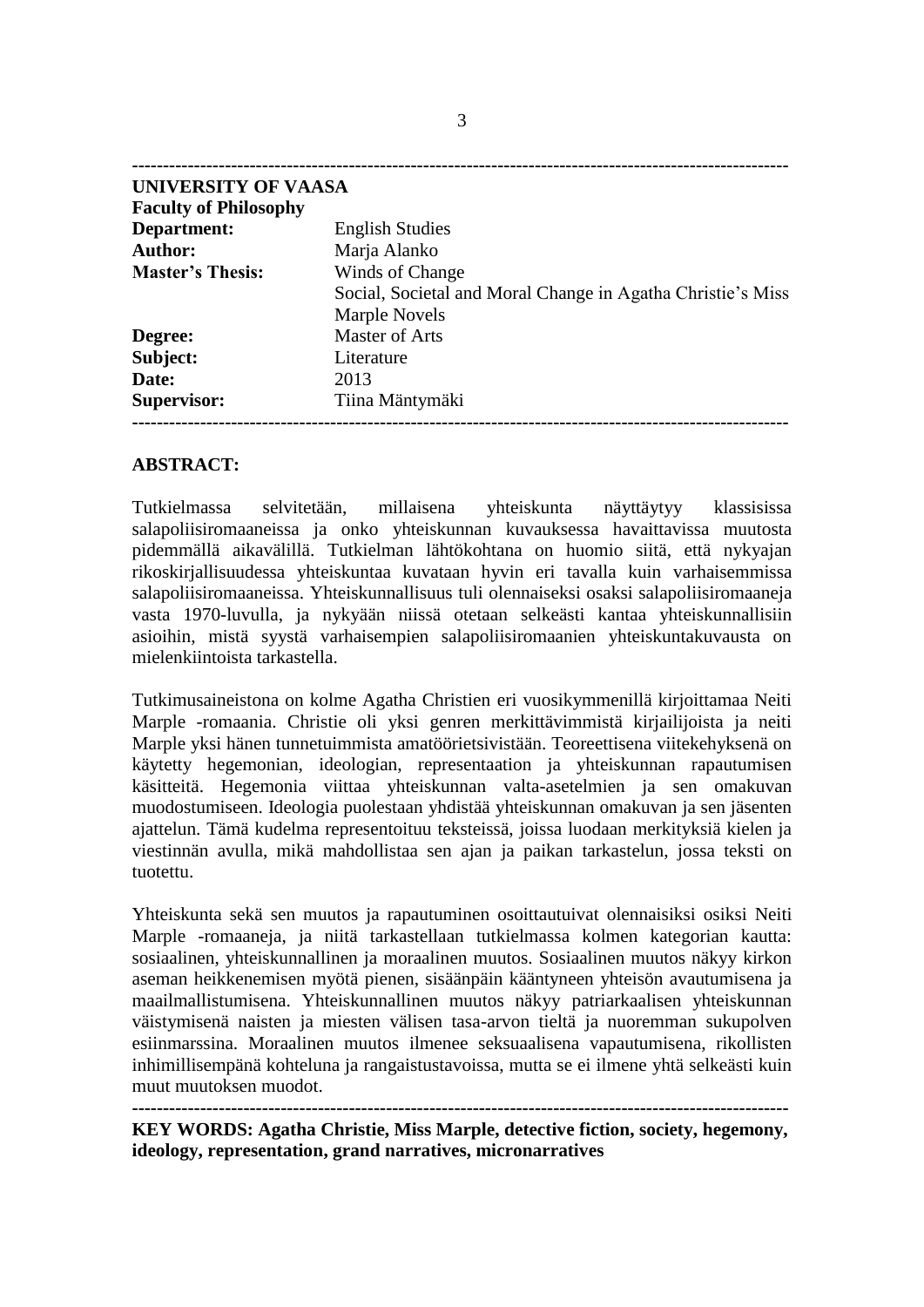---

**UNIVERSITY OF VAASA**

**Faculty of Philosophy**

| | |
|---|---|
| **Department:** | English Studies |
| **Author:** | Marja Alanko |
| **Master's Thesis:** | Winds of Change<br>Social, Societal and Moral Change in Agatha Christie's Miss Marple Novels |
| **Degree:** | Master of Arts |
| **Subject:** | Literature |
| **Date:** | 2013 |
| **Supervisor:** | Tiina Mäntymäki |

---

**ABSTRACT:**

Tutkielmassa selvitetään, millaisena yhteiskunta näyttäytyy klassisissa salapoliisiromaaneissa ja onko yhteiskunnan kuvauksessa havaittavissa muutosta pidemmällä aikavälillä. Tutkielman lähtökohtana on huomio siitä, että nykyajan rikoskirjallisuudessa yhteiskuntaa kuvataan hyvin eri tavalla kuin varhaisemmissa salapoliisiromaaneissa. Yhteiskunnallisuus tuli olennaiseksi osaksi salapoliisiromaaneja vasta 1970-luvulla, ja nykyään niissä otetaan selkeästi kantaa yhteiskunnallisiin asioihin, mistä syystä varhaisempien salapoliisiromaanien yhteiskuntakuvausta on mielenkiintoista tarkastella.

Tutkimusaineistona on kolme Agatha Christien eri vuosikymmenillä kirjoittamaa Neiti Marple -romaania. Christie oli yksi genren merkittävimmistä kirjailijoista ja neiti Marple yksi hänen tunnetuimmista amatöörietsivistään. Teoreettisena viitekehyksenä on käytetty hegemonian, ideologian, representaation ja yhteiskunnan rapautumisen käsitteitä. Hegemonia viittaa yhteiskunnan valta-asetelmien ja sen omakuvan muodostumiseen. Ideologia puolestaan yhdistää yhteiskunnan omakuvan ja sen jäsenten ajattelun. Tämä kudelma representoituu teksteissä, joissa luodaan merkityksiä kielen ja viestinnän avulla, mikä mahdollistaa sen ajan ja paikan tarkastelun, jossa teksti on tuotettu.

Yhteiskunta sekä sen muutos ja rapautuminen osoittautuivat olennaisiksi osiksi Neiti Marple -romaaneja, ja niitä tarkastellaan tutkielmassa kolmen kategorian kautta: sosiaalinen, yhteiskunnallinen ja moraalinen muutos. Sosiaalinen muutos näkyy kirkon aseman heikkenemisen myötä pienen, sisäänpäin kääntyneen yhteisön avautumisena ja maailmallistumisena. Yhteiskunnallinen muutos näkyy patriarkaalisen yhteiskunnan väistymisenä naisten ja miesten välisen tasa-arvon tieltä ja nuoremman sukupolven esiinmarssina. Moraalinen muutos ilmenee seksuaalisena vapautumisena, rikollisten inhimillisempänä kohteluna ja rangaistustavoissa, mutta se ei ilmene yhtä selkeästi kuin muut muutoksen muodot.

---

**KEY WORDS: Agatha Christie, Miss Marple, detective fiction, society, hegemony, ideology, representation, grand narratives, micronarratives**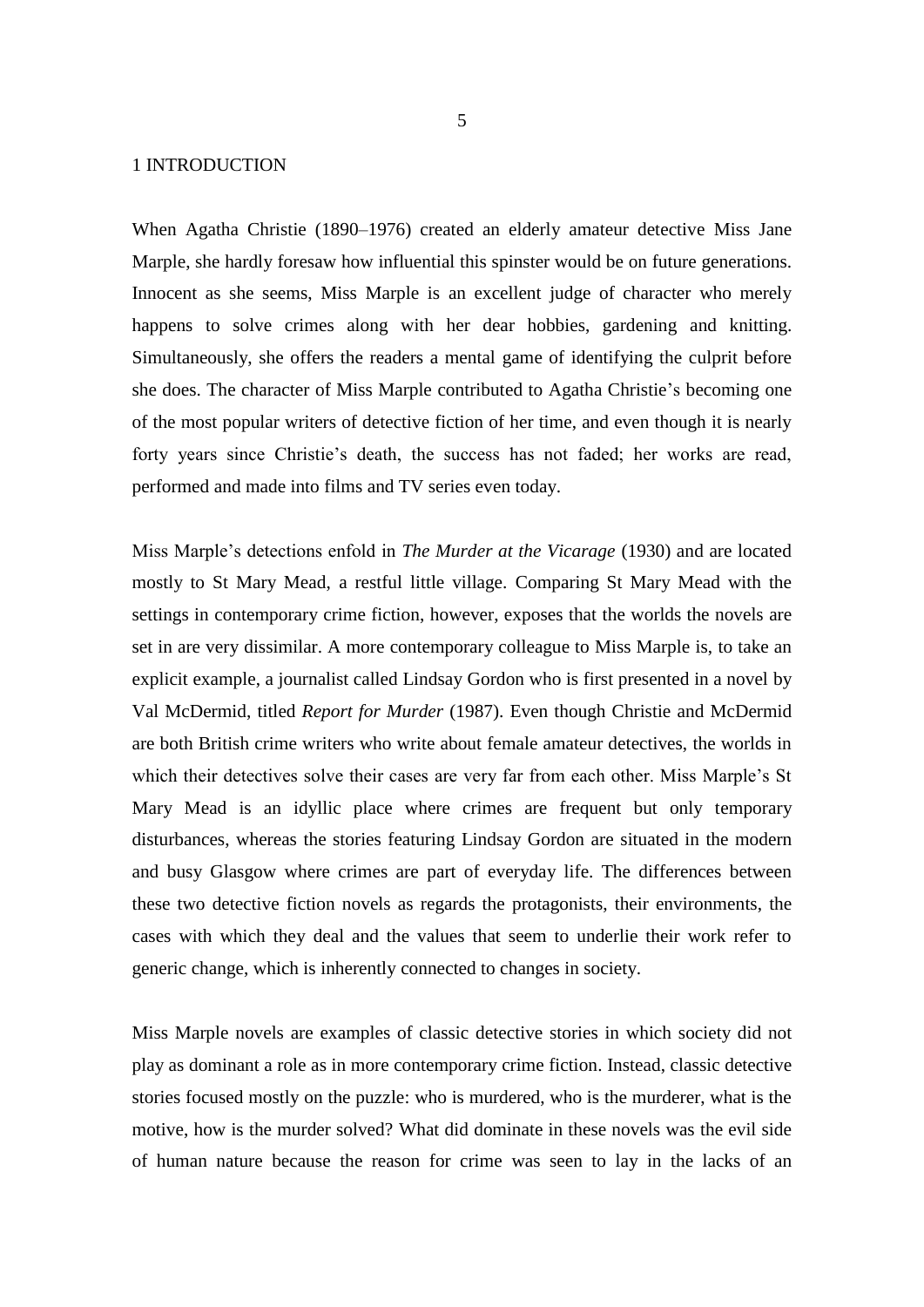# 1 INTRODUCTION

When Agatha Christie (1890–1976) created an elderly amateur detective Miss Jane Marple, she hardly foresaw how influential this spinster would be on future generations. Innocent as she seems, Miss Marple is an excellent judge of character who merely happens to solve crimes along with her dear hobbies, gardening and knitting. Simultaneously, she offers the readers a mental game of identifying the culprit before she does. The character of Miss Marple contributed to Agatha Christie's becoming one of the most popular writers of detective fiction of her time, and even though it is nearly forty years since Christie's death, the success has not faded; her works are read, performed and made into films and TV series even today.

Miss Marple's detections enfold in *The Murder at the Vicarage* (1930) and are located mostly to St Mary Mead, a restful little village. Comparing St Mary Mead with the settings in contemporary crime fiction, however, exposes that the worlds the novels are set in are very dissimilar. A more contemporary colleague to Miss Marple is, to take an explicit example, a journalist called Lindsay Gordon who is first presented in a novel by Val McDermid, titled *Report for Murder* (1987). Even though Christie and McDermid are both British crime writers who write about female amateur detectives, the worlds in which their detectives solve their cases are very far from each other. Miss Marple's St Mary Mead is an idyllic place where crimes are frequent but only temporary disturbances, whereas the stories featuring Lindsay Gordon are situated in the modern and busy Glasgow where crimes are part of everyday life. The differences between these two detective fiction novels as regards the protagonists, their environments, the cases with which they deal and the values that seem to underlie their work refer to generic change, which is inherently connected to changes in society.

Miss Marple novels are examples of classic detective stories in which society did not play as dominant a role as in more contemporary crime fiction. Instead, classic detective stories focused mostly on the puzzle: who is murdered, who is the murderer, what is the motive, how is the murder solved? What did dominate in these novels was the evil side of human nature because the reason for crime was seen to lay in the lacks of an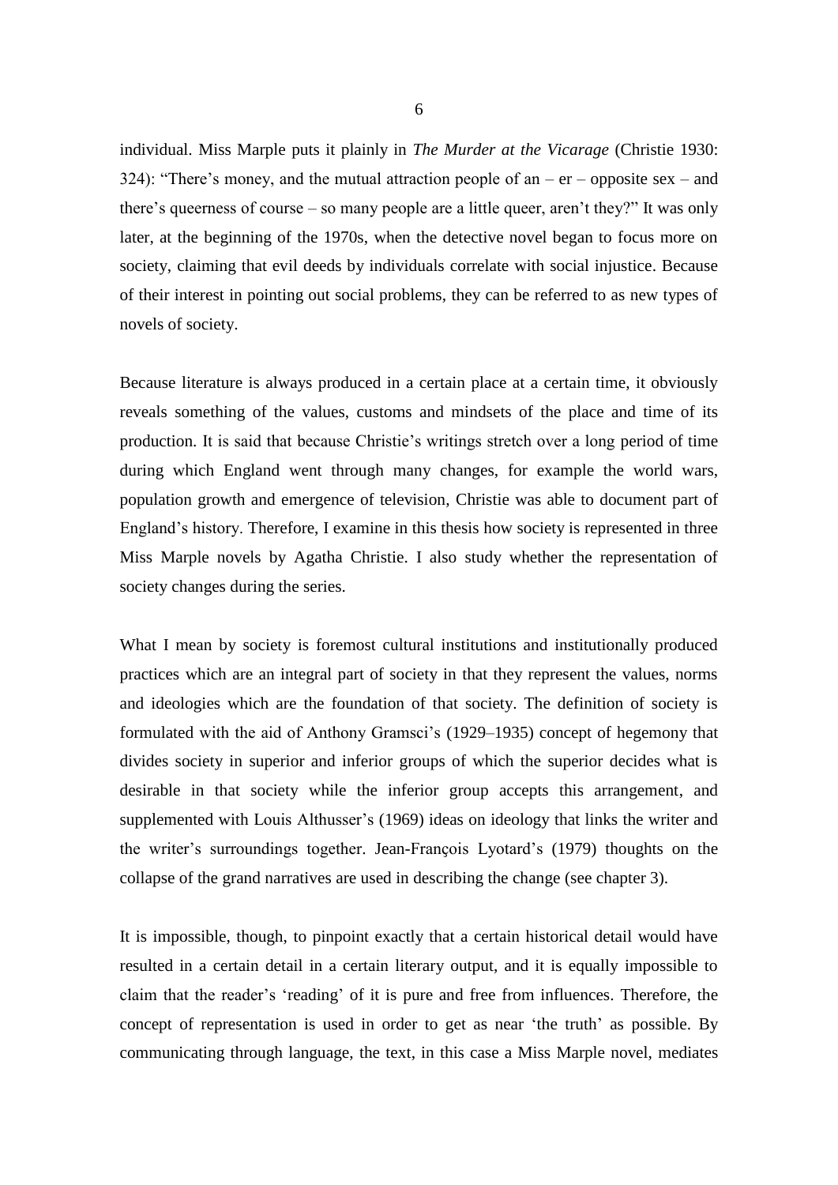individual. Miss Marple puts it plainly in *The Murder at the Vicarage* (Christie 1930: 324): “There’s money, and the mutual attraction people of an – er – opposite sex – and there’s queerness of course – so many people are a little queer, aren’t they?” It was only later, at the beginning of the 1970s, when the detective novel began to focus more on society, claiming that evil deeds by individuals correlate with social injustice. Because of their interest in pointing out social problems, they can be referred to as new types of novels of society.

Because literature is always produced in a certain place at a certain time, it obviously reveals something of the values, customs and mindsets of the place and time of its production. It is said that because Christie’s writings stretch over a long period of time during which England went through many changes, for example the world wars, population growth and emergence of television, Christie was able to document part of England’s history. Therefore, I examine in this thesis how society is represented in three Miss Marple novels by Agatha Christie. I also study whether the representation of society changes during the series.

What I mean by society is foremost cultural institutions and institutionally produced practices which are an integral part of society in that they represent the values, norms and ideologies which are the foundation of that society. The definition of society is formulated with the aid of Anthony Gramsci’s (1929–1935) concept of hegemony that divides society in superior and inferior groups of which the superior decides what is desirable in that society while the inferior group accepts this arrangement, and supplemented with Louis Althusser’s (1969) ideas on ideology that links the writer and the writer’s surroundings together. Jean-François Lyotard’s (1979) thoughts on the collapse of the grand narratives are used in describing the change (see chapter 3).

It is impossible, though, to pinpoint exactly that a certain historical detail would have resulted in a certain detail in a certain literary output, and it is equally impossible to claim that the reader’s ‘reading’ of it is pure and free from influences. Therefore, the concept of representation is used in order to get as near ‘the truth’ as possible. By communicating through language, the text, in this case a Miss Marple novel, mediates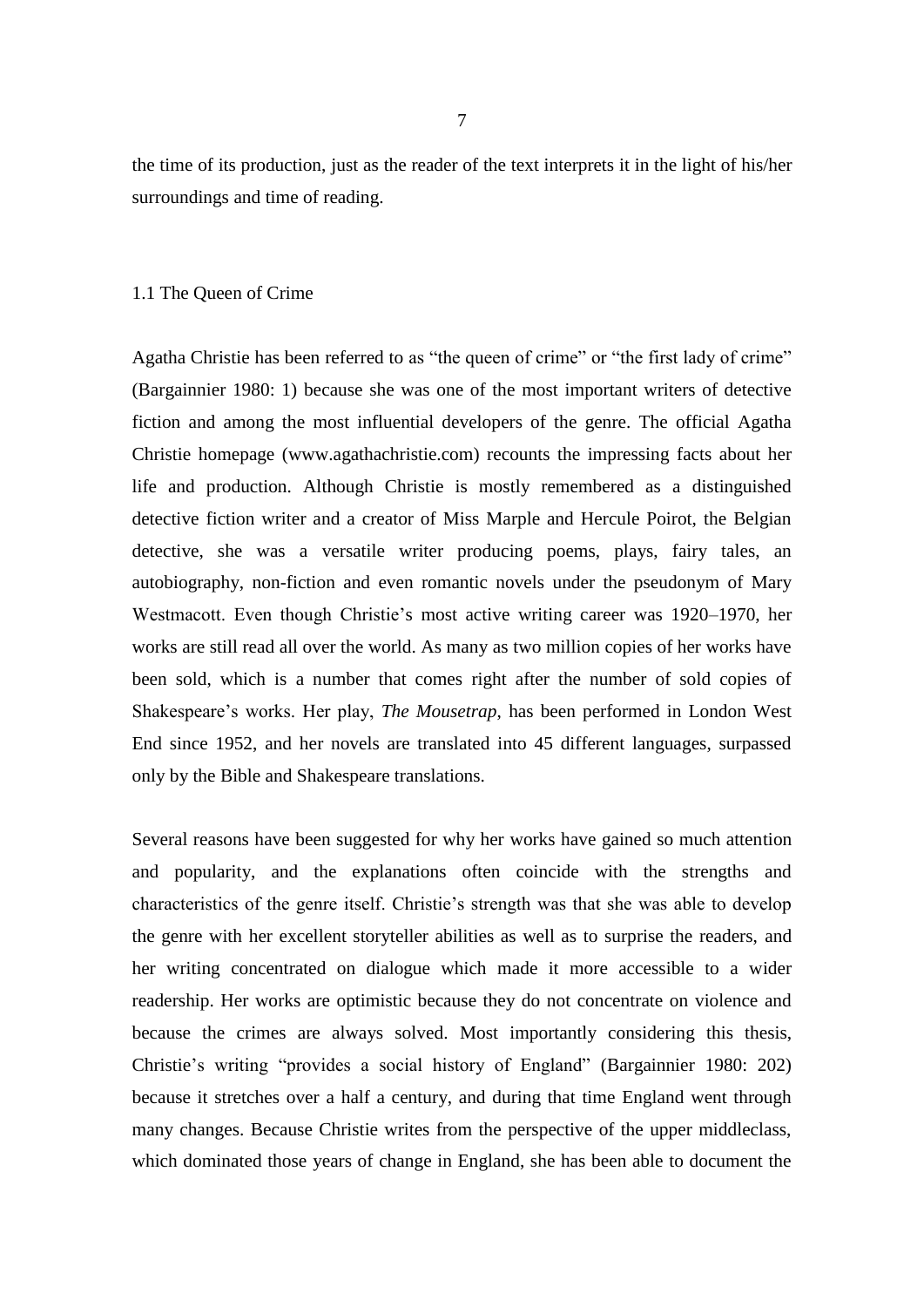the time of its production, just as the reader of the text interprets it in the light of his/her surroundings and time of reading.

## 1.1 The Queen of Crime

Agatha Christie has been referred to as "the queen of crime" or "the first lady of crime" (Bargainnier 1980: 1) because she was one of the most important writers of detective fiction and among the most influential developers of the genre. The official Agatha Christie homepage (www.agathachristie.com) recounts the impressing facts about her life and production. Although Christie is mostly remembered as a distinguished detective fiction writer and a creator of Miss Marple and Hercule Poirot, the Belgian detective, she was a versatile writer producing poems, plays, fairy tales, an autobiography, non-fiction and even romantic novels under the pseudonym of Mary Westmacott. Even though Christie's most active writing career was 1920–1970, her works are still read all over the world. As many as two million copies of her works have been sold, which is a number that comes right after the number of sold copies of Shakespeare's works. Her play, *The Mousetrap*, has been performed in London West End since 1952, and her novels are translated into 45 different languages, surpassed only by the Bible and Shakespeare translations.

Several reasons have been suggested for why her works have gained so much attention and popularity, and the explanations often coincide with the strengths and characteristics of the genre itself. Christie's strength was that she was able to develop the genre with her excellent storyteller abilities as well as to surprise the readers, and her writing concentrated on dialogue which made it more accessible to a wider readership. Her works are optimistic because they do not concentrate on violence and because the crimes are always solved. Most importantly considering this thesis, Christie's writing "provides a social history of England" (Bargainnier 1980: 202) because it stretches over a half a century, and during that time England went through many changes. Because Christie writes from the perspective of the upper middleclass, which dominated those years of change in England, she has been able to document the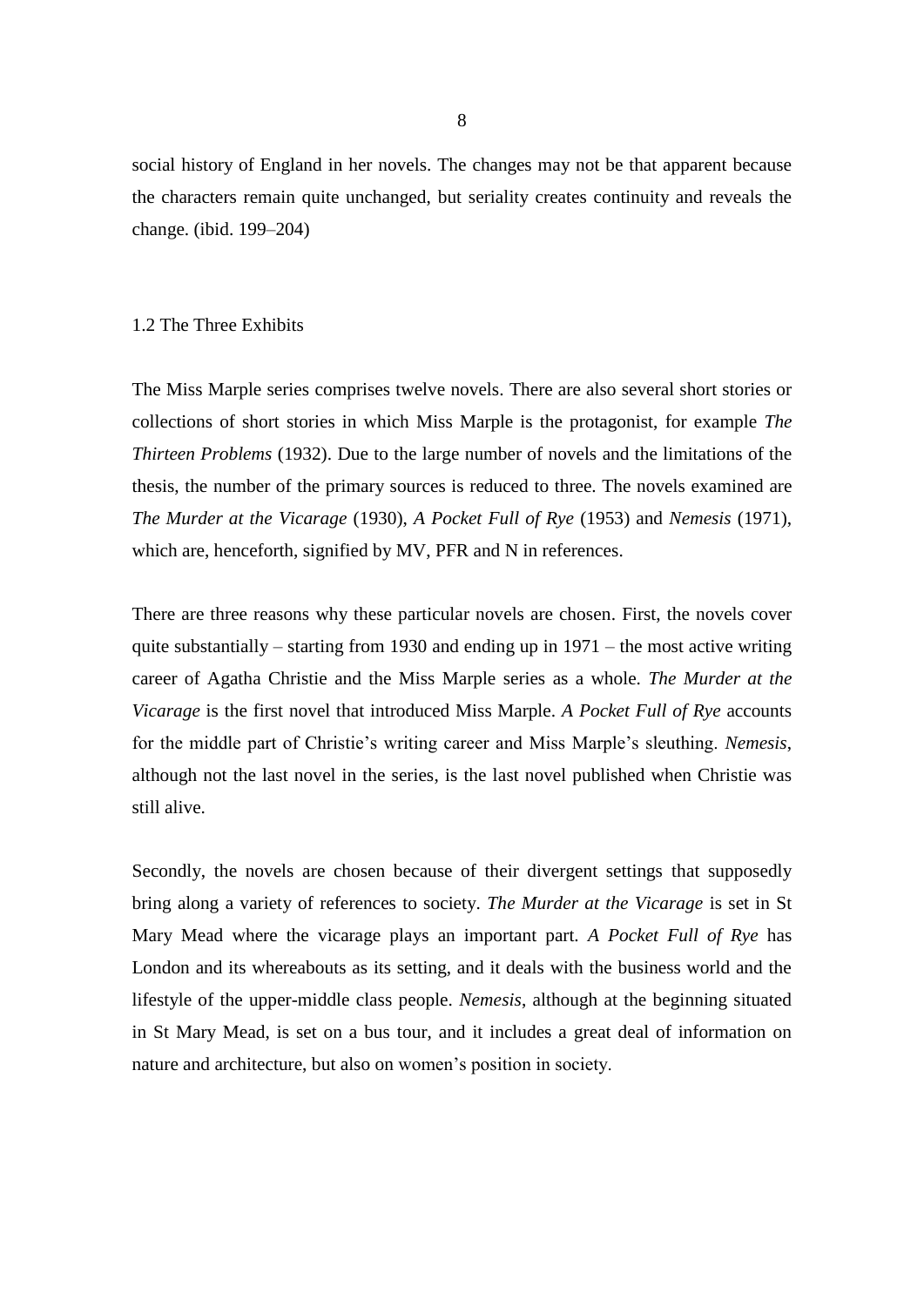social history of England in her novels. The changes may not be that apparent because the characters remain quite unchanged, but seriality creates continuity and reveals the change. (ibid. 199–204)

## 1.2 The Three Exhibits

The Miss Marple series comprises twelve novels. There are also several short stories or collections of short stories in which Miss Marple is the protagonist, for example *The Thirteen Problems* (1932). Due to the large number of novels and the limitations of the thesis, the number of the primary sources is reduced to three. The novels examined are *The Murder at the Vicarage* (1930), *A Pocket Full of Rye* (1953) and *Nemesis* (1971), which are, henceforth, signified by MV, PFR and N in references.

There are three reasons why these particular novels are chosen. First, the novels cover quite substantially – starting from 1930 and ending up in 1971 – the most active writing career of Agatha Christie and the Miss Marple series as a whole. *The Murder at the Vicarage* is the first novel that introduced Miss Marple. *A Pocket Full of Rye* accounts for the middle part of Christie's writing career and Miss Marple's sleuthing. *Nemesis*, although not the last novel in the series, is the last novel published when Christie was still alive.

Secondly, the novels are chosen because of their divergent settings that supposedly bring along a variety of references to society. *The Murder at the Vicarage* is set in St Mary Mead where the vicarage plays an important part. *A Pocket Full of Rye* has London and its whereabouts as its setting, and it deals with the business world and the lifestyle of the upper-middle class people. *Nemesis*, although at the beginning situated in St Mary Mead, is set on a bus tour, and it includes a great deal of information on nature and architecture, but also on women's position in society.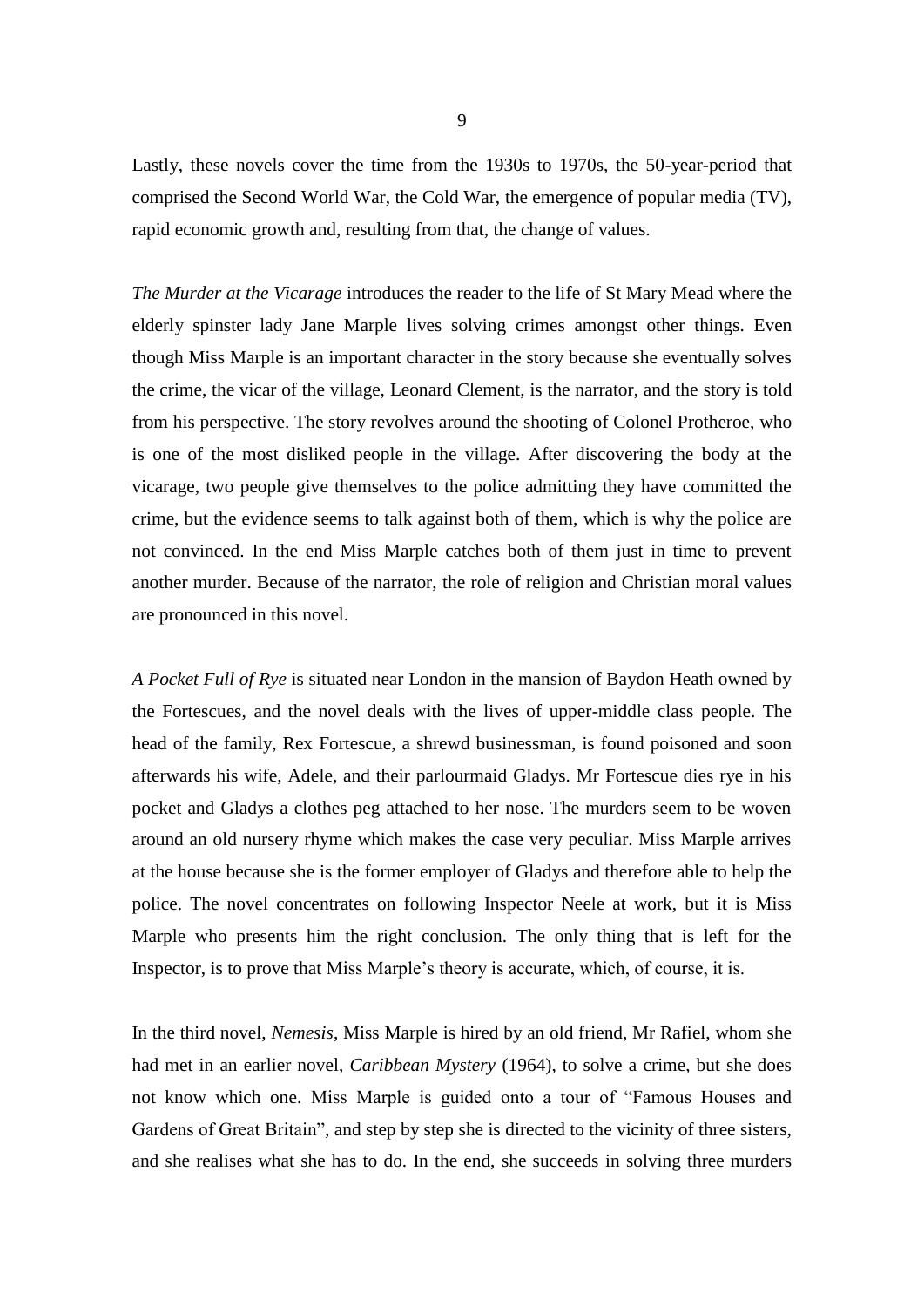Lastly, these novels cover the time from the 1930s to 1970s, the 50-year-period that comprised the Second World War, the Cold War, the emergence of popular media (TV), rapid economic growth and, resulting from that, the change of values.

*The Murder at the Vicarage* introduces the reader to the life of St Mary Mead where the elderly spinster lady Jane Marple lives solving crimes amongst other things. Even though Miss Marple is an important character in the story because she eventually solves the crime, the vicar of the village, Leonard Clement, is the narrator, and the story is told from his perspective. The story revolves around the shooting of Colonel Protheroe, who is one of the most disliked people in the village. After discovering the body at the vicarage, two people give themselves to the police admitting they have committed the crime, but the evidence seems to talk against both of them, which is why the police are not convinced. In the end Miss Marple catches both of them just in time to prevent another murder. Because of the narrator, the role of religion and Christian moral values are pronounced in this novel.

*A Pocket Full of Rye* is situated near London in the mansion of Baydon Heath owned by the Fortescues, and the novel deals with the lives of upper-middle class people. The head of the family, Rex Fortescue, a shrewd businessman, is found poisoned and soon afterwards his wife, Adele, and their parlourmaid Gladys. Mr Fortescue dies rye in his pocket and Gladys a clothes peg attached to her nose. The murders seem to be woven around an old nursery rhyme which makes the case very peculiar. Miss Marple arrives at the house because she is the former employer of Gladys and therefore able to help the police. The novel concentrates on following Inspector Neele at work, but it is Miss Marple who presents him the right conclusion. The only thing that is left for the Inspector, is to prove that Miss Marple's theory is accurate, which, of course, it is.

In the third novel, *Nemesis*, Miss Marple is hired by an old friend, Mr Rafiel, whom she had met in an earlier novel, *Caribbean Mystery* (1964), to solve a crime, but she does not know which one. Miss Marple is guided onto a tour of "Famous Houses and Gardens of Great Britain", and step by step she is directed to the vicinity of three sisters, and she realises what she has to do. In the end, she succeeds in solving three murders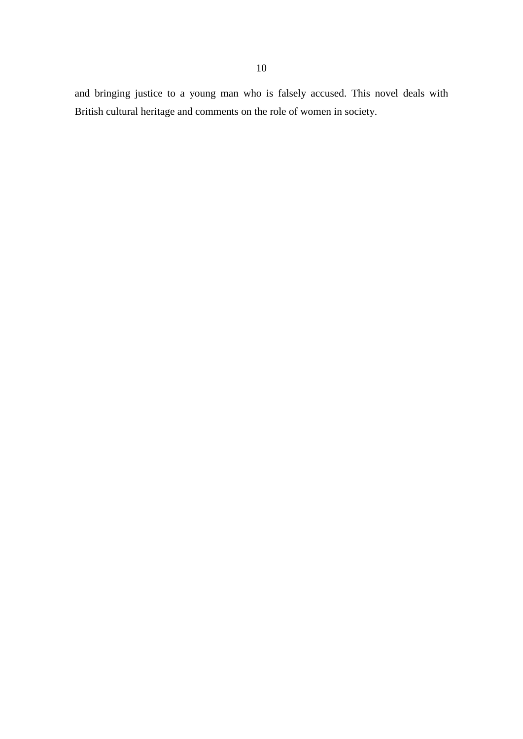and bringing justice to a young man who is falsely accused. This novel deals with British cultural heritage and comments on the role of women in society.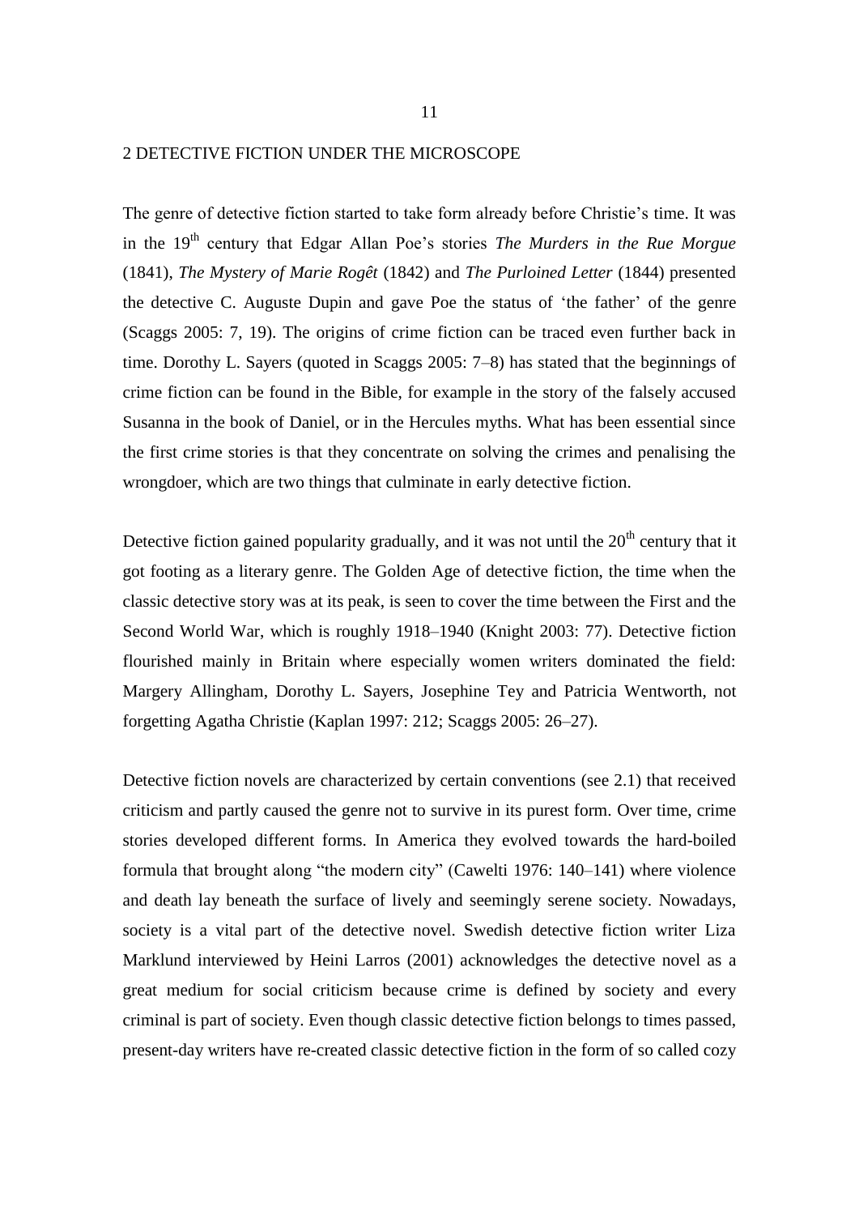## 2 DETECTIVE FICTION UNDER THE MICROSCOPE

The genre of detective fiction started to take form already before Christie's time. It was in the 19th century that Edgar Allan Poe's stories *The Murders in the Rue Morgue* (1841), *The Mystery of Marie Rogêt* (1842) and *The Purloined Letter* (1844) presented the detective C. Auguste Dupin and gave Poe the status of 'the father' of the genre (Scaggs 2005: 7, 19). The origins of crime fiction can be traced even further back in time. Dorothy L. Sayers (quoted in Scaggs 2005: 7–8) has stated that the beginnings of crime fiction can be found in the Bible, for example in the story of the falsely accused Susanna in the book of Daniel, or in the Hercules myths. What has been essential since the first crime stories is that they concentrate on solving the crimes and penalising the wrongdoer, which are two things that culminate in early detective fiction.

Detective fiction gained popularity gradually, and it was not until the 20th century that it got footing as a literary genre. The Golden Age of detective fiction, the time when the classic detective story was at its peak, is seen to cover the time between the First and the Second World War, which is roughly 1918–1940 (Knight 2003: 77). Detective fiction flourished mainly in Britain where especially women writers dominated the field: Margery Allingham, Dorothy L. Sayers, Josephine Tey and Patricia Wentworth, not forgetting Agatha Christie (Kaplan 1997: 212; Scaggs 2005: 26–27).

Detective fiction novels are characterized by certain conventions (see 2.1) that received criticism and partly caused the genre not to survive in its purest form. Over time, crime stories developed different forms. In America they evolved towards the hard-boiled formula that brought along "the modern city" (Cawelti 1976: 140–141) where violence and death lay beneath the surface of lively and seemingly serene society. Nowadays, society is a vital part of the detective novel. Swedish detective fiction writer Liza Marklund interviewed by Heini Larros (2001) acknowledges the detective novel as a great medium for social criticism because crime is defined by society and every criminal is part of society. Even though classic detective fiction belongs to times passed, present-day writers have re-created classic detective fiction in the form of so called cozy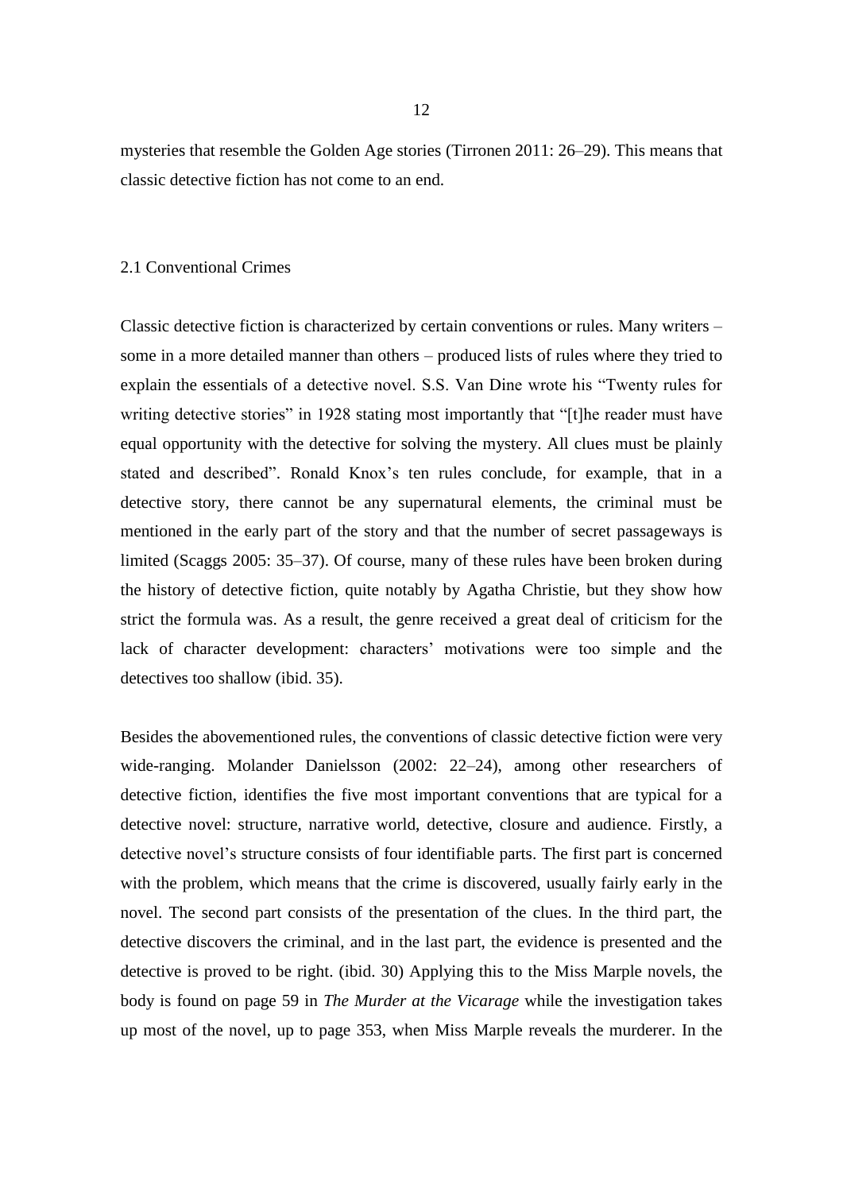mysteries that resemble the Golden Age stories (Tirronen 2011: 26–29). This means that classic detective fiction has not come to an end.

## 2.1 Conventional Crimes

Classic detective fiction is characterized by certain conventions or rules. Many writers – some in a more detailed manner than others – produced lists of rules where they tried to explain the essentials of a detective novel. S.S. Van Dine wrote his "Twenty rules for writing detective stories" in 1928 stating most importantly that "[t]he reader must have equal opportunity with the detective for solving the mystery. All clues must be plainly stated and described". Ronald Knox's ten rules conclude, for example, that in a detective story, there cannot be any supernatural elements, the criminal must be mentioned in the early part of the story and that the number of secret passageways is limited (Scaggs 2005: 35–37). Of course, many of these rules have been broken during the history of detective fiction, quite notably by Agatha Christie, but they show how strict the formula was. As a result, the genre received a great deal of criticism for the lack of character development: characters' motivations were too simple and the detectives too shallow (ibid. 35).

Besides the abovementioned rules, the conventions of classic detective fiction were very wide-ranging. Molander Danielsson (2002: 22–24), among other researchers of detective fiction, identifies the five most important conventions that are typical for a detective novel: structure, narrative world, detective, closure and audience. Firstly, a detective novel's structure consists of four identifiable parts. The first part is concerned with the problem, which means that the crime is discovered, usually fairly early in the novel. The second part consists of the presentation of the clues. In the third part, the detective discovers the criminal, and in the last part, the evidence is presented and the detective is proved to be right. (ibid. 30) Applying this to the Miss Marple novels, the body is found on page 59 in *The Murder at the Vicarage* while the investigation takes up most of the novel, up to page 353, when Miss Marple reveals the murderer. In the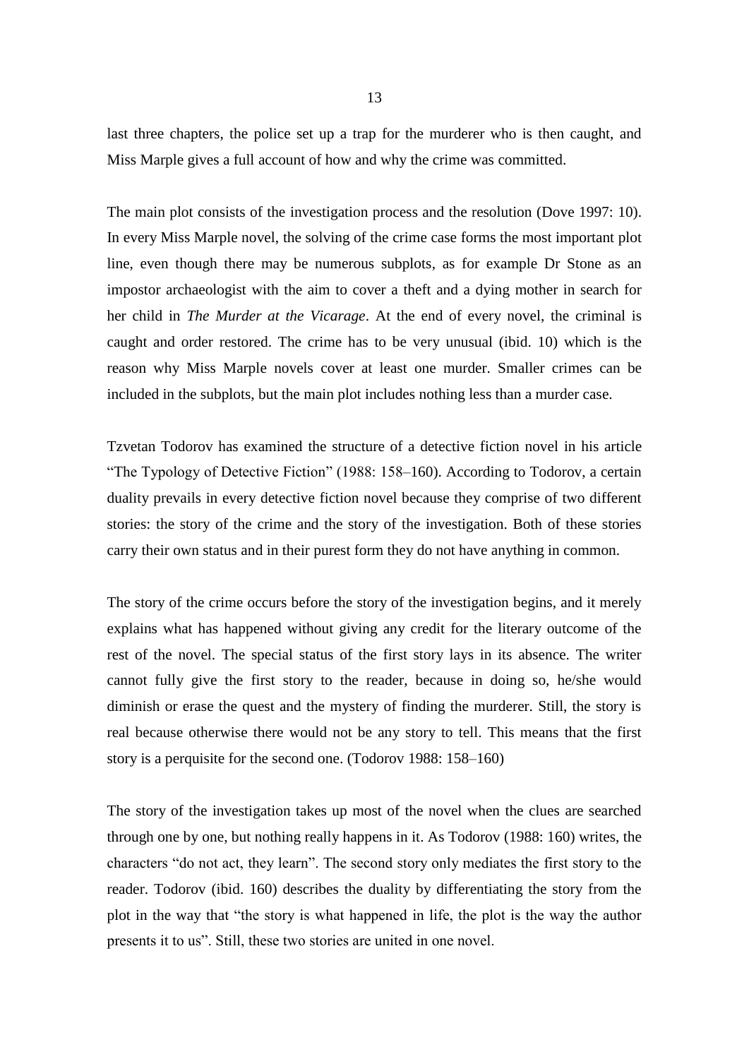last three chapters, the police set up a trap for the murderer who is then caught, and Miss Marple gives a full account of how and why the crime was committed.

The main plot consists of the investigation process and the resolution (Dove 1997: 10). In every Miss Marple novel, the solving of the crime case forms the most important plot line, even though there may be numerous subplots, as for example Dr Stone as an impostor archaeologist with the aim to cover a theft and a dying mother in search for her child in *The Murder at the Vicarage*. At the end of every novel, the criminal is caught and order restored. The crime has to be very unusual (ibid. 10) which is the reason why Miss Marple novels cover at least one murder. Smaller crimes can be included in the subplots, but the main plot includes nothing less than a murder case.

Tzvetan Todorov has examined the structure of a detective fiction novel in his article "The Typology of Detective Fiction" (1988: 158–160). According to Todorov, a certain duality prevails in every detective fiction novel because they comprise of two different stories: the story of the crime and the story of the investigation. Both of these stories carry their own status and in their purest form they do not have anything in common.

The story of the crime occurs before the story of the investigation begins, and it merely explains what has happened without giving any credit for the literary outcome of the rest of the novel. The special status of the first story lays in its absence. The writer cannot fully give the first story to the reader, because in doing so, he/she would diminish or erase the quest and the mystery of finding the murderer. Still, the story is real because otherwise there would not be any story to tell. This means that the first story is a perquisite for the second one. (Todorov 1988: 158–160)

The story of the investigation takes up most of the novel when the clues are searched through one by one, but nothing really happens in it. As Todorov (1988: 160) writes, the characters "do not act, they learn". The second story only mediates the first story to the reader. Todorov (ibid. 160) describes the duality by differentiating the story from the plot in the way that "the story is what happened in life, the plot is the way the author presents it to us". Still, these two stories are united in one novel.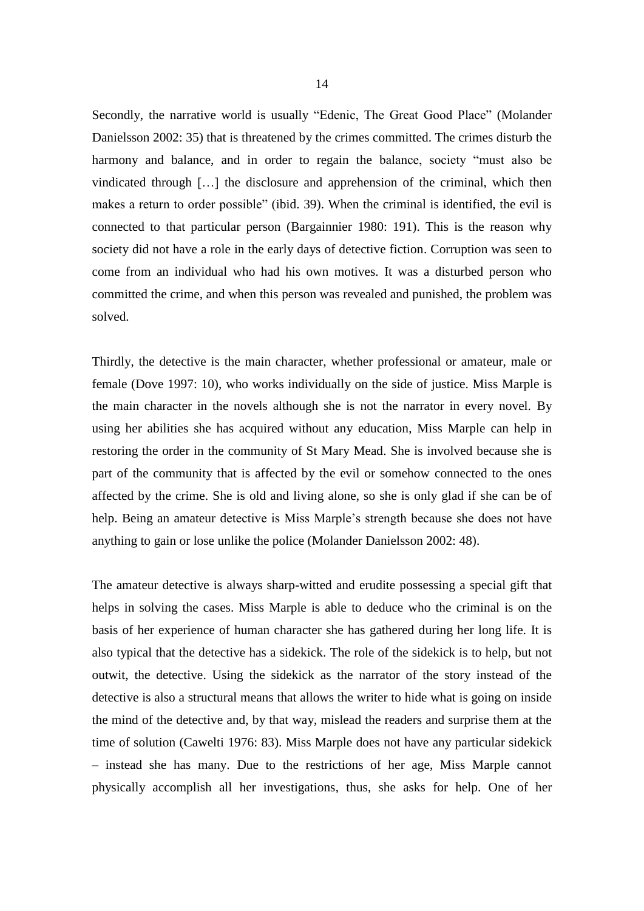Secondly, the narrative world is usually "Edenic, The Great Good Place" (Molander Danielsson 2002: 35) that is threatened by the crimes committed. The crimes disturb the harmony and balance, and in order to regain the balance, society "must also be vindicated through […] the disclosure and apprehension of the criminal, which then makes a return to order possible" (ibid. 39). When the criminal is identified, the evil is connected to that particular person (Bargainnier 1980: 191). This is the reason why society did not have a role in the early days of detective fiction. Corruption was seen to come from an individual who had his own motives. It was a disturbed person who committed the crime, and when this person was revealed and punished, the problem was solved.

Thirdly, the detective is the main character, whether professional or amateur, male or female (Dove 1997: 10), who works individually on the side of justice. Miss Marple is the main character in the novels although she is not the narrator in every novel. By using her abilities she has acquired without any education, Miss Marple can help in restoring the order in the community of St Mary Mead. She is involved because she is part of the community that is affected by the evil or somehow connected to the ones affected by the crime. She is old and living alone, so she is only glad if she can be of help. Being an amateur detective is Miss Marple's strength because she does not have anything to gain or lose unlike the police (Molander Danielsson 2002: 48).

The amateur detective is always sharp-witted and erudite possessing a special gift that helps in solving the cases. Miss Marple is able to deduce who the criminal is on the basis of her experience of human character she has gathered during her long life. It is also typical that the detective has a sidekick. The role of the sidekick is to help, but not outwit, the detective. Using the sidekick as the narrator of the story instead of the detective is also a structural means that allows the writer to hide what is going on inside the mind of the detective and, by that way, mislead the readers and surprise them at the time of solution (Cawelti 1976: 83). Miss Marple does not have any particular sidekick – instead she has many. Due to the restrictions of her age, Miss Marple cannot physically accomplish all her investigations, thus, she asks for help. One of her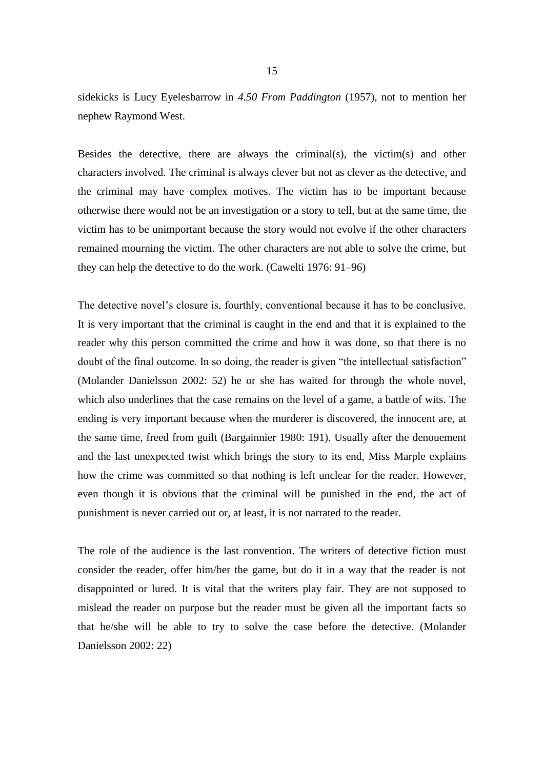sidekicks is Lucy Eyelesbarrow in *4.50 From Paddington* (1957), not to mention her nephew Raymond West.

Besides the detective, there are always the criminal(s), the victim(s) and other characters involved. The criminal is always clever but not as clever as the detective, and the criminal may have complex motives. The victim has to be important because otherwise there would not be an investigation or a story to tell, but at the same time, the victim has to be unimportant because the story would not evolve if the other characters remained mourning the victim. The other characters are not able to solve the crime, but they can help the detective to do the work. (Cawelti 1976: 91–96)

The detective novel's closure is, fourthly, conventional because it has to be conclusive. It is very important that the criminal is caught in the end and that it is explained to the reader why this person committed the crime and how it was done, so that there is no doubt of the final outcome. In so doing, the reader is given "the intellectual satisfaction" (Molander Danielsson 2002: 52) he or she has waited for through the whole novel, which also underlines that the case remains on the level of a game, a battle of wits. The ending is very important because when the murderer is discovered, the innocent are, at the same time, freed from guilt (Bargainnier 1980: 191). Usually after the denouement and the last unexpected twist which brings the story to its end, Miss Marple explains how the crime was committed so that nothing is left unclear for the reader. However, even though it is obvious that the criminal will be punished in the end, the act of punishment is never carried out or, at least, it is not narrated to the reader.

The role of the audience is the last convention. The writers of detective fiction must consider the reader, offer him/her the game, but do it in a way that the reader is not disappointed or lured. It is vital that the writers play fair. They are not supposed to mislead the reader on purpose but the reader must be given all the important facts so that he/she will be able to try to solve the case before the detective. (Molander Danielsson 2002: 22)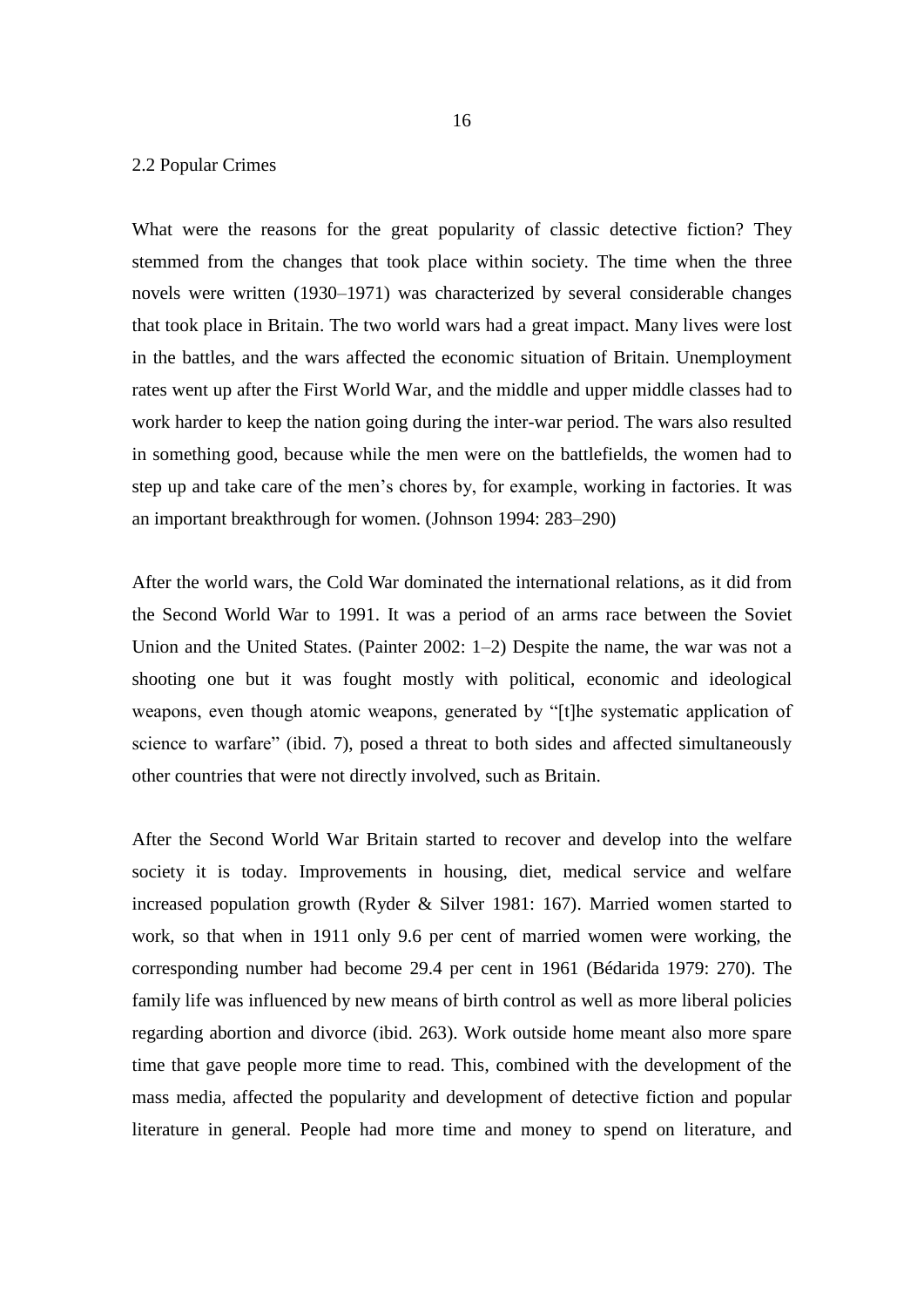## 2.2 Popular Crimes

What were the reasons for the great popularity of classic detective fiction? They stemmed from the changes that took place within society. The time when the three novels were written (1930–1971) was characterized by several considerable changes that took place in Britain. The two world wars had a great impact. Many lives were lost in the battles, and the wars affected the economic situation of Britain. Unemployment rates went up after the First World War, and the middle and upper middle classes had to work harder to keep the nation going during the inter-war period. The wars also resulted in something good, because while the men were on the battlefields, the women had to step up and take care of the men's chores by, for example, working in factories. It was an important breakthrough for women. (Johnson 1994: 283–290)

After the world wars, the Cold War dominated the international relations, as it did from the Second World War to 1991. It was a period of an arms race between the Soviet Union and the United States. (Painter 2002: 1–2) Despite the name, the war was not a shooting one but it was fought mostly with political, economic and ideological weapons, even though atomic weapons, generated by "[t]he systematic application of science to warfare" (ibid. 7), posed a threat to both sides and affected simultaneously other countries that were not directly involved, such as Britain.

After the Second World War Britain started to recover and develop into the welfare society it is today. Improvements in housing, diet, medical service and welfare increased population growth (Ryder & Silver 1981: 167). Married women started to work, so that when in 1911 only 9.6 per cent of married women were working, the corresponding number had become 29.4 per cent in 1961 (Bédarida 1979: 270). The family life was influenced by new means of birth control as well as more liberal policies regarding abortion and divorce (ibid. 263). Work outside home meant also more spare time that gave people more time to read. This, combined with the development of the mass media, affected the popularity and development of detective fiction and popular literature in general. People had more time and money to spend on literature, and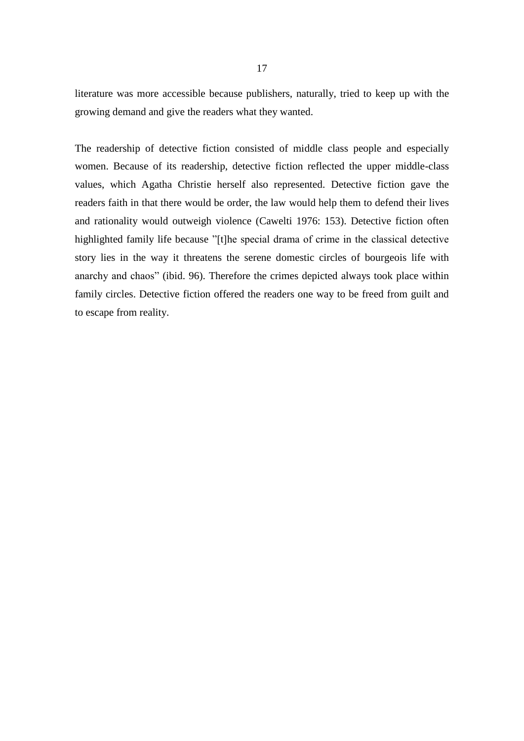literature was more accessible because publishers, naturally, tried to keep up with the growing demand and give the readers what they wanted.

The readership of detective fiction consisted of middle class people and especially women. Because of its readership, detective fiction reflected the upper middle-class values, which Agatha Christie herself also represented. Detective fiction gave the readers faith in that there would be order, the law would help them to defend their lives and rationality would outweigh violence (Cawelti 1976: 153). Detective fiction often highlighted family life because "[t]he special drama of crime in the classical detective story lies in the way it threatens the serene domestic circles of bourgeois life with anarchy and chaos" (ibid. 96). Therefore the crimes depicted always took place within family circles. Detective fiction offered the readers one way to be freed from guilt and to escape from reality.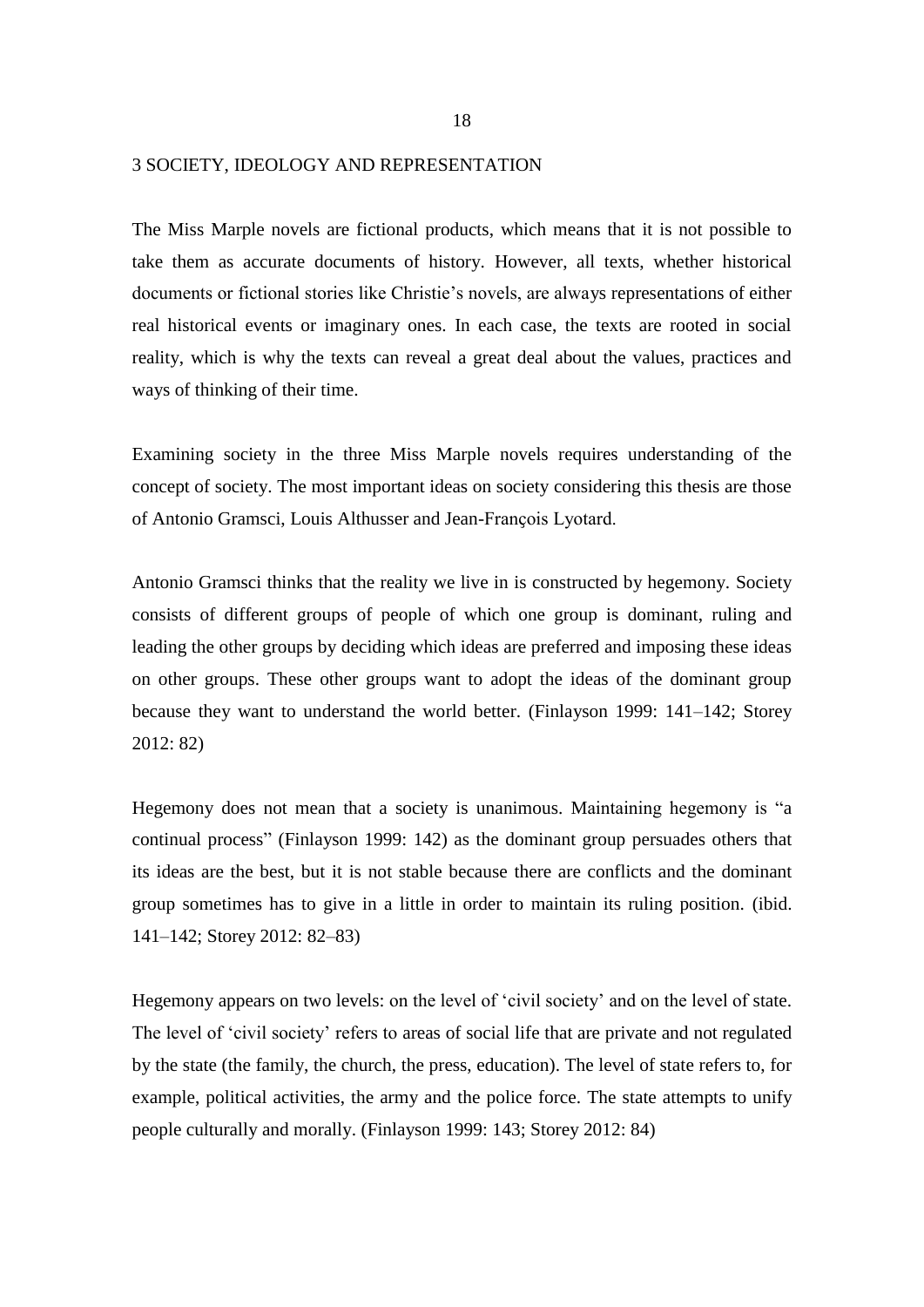# 3 SOCIETY, IDEOLOGY AND REPRESENTATION

The Miss Marple novels are fictional products, which means that it is not possible to take them as accurate documents of history. However, all texts, whether historical documents or fictional stories like Christie's novels, are always representations of either real historical events or imaginary ones. In each case, the texts are rooted in social reality, which is why the texts can reveal a great deal about the values, practices and ways of thinking of their time.

Examining society in the three Miss Marple novels requires understanding of the concept of society. The most important ideas on society considering this thesis are those of Antonio Gramsci, Louis Althusser and Jean-François Lyotard.

Antonio Gramsci thinks that the reality we live in is constructed by hegemony. Society consists of different groups of people of which one group is dominant, ruling and leading the other groups by deciding which ideas are preferred and imposing these ideas on other groups. These other groups want to adopt the ideas of the dominant group because they want to understand the world better. (Finlayson 1999: 141–142; Storey 2012: 82)

Hegemony does not mean that a society is unanimous. Maintaining hegemony is "a continual process" (Finlayson 1999: 142) as the dominant group persuades others that its ideas are the best, but it is not stable because there are conflicts and the dominant group sometimes has to give in a little in order to maintain its ruling position. (ibid. 141–142; Storey 2012: 82–83)

Hegemony appears on two levels: on the level of 'civil society' and on the level of state. The level of 'civil society' refers to areas of social life that are private and not regulated by the state (the family, the church, the press, education). The level of state refers to, for example, political activities, the army and the police force. The state attempts to unify people culturally and morally. (Finlayson 1999: 143; Storey 2012: 84)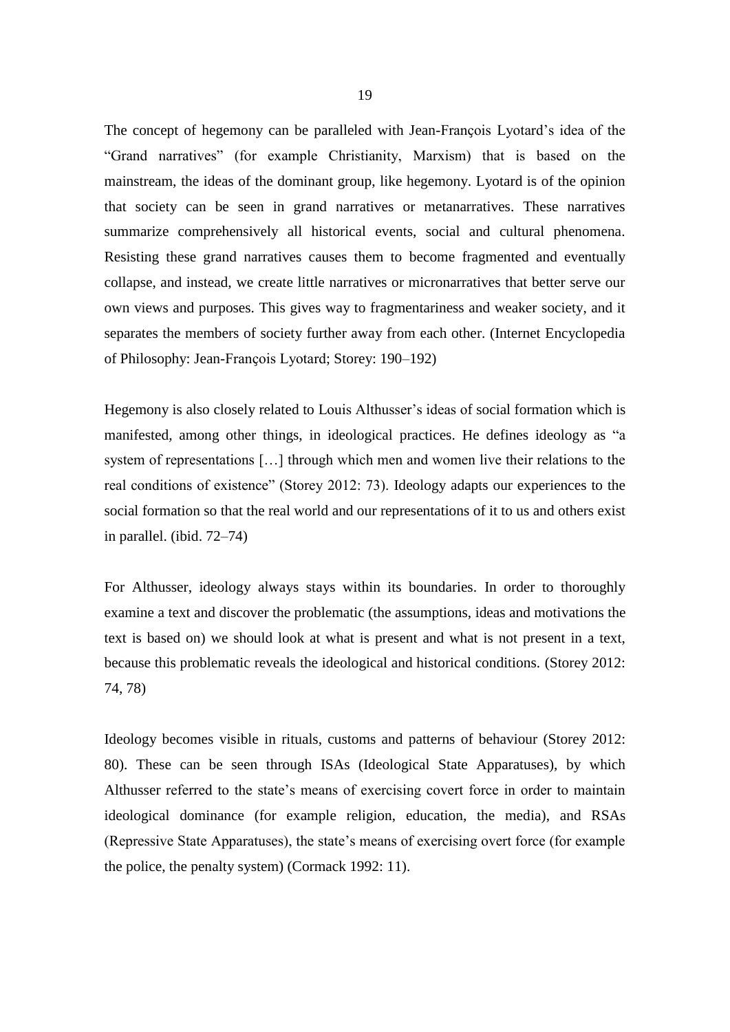The concept of hegemony can be paralleled with Jean-François Lyotard's idea of the "Grand narratives" (for example Christianity, Marxism) that is based on the mainstream, the ideas of the dominant group, like hegemony. Lyotard is of the opinion that society can be seen in grand narratives or metanarratives. These narratives summarize comprehensively all historical events, social and cultural phenomena. Resisting these grand narratives causes them to become fragmented and eventually collapse, and instead, we create little narratives or micronarratives that better serve our own views and purposes. This gives way to fragmentariness and weaker society, and it separates the members of society further away from each other. (Internet Encyclopedia of Philosophy: Jean-François Lyotard; Storey: 190–192)

Hegemony is also closely related to Louis Althusser's ideas of social formation which is manifested, among other things, in ideological practices. He defines ideology as "a system of representations […] through which men and women live their relations to the real conditions of existence" (Storey 2012: 73). Ideology adapts our experiences to the social formation so that the real world and our representations of it to us and others exist in parallel. (ibid. 72–74)

For Althusser, ideology always stays within its boundaries. In order to thoroughly examine a text and discover the problematic (the assumptions, ideas and motivations the text is based on) we should look at what is present and what is not present in a text, because this problematic reveals the ideological and historical conditions. (Storey 2012: 74, 78)

Ideology becomes visible in rituals, customs and patterns of behaviour (Storey 2012: 80). These can be seen through ISAs (Ideological State Apparatuses), by which Althusser referred to the state's means of exercising covert force in order to maintain ideological dominance (for example religion, education, the media), and RSAs (Repressive State Apparatuses), the state's means of exercising overt force (for example the police, the penalty system) (Cormack 1992: 11).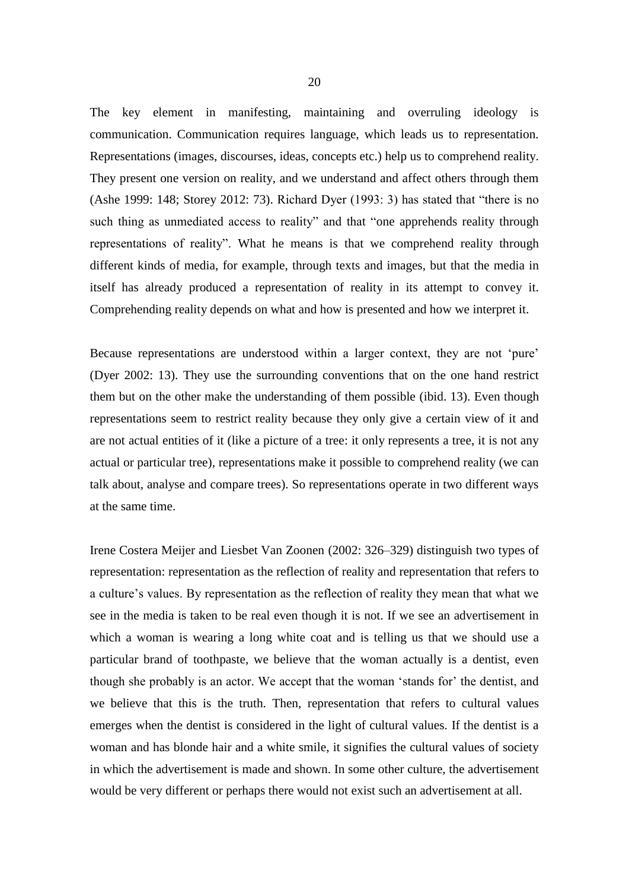The key element in manifesting, maintaining and overruling ideology is communication. Communication requires language, which leads us to representation. Representations (images, discourses, ideas, concepts etc.) help us to comprehend reality. They present one version on reality, and we understand and affect others through them (Ashe 1999: 148; Storey 2012: 73). Richard Dyer (1993: 3) has stated that "there is no such thing as unmediated access to reality" and that "one apprehends reality through representations of reality". What he means is that we comprehend reality through different kinds of media, for example, through texts and images, but that the media in itself has already produced a representation of reality in its attempt to convey it. Comprehending reality depends on what and how is presented and how we interpret it.

Because representations are understood within a larger context, they are not 'pure' (Dyer 2002: 13). They use the surrounding conventions that on the one hand restrict them but on the other make the understanding of them possible (ibid. 13). Even though representations seem to restrict reality because they only give a certain view of it and are not actual entities of it (like a picture of a tree: it only represents a tree, it is not any actual or particular tree), representations make it possible to comprehend reality (we can talk about, analyse and compare trees). So representations operate in two different ways at the same time.

Irene Costera Meijer and Liesbet Van Zoonen (2002: 326–329) distinguish two types of representation: representation as the reflection of reality and representation that refers to a culture's values. By representation as the reflection of reality they mean that what we see in the media is taken to be real even though it is not. If we see an advertisement in which a woman is wearing a long white coat and is telling us that we should use a particular brand of toothpaste, we believe that the woman actually is a dentist, even though she probably is an actor. We accept that the woman 'stands for' the dentist, and we believe that this is the truth. Then, representation that refers to cultural values emerges when the dentist is considered in the light of cultural values. If the dentist is a woman and has blonde hair and a white smile, it signifies the cultural values of society in which the advertisement is made and shown. In some other culture, the advertisement would be very different or perhaps there would not exist such an advertisement at all.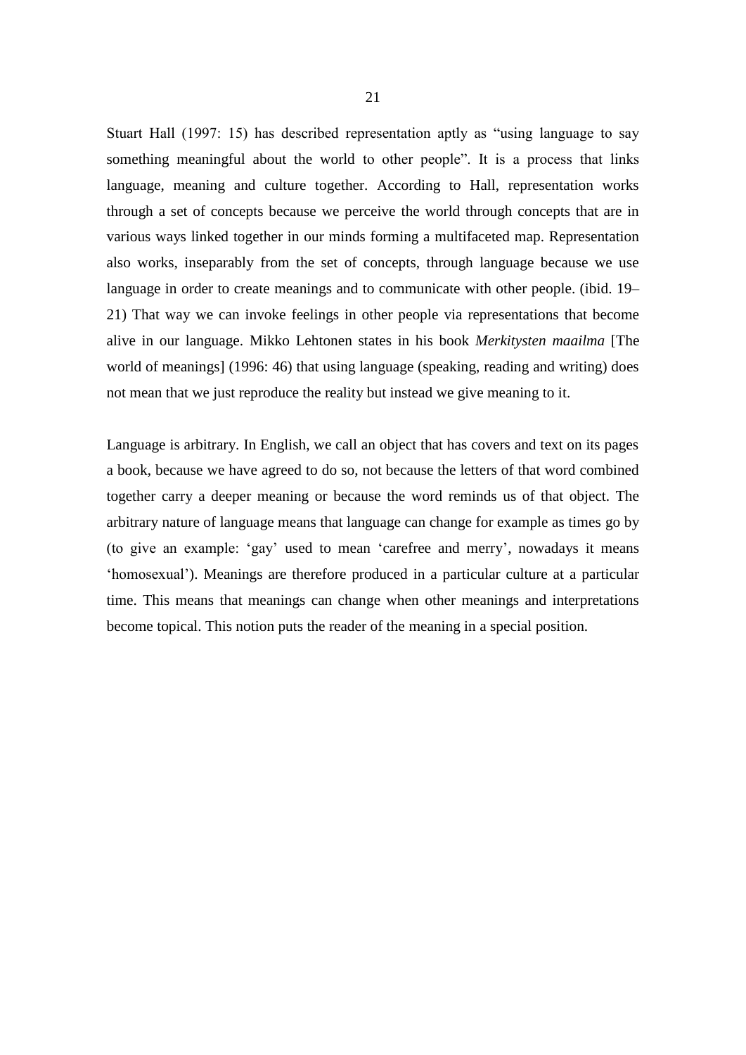Stuart Hall (1997: 15) has described representation aptly as "using language to say something meaningful about the world to other people". It is a process that links language, meaning and culture together. According to Hall, representation works through a set of concepts because we perceive the world through concepts that are in various ways linked together in our minds forming a multifaceted map. Representation also works, inseparably from the set of concepts, through language because we use language in order to create meanings and to communicate with other people. (ibid. 19–21) That way we can invoke feelings in other people via representations that become alive in our language. Mikko Lehtonen states in his book *Merkitysten maailma* [The world of meanings] (1996: 46) that using language (speaking, reading and writing) does not mean that we just reproduce the reality but instead we give meaning to it.

Language is arbitrary. In English, we call an object that has covers and text on its pages a book, because we have agreed to do so, not because the letters of that word combined together carry a deeper meaning or because the word reminds us of that object. The arbitrary nature of language means that language can change for example as times go by (to give an example: 'gay' used to mean 'carefree and merry', nowadays it means 'homosexual'). Meanings are therefore produced in a particular culture at a particular time. This means that meanings can change when other meanings and interpretations become topical. This notion puts the reader of the meaning in a special position.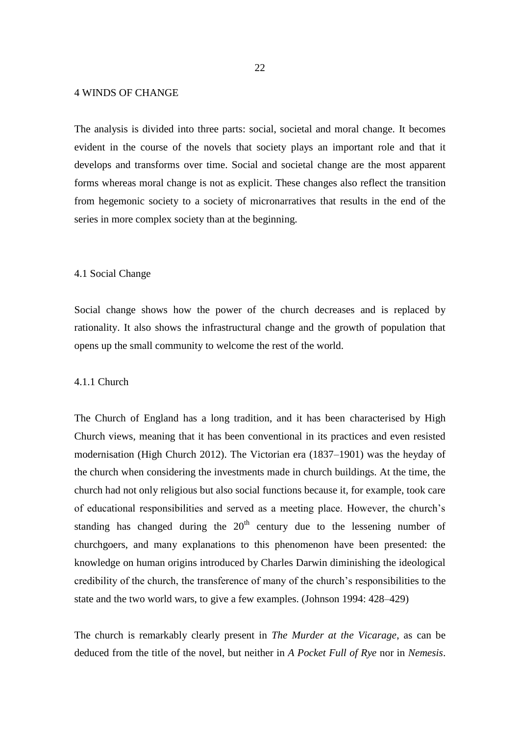# 4 WINDS OF CHANGE

The analysis is divided into three parts: social, societal and moral change. It becomes evident in the course of the novels that society plays an important role and that it develops and transforms over time. Social and societal change are the most apparent forms whereas moral change is not as explicit. These changes also reflect the transition from hegemonic society to a society of micronarratives that results in the end of the series in more complex society than at the beginning.

## 4.1 Social Change

Social change shows how the power of the church decreases and is replaced by rationality. It also shows the infrastructural change and the growth of population that opens up the small community to welcome the rest of the world.

### 4.1.1 Church

The Church of England has a long tradition, and it has been characterised by High Church views, meaning that it has been conventional in its practices and even resisted modernisation (High Church 2012). The Victorian era (1837–1901) was the heyday of the church when considering the investments made in church buildings. At the time, the church had not only religious but also social functions because it, for example, took care of educational responsibilities and served as a meeting place. However, the church's standing has changed during the 20th century due to the lessening number of churchgoers, and many explanations to this phenomenon have been presented: the knowledge on human origins introduced by Charles Darwin diminishing the ideological credibility of the church, the transference of many of the church's responsibilities to the state and the two world wars, to give a few examples. (Johnson 1994: 428–429)

The church is remarkably clearly present in *The Murder at the Vicarage*, as can be deduced from the title of the novel, but neither in *A Pocket Full of Rye* nor in *Nemesis*.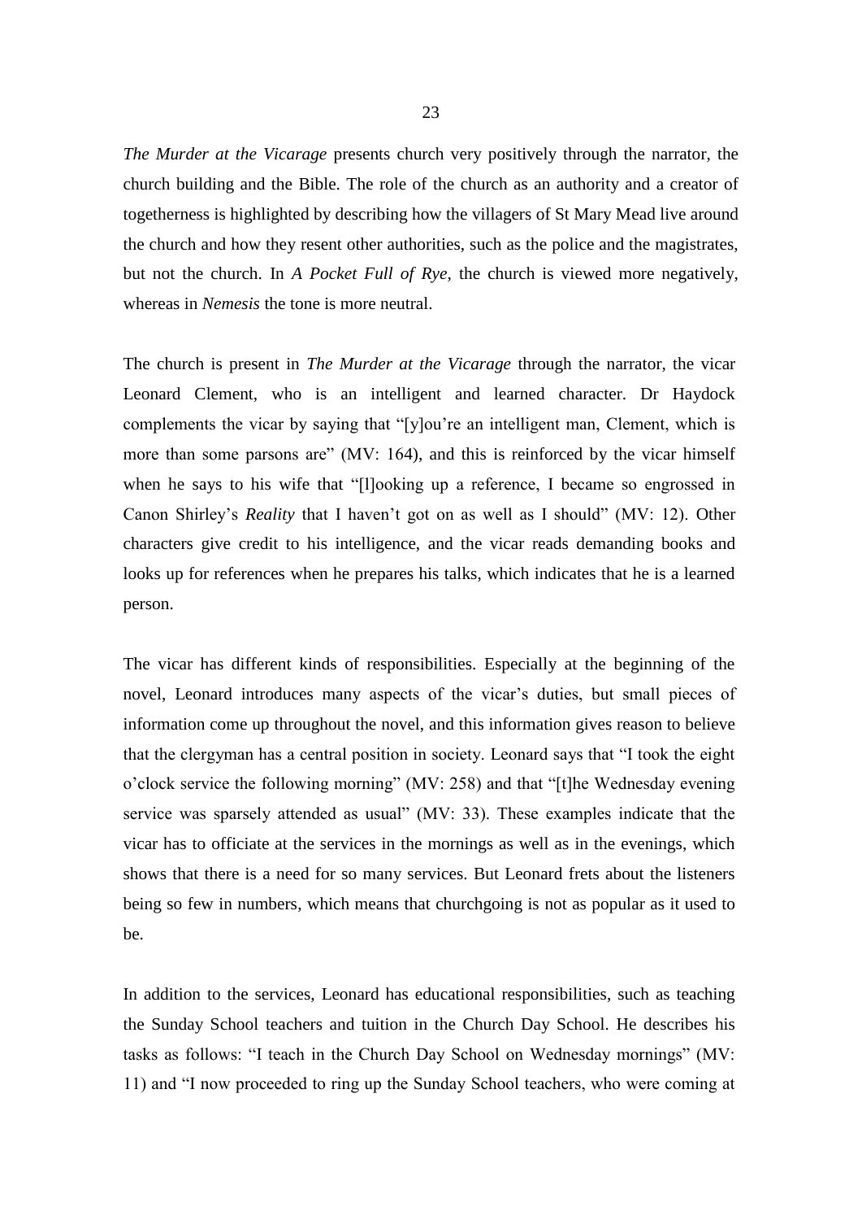*The Murder at the Vicarage* presents church very positively through the narrator, the church building and the Bible. The role of the church as an authority and a creator of togetherness is highlighted by describing how the villagers of St Mary Mead live around the church and how they resent other authorities, such as the police and the magistrates, but not the church. In *A Pocket Full of Rye*, the church is viewed more negatively, whereas in *Nemesis* the tone is more neutral.

The church is present in *The Murder at the Vicarage* through the narrator, the vicar Leonard Clement, who is an intelligent and learned character. Dr Haydock complements the vicar by saying that "[y]ou're an intelligent man, Clement, which is more than some parsons are" (MV: 164), and this is reinforced by the vicar himself when he says to his wife that "[l]ooking up a reference, I became so engrossed in Canon Shirley's *Reality* that I haven't got on as well as I should" (MV: 12). Other characters give credit to his intelligence, and the vicar reads demanding books and looks up for references when he prepares his talks, which indicates that he is a learned person.

The vicar has different kinds of responsibilities. Especially at the beginning of the novel, Leonard introduces many aspects of the vicar's duties, but small pieces of information come up throughout the novel, and this information gives reason to believe that the clergyman has a central position in society. Leonard says that "I took the eight o'clock service the following morning" (MV: 258) and that "[t]he Wednesday evening service was sparsely attended as usual" (MV: 33). These examples indicate that the vicar has to officiate at the services in the mornings as well as in the evenings, which shows that there is a need for so many services. But Leonard frets about the listeners being so few in numbers, which means that churchgoing is not as popular as it used to be.

In addition to the services, Leonard has educational responsibilities, such as teaching the Sunday School teachers and tuition in the Church Day School. He describes his tasks as follows: "I teach in the Church Day School on Wednesday mornings" (MV: 11) and "I now proceeded to ring up the Sunday School teachers, who were coming at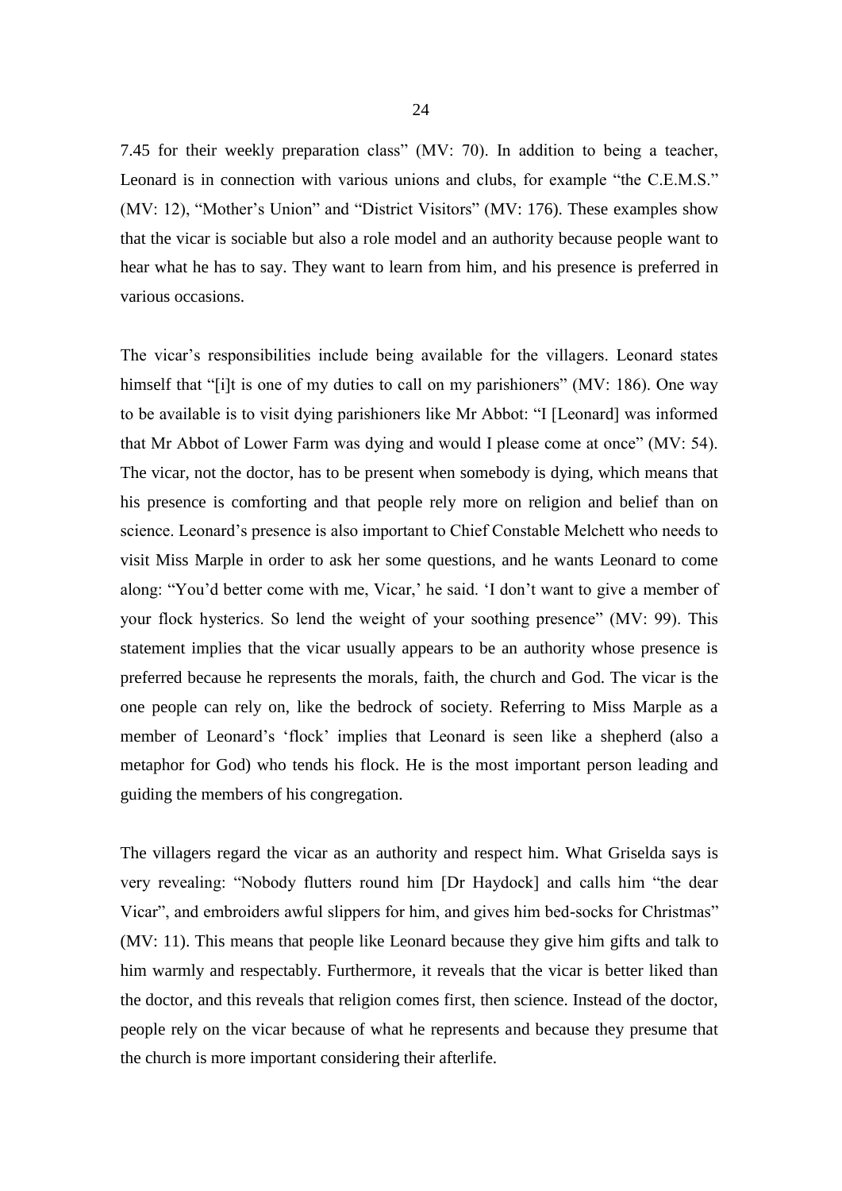7.45 for their weekly preparation class" (MV: 70). In addition to being a teacher, Leonard is in connection with various unions and clubs, for example "the C.E.M.S." (MV: 12), "Mother's Union" and "District Visitors" (MV: 176). These examples show that the vicar is sociable but also a role model and an authority because people want to hear what he has to say. They want to learn from him, and his presence is preferred in various occasions.

The vicar's responsibilities include being available for the villagers. Leonard states himself that "[i]t is one of my duties to call on my parishioners" (MV: 186). One way to be available is to visit dying parishioners like Mr Abbot: "I [Leonard] was informed that Mr Abbot of Lower Farm was dying and would I please come at once" (MV: 54). The vicar, not the doctor, has to be present when somebody is dying, which means that his presence is comforting and that people rely more on religion and belief than on science. Leonard's presence is also important to Chief Constable Melchett who needs to visit Miss Marple in order to ask her some questions, and he wants Leonard to come along: "You'd better come with me, Vicar,' he said. 'I don't want to give a member of your flock hysterics. So lend the weight of your soothing presence" (MV: 99). This statement implies that the vicar usually appears to be an authority whose presence is preferred because he represents the morals, faith, the church and God. The vicar is the one people can rely on, like the bedrock of society. Referring to Miss Marple as a member of Leonard's 'flock' implies that Leonard is seen like a shepherd (also a metaphor for God) who tends his flock. He is the most important person leading and guiding the members of his congregation.

The villagers regard the vicar as an authority and respect him. What Griselda says is very revealing: "Nobody flutters round him [Dr Haydock] and calls him "the dear Vicar", and embroiders awful slippers for him, and gives him bed-socks for Christmas" (MV: 11). This means that people like Leonard because they give him gifts and talk to him warmly and respectably. Furthermore, it reveals that the vicar is better liked than the doctor, and this reveals that religion comes first, then science. Instead of the doctor, people rely on the vicar because of what he represents and because they presume that the church is more important considering their afterlife.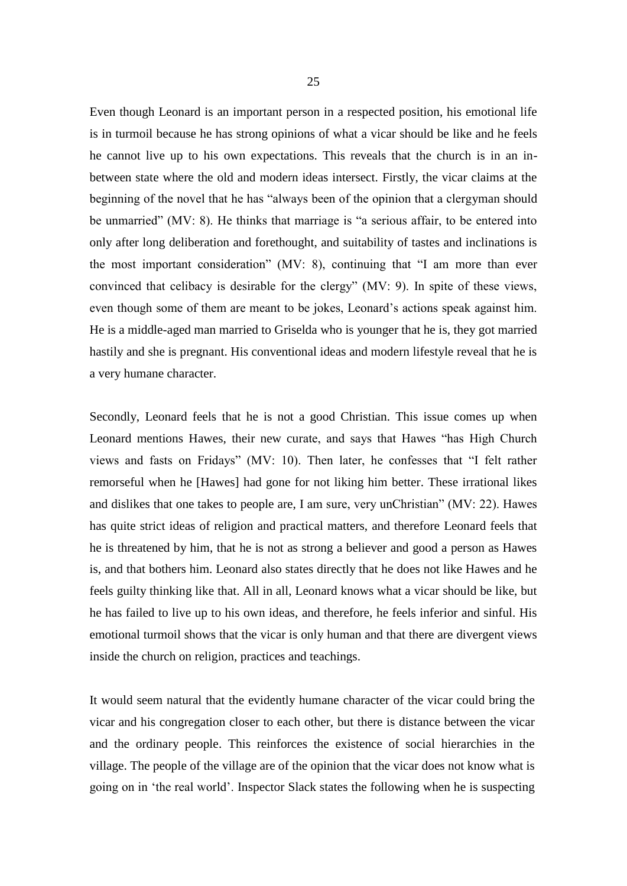Even though Leonard is an important person in a respected position, his emotional life is in turmoil because he has strong opinions of what a vicar should be like and he feels he cannot live up to his own expectations. This reveals that the church is in an in-between state where the old and modern ideas intersect. Firstly, the vicar claims at the beginning of the novel that he has "always been of the opinion that a clergyman should be unmarried" (MV: 8). He thinks that marriage is "a serious affair, to be entered into only after long deliberation and forethought, and suitability of tastes and inclinations is the most important consideration" (MV: 8), continuing that "I am more than ever convinced that celibacy is desirable for the clergy" (MV: 9). In spite of these views, even though some of them are meant to be jokes, Leonard's actions speak against him. He is a middle-aged man married to Griselda who is younger that he is, they got married hastily and she is pregnant. His conventional ideas and modern lifestyle reveal that he is a very humane character.

Secondly, Leonard feels that he is not a good Christian. This issue comes up when Leonard mentions Hawes, their new curate, and says that Hawes "has High Church views and fasts on Fridays" (MV: 10). Then later, he confesses that "I felt rather remorseful when he [Hawes] had gone for not liking him better. These irrational likes and dislikes that one takes to people are, I am sure, very unChristian" (MV: 22). Hawes has quite strict ideas of religion and practical matters, and therefore Leonard feels that he is threatened by him, that he is not as strong a believer and good a person as Hawes is, and that bothers him. Leonard also states directly that he does not like Hawes and he feels guilty thinking like that. All in all, Leonard knows what a vicar should be like, but he has failed to live up to his own ideas, and therefore, he feels inferior and sinful. His emotional turmoil shows that the vicar is only human and that there are divergent views inside the church on religion, practices and teachings.

It would seem natural that the evidently humane character of the vicar could bring the vicar and his congregation closer to each other, but there is distance between the vicar and the ordinary people. This reinforces the existence of social hierarchies in the village. The people of the village are of the opinion that the vicar does not know what is going on in 'the real world'. Inspector Slack states the following when he is suspecting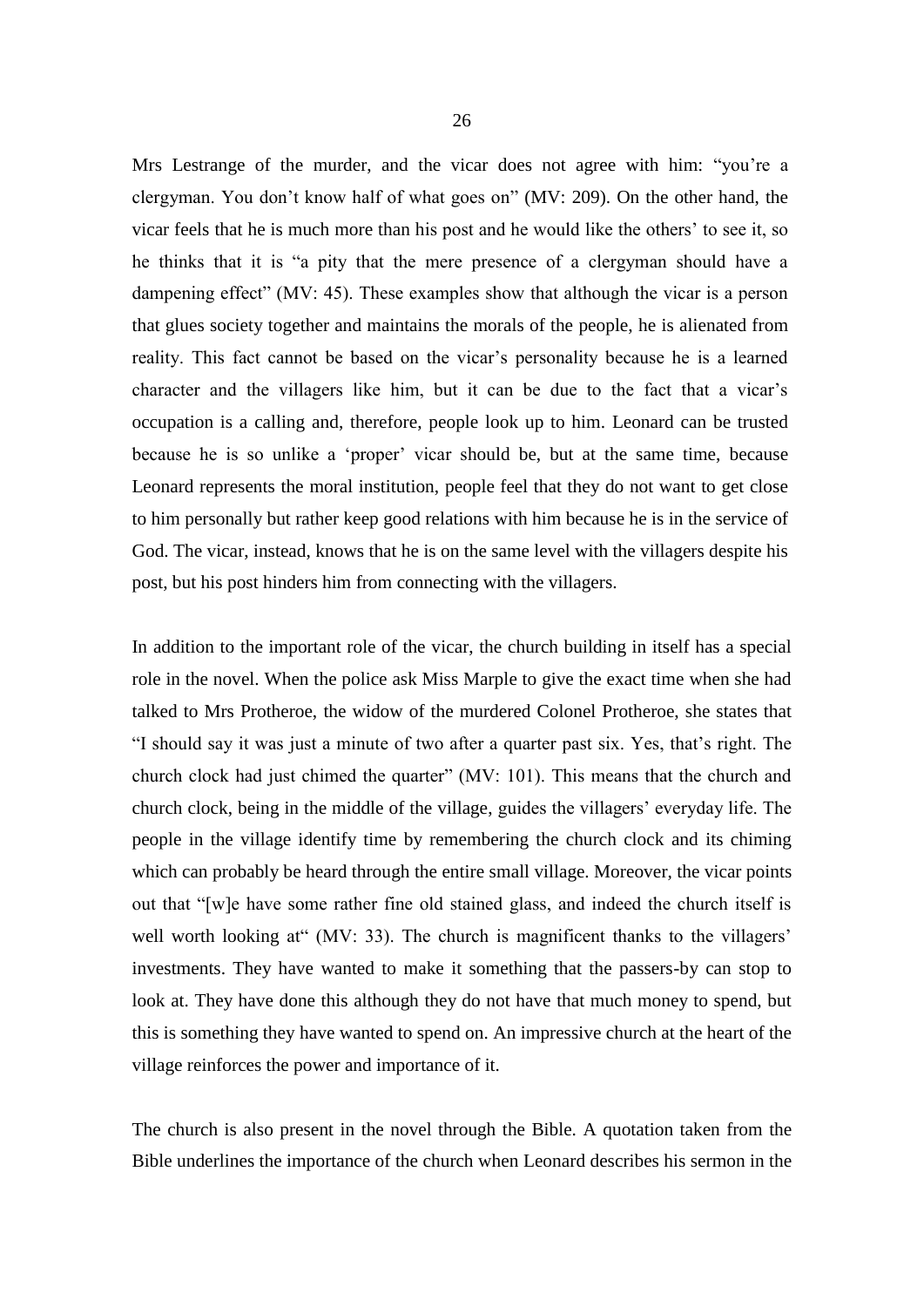Mrs Lestrange of the murder, and the vicar does not agree with him: "you're a clergyman. You don't know half of what goes on" (MV: 209). On the other hand, the vicar feels that he is much more than his post and he would like the others' to see it, so he thinks that it is "a pity that the mere presence of a clergyman should have a dampening effect" (MV: 45). These examples show that although the vicar is a person that glues society together and maintains the morals of the people, he is alienated from reality. This fact cannot be based on the vicar's personality because he is a learned character and the villagers like him, but it can be due to the fact that a vicar's occupation is a calling and, therefore, people look up to him. Leonard can be trusted because he is so unlike a 'proper' vicar should be, but at the same time, because Leonard represents the moral institution, people feel that they do not want to get close to him personally but rather keep good relations with him because he is in the service of God. The vicar, instead, knows that he is on the same level with the villagers despite his post, but his post hinders him from connecting with the villagers.

In addition to the important role of the vicar, the church building in itself has a special role in the novel. When the police ask Miss Marple to give the exact time when she had talked to Mrs Protheroe, the widow of the murdered Colonel Protheroe, she states that "I should say it was just a minute of two after a quarter past six. Yes, that's right. The church clock had just chimed the quarter" (MV: 101). This means that the church and church clock, being in the middle of the village, guides the villagers' everyday life. The people in the village identify time by remembering the church clock and its chiming which can probably be heard through the entire small village. Moreover, the vicar points out that "[w]e have some rather fine old stained glass, and indeed the church itself is well worth looking at" (MV: 33). The church is magnificent thanks to the villagers' investments. They have wanted to make it something that the passers-by can stop to look at. They have done this although they do not have that much money to spend, but this is something they have wanted to spend on. An impressive church at the heart of the village reinforces the power and importance of it.

The church is also present in the novel through the Bible. A quotation taken from the Bible underlines the importance of the church when Leonard describes his sermon in the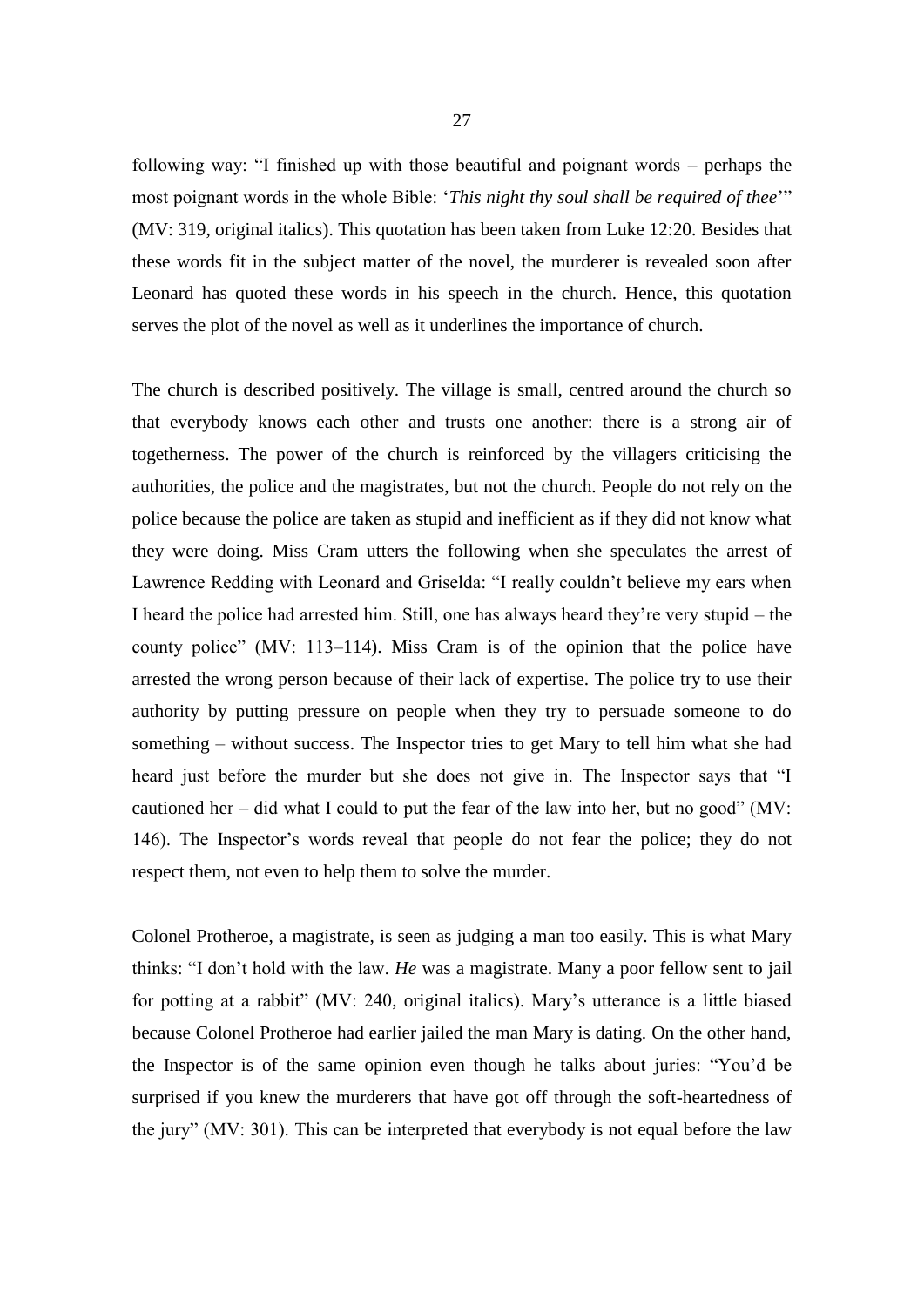following way: "I finished up with those beautiful and poignant words – perhaps the most poignant words in the whole Bible: '*This night thy soul shall be required of thee*'" (MV: 319, original italics). This quotation has been taken from Luke 12:20. Besides that these words fit in the subject matter of the novel, the murderer is revealed soon after Leonard has quoted these words in his speech in the church. Hence, this quotation serves the plot of the novel as well as it underlines the importance of church.

The church is described positively. The village is small, centred around the church so that everybody knows each other and trusts one another: there is a strong air of togetherness. The power of the church is reinforced by the villagers criticising the authorities, the police and the magistrates, but not the church. People do not rely on the police because the police are taken as stupid and inefficient as if they did not know what they were doing. Miss Cram utters the following when she speculates the arrest of Lawrence Redding with Leonard and Griselda: "I really couldn't believe my ears when I heard the police had arrested him. Still, one has always heard they're very stupid – the county police" (MV: 113–114). Miss Cram is of the opinion that the police have arrested the wrong person because of their lack of expertise. The police try to use their authority by putting pressure on people when they try to persuade someone to do something – without success. The Inspector tries to get Mary to tell him what she had heard just before the murder but she does not give in. The Inspector says that "I cautioned her – did what I could to put the fear of the law into her, but no good" (MV: 146). The Inspector's words reveal that people do not fear the police; they do not respect them, not even to help them to solve the murder.

Colonel Protheroe, a magistrate, is seen as judging a man too easily. This is what Mary thinks: "I don't hold with the law. *He* was a magistrate. Many a poor fellow sent to jail for potting at a rabbit" (MV: 240, original italics). Mary's utterance is a little biased because Colonel Protheroe had earlier jailed the man Mary is dating. On the other hand, the Inspector is of the same opinion even though he talks about juries: "You'd be surprised if you knew the murderers that have got off through the soft-heartedness of the jury" (MV: 301). This can be interpreted that everybody is not equal before the law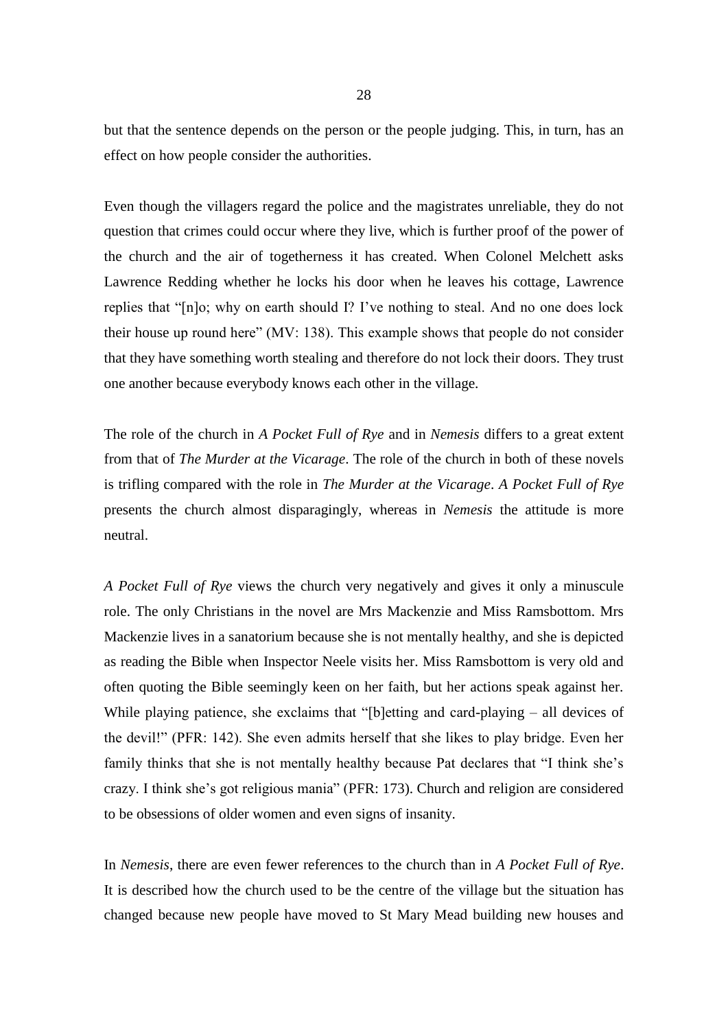but that the sentence depends on the person or the people judging. This, in turn, has an effect on how people consider the authorities.

Even though the villagers regard the police and the magistrates unreliable, they do not question that crimes could occur where they live, which is further proof of the power of the church and the air of togetherness it has created. When Colonel Melchett asks Lawrence Redding whether he locks his door when he leaves his cottage, Lawrence replies that "[n]o; why on earth should I? I've nothing to steal. And no one does lock their house up round here" (MV: 138). This example shows that people do not consider that they have something worth stealing and therefore do not lock their doors. They trust one another because everybody knows each other in the village.

The role of the church in *A Pocket Full of Rye* and in *Nemesis* differs to a great extent from that of *The Murder at the Vicarage*. The role of the church in both of these novels is trifling compared with the role in *The Murder at the Vicarage*. *A Pocket Full of Rye* presents the church almost disparagingly, whereas in *Nemesis* the attitude is more neutral.

*A Pocket Full of Rye* views the church very negatively and gives it only a minuscule role. The only Christians in the novel are Mrs Mackenzie and Miss Ramsbottom. Mrs Mackenzie lives in a sanatorium because she is not mentally healthy, and she is depicted as reading the Bible when Inspector Neele visits her. Miss Ramsbottom is very old and often quoting the Bible seemingly keen on her faith, but her actions speak against her. While playing patience, she exclaims that "[b]etting and card-playing – all devices of the devil!" (PFR: 142). She even admits herself that she likes to play bridge. Even her family thinks that she is not mentally healthy because Pat declares that "I think she's crazy. I think she's got religious mania" (PFR: 173). Church and religion are considered to be obsessions of older women and even signs of insanity.

In *Nemesis*, there are even fewer references to the church than in *A Pocket Full of Rye*. It is described how the church used to be the centre of the village but the situation has changed because new people have moved to St Mary Mead building new houses and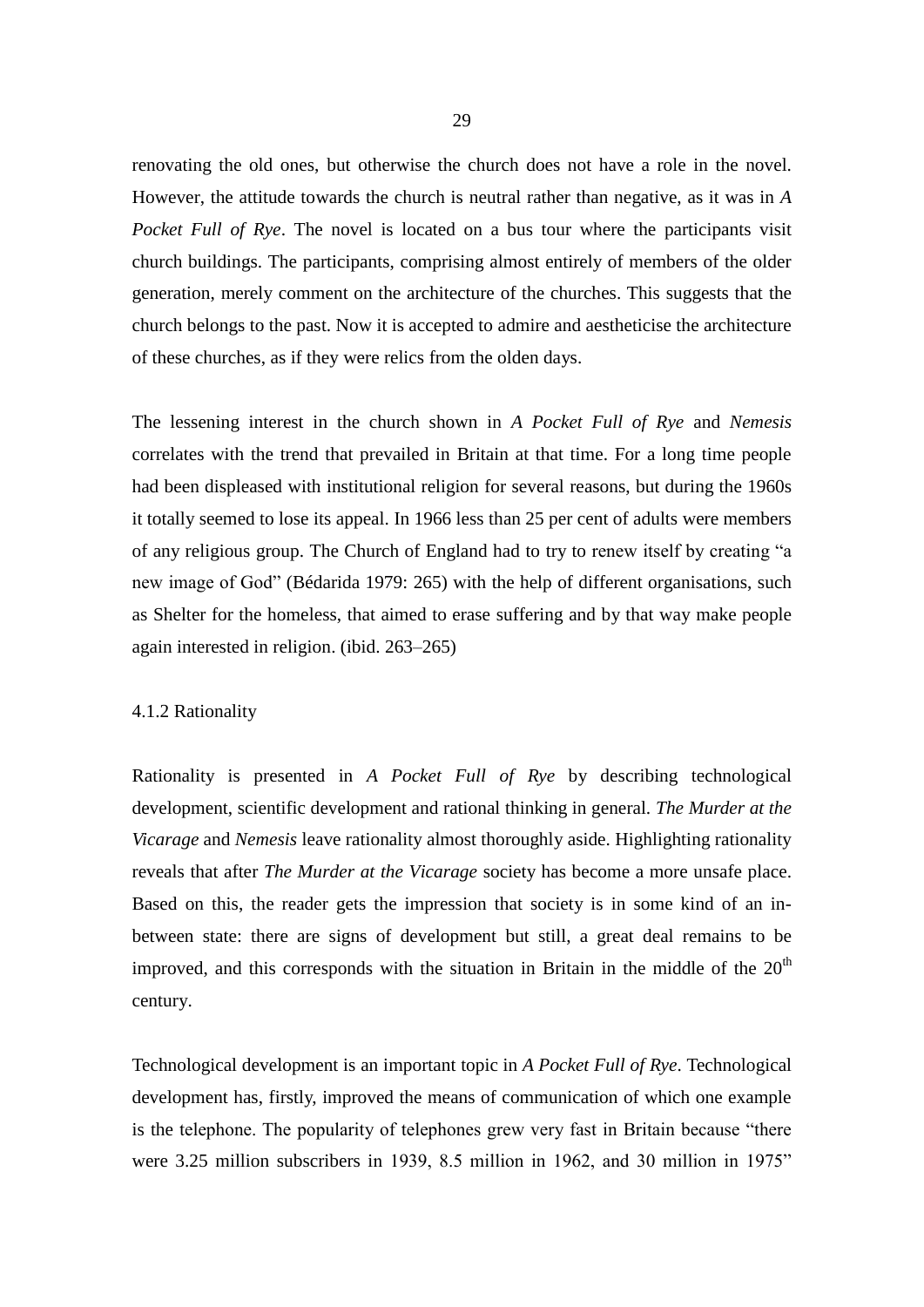renovating the old ones, but otherwise the church does not have a role in the novel. However, the attitude towards the church is neutral rather than negative, as it was in *A Pocket Full of Rye*. The novel is located on a bus tour where the participants visit church buildings. The participants, comprising almost entirely of members of the older generation, merely comment on the architecture of the churches. This suggests that the church belongs to the past. Now it is accepted to admire and aestheticise the architecture of these churches, as if they were relics from the olden days.

The lessening interest in the church shown in *A Pocket Full of Rye* and *Nemesis* correlates with the trend that prevailed in Britain at that time. For a long time people had been displeased with institutional religion for several reasons, but during the 1960s it totally seemed to lose its appeal. In 1966 less than 25 per cent of adults were members of any religious group. The Church of England had to try to renew itself by creating "a new image of God" (Bédarida 1979: 265) with the help of different organisations, such as Shelter for the homeless, that aimed to erase suffering and by that way make people again interested in religion. (ibid. 263–265)

### 4.1.2 Rationality

Rationality is presented in *A Pocket Full of Rye* by describing technological development, scientific development and rational thinking in general. *The Murder at the Vicarage* and *Nemesis* leave rationality almost thoroughly aside. Highlighting rationality reveals that after *The Murder at the Vicarage* society has become a more unsafe place. Based on this, the reader gets the impression that society is in some kind of an in-between state: there are signs of development but still, a great deal remains to be improved, and this corresponds with the situation in Britain in the middle of the 20th century.

Technological development is an important topic in *A Pocket Full of Rye*. Technological development has, firstly, improved the means of communication of which one example is the telephone. The popularity of telephones grew very fast in Britain because "there were 3.25 million subscribers in 1939, 8.5 million in 1962, and 30 million in 1975"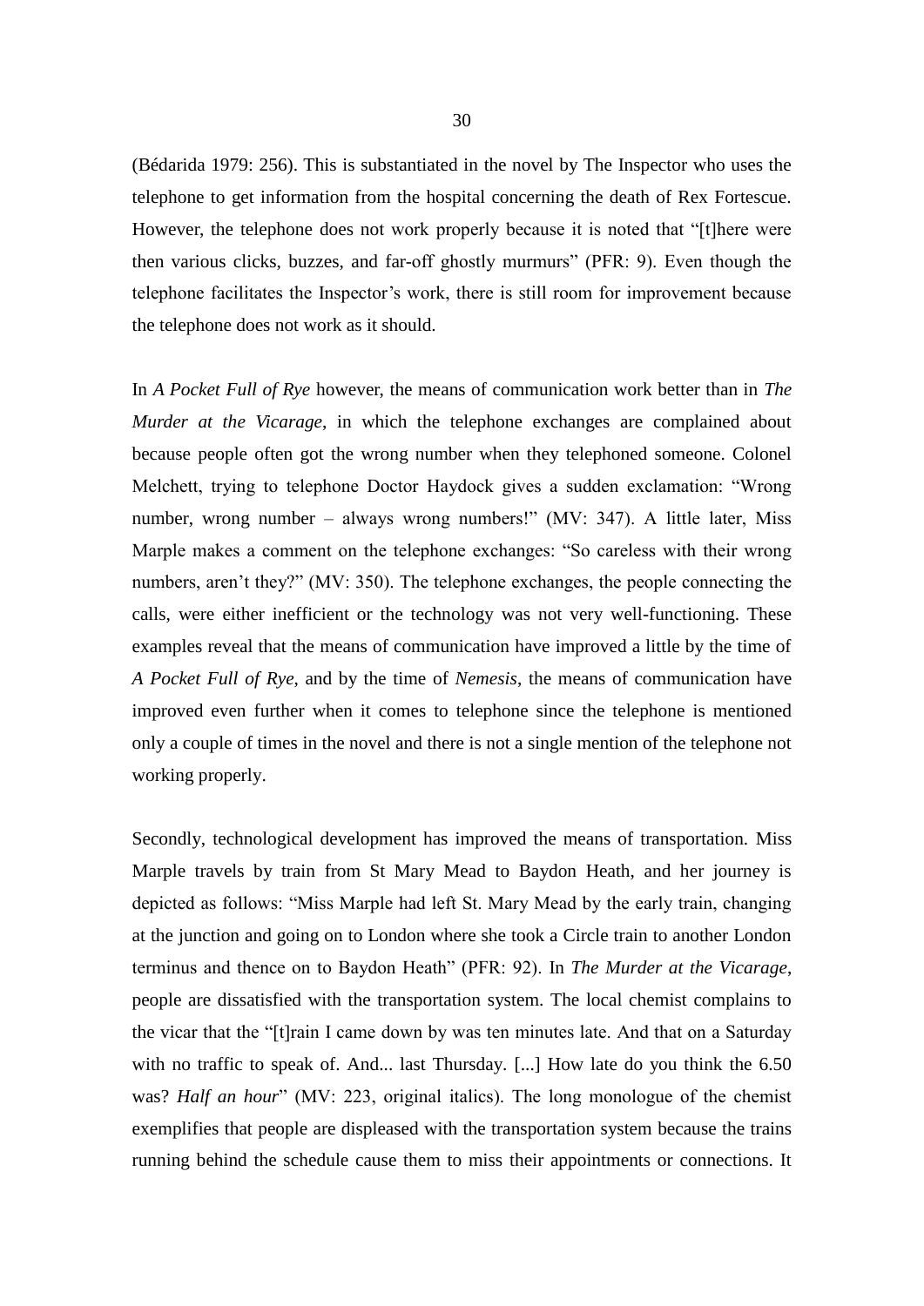(Bédarida 1979: 256). This is substantiated in the novel by The Inspector who uses the telephone to get information from the hospital concerning the death of Rex Fortescue. However, the telephone does not work properly because it is noted that "[t]here were then various clicks, buzzes, and far-off ghostly murmurs" (PFR: 9). Even though the telephone facilitates the Inspector's work, there is still room for improvement because the telephone does not work as it should.

In *A Pocket Full of Rye* however, the means of communication work better than in *The Murder at the Vicarage*, in which the telephone exchanges are complained about because people often got the wrong number when they telephoned someone. Colonel Melchett, trying to telephone Doctor Haydock gives a sudden exclamation: "Wrong number, wrong number – always wrong numbers!" (MV: 347). A little later, Miss Marple makes a comment on the telephone exchanges: "So careless with their wrong numbers, aren't they?" (MV: 350). The telephone exchanges, the people connecting the calls, were either inefficient or the technology was not very well-functioning. These examples reveal that the means of communication have improved a little by the time of *A Pocket Full of Rye*, and by the time of *Nemesis*, the means of communication have improved even further when it comes to telephone since the telephone is mentioned only a couple of times in the novel and there is not a single mention of the telephone not working properly.

Secondly, technological development has improved the means of transportation. Miss Marple travels by train from St Mary Mead to Baydon Heath, and her journey is depicted as follows: "Miss Marple had left St. Mary Mead by the early train, changing at the junction and going on to London where she took a Circle train to another London terminus and thence on to Baydon Heath" (PFR: 92). In *The Murder at the Vicarage*, people are dissatisfied with the transportation system. The local chemist complains to the vicar that the "[t]rain I came down by was ten minutes late. And that on a Saturday with no traffic to speak of. And... last Thursday. [...] How late do you think the 6.50 was? *Half an hour*" (MV: 223, original italics). The long monologue of the chemist exemplifies that people are displeased with the transportation system because the trains running behind the schedule cause them to miss their appointments or connections. It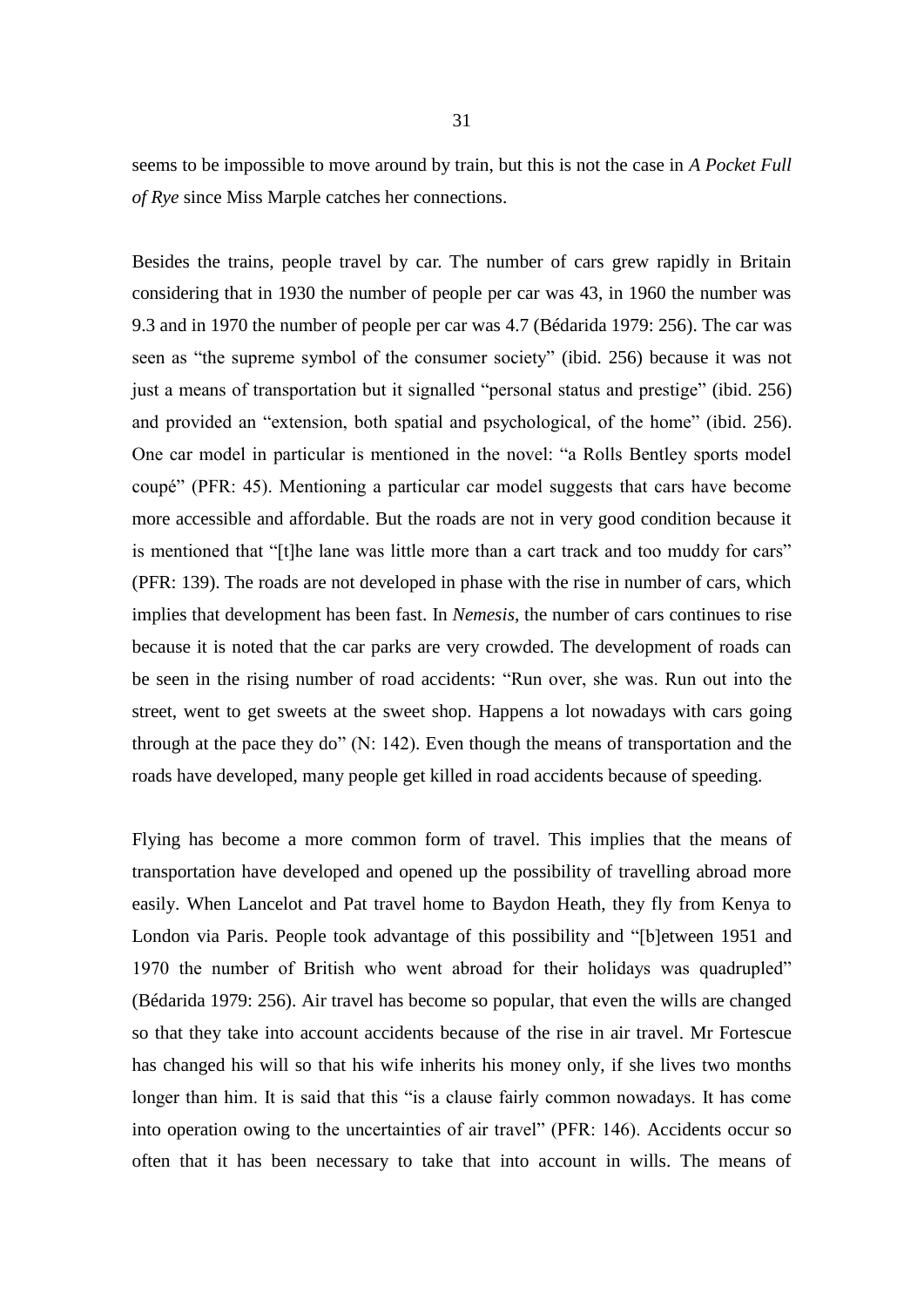seems to be impossible to move around by train, but this is not the case in *A Pocket Full of Rye* since Miss Marple catches her connections.

Besides the trains, people travel by car. The number of cars grew rapidly in Britain considering that in 1930 the number of people per car was 43, in 1960 the number was 9.3 and in 1970 the number of people per car was 4.7 (Bédarida 1979: 256). The car was seen as "the supreme symbol of the consumer society" (ibid. 256) because it was not just a means of transportation but it signalled "personal status and prestige" (ibid. 256) and provided an "extension, both spatial and psychological, of the home" (ibid. 256). One car model in particular is mentioned in the novel: "a Rolls Bentley sports model coupé" (PFR: 45). Mentioning a particular car model suggests that cars have become more accessible and affordable. But the roads are not in very good condition because it is mentioned that "[t]he lane was little more than a cart track and too muddy for cars" (PFR: 139). The roads are not developed in phase with the rise in number of cars, which implies that development has been fast. In *Nemesis*, the number of cars continues to rise because it is noted that the car parks are very crowded. The development of roads can be seen in the rising number of road accidents: "Run over, she was. Run out into the street, went to get sweets at the sweet shop. Happens a lot nowadays with cars going through at the pace they do" (N: 142). Even though the means of transportation and the roads have developed, many people get killed in road accidents because of speeding.

Flying has become a more common form of travel. This implies that the means of transportation have developed and opened up the possibility of travelling abroad more easily. When Lancelot and Pat travel home to Baydon Heath, they fly from Kenya to London via Paris. People took advantage of this possibility and "[b]etween 1951 and 1970 the number of British who went abroad for their holidays was quadrupled" (Bédarida 1979: 256). Air travel has become so popular, that even the wills are changed so that they take into account accidents because of the rise in air travel. Mr Fortescue has changed his will so that his wife inherits his money only, if she lives two months longer than him. It is said that this "is a clause fairly common nowadays. It has come into operation owing to the uncertainties of air travel" (PFR: 146). Accidents occur so often that it has been necessary to take that into account in wills. The means of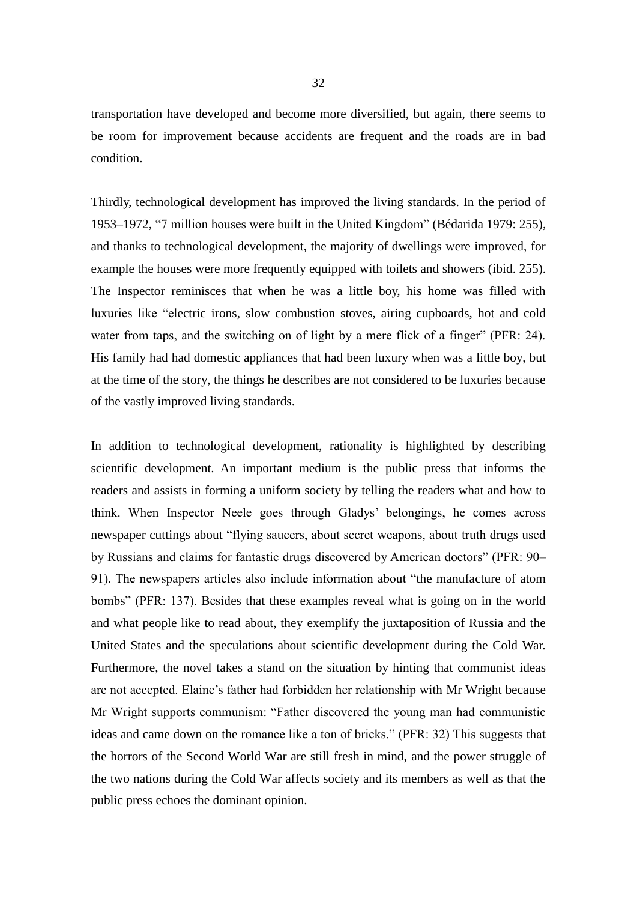transportation have developed and become more diversified, but again, there seems to be room for improvement because accidents are frequent and the roads are in bad condition.

Thirdly, technological development has improved the living standards. In the period of 1953–1972, "7 million houses were built in the United Kingdom" (Bédarida 1979: 255), and thanks to technological development, the majority of dwellings were improved, for example the houses were more frequently equipped with toilets and showers (ibid. 255). The Inspector reminisces that when he was a little boy, his home was filled with luxuries like "electric irons, slow combustion stoves, airing cupboards, hot and cold water from taps, and the switching on of light by a mere flick of a finger" (PFR: 24). His family had had domestic appliances that had been luxury when was a little boy, but at the time of the story, the things he describes are not considered to be luxuries because of the vastly improved living standards.

In addition to technological development, rationality is highlighted by describing scientific development. An important medium is the public press that informs the readers and assists in forming a uniform society by telling the readers what and how to think. When Inspector Neele goes through Gladys' belongings, he comes across newspaper cuttings about "flying saucers, about secret weapons, about truth drugs used by Russians and claims for fantastic drugs discovered by American doctors" (PFR: 90–91). The newspapers articles also include information about "the manufacture of atom bombs" (PFR: 137). Besides that these examples reveal what is going on in the world and what people like to read about, they exemplify the juxtaposition of Russia and the United States and the speculations about scientific development during the Cold War. Furthermore, the novel takes a stand on the situation by hinting that communist ideas are not accepted. Elaine's father had forbidden her relationship with Mr Wright because Mr Wright supports communism: "Father discovered the young man had communistic ideas and came down on the romance like a ton of bricks." (PFR: 32) This suggests that the horrors of the Second World War are still fresh in mind, and the power struggle of the two nations during the Cold War affects society and its members as well as that the public press echoes the dominant opinion.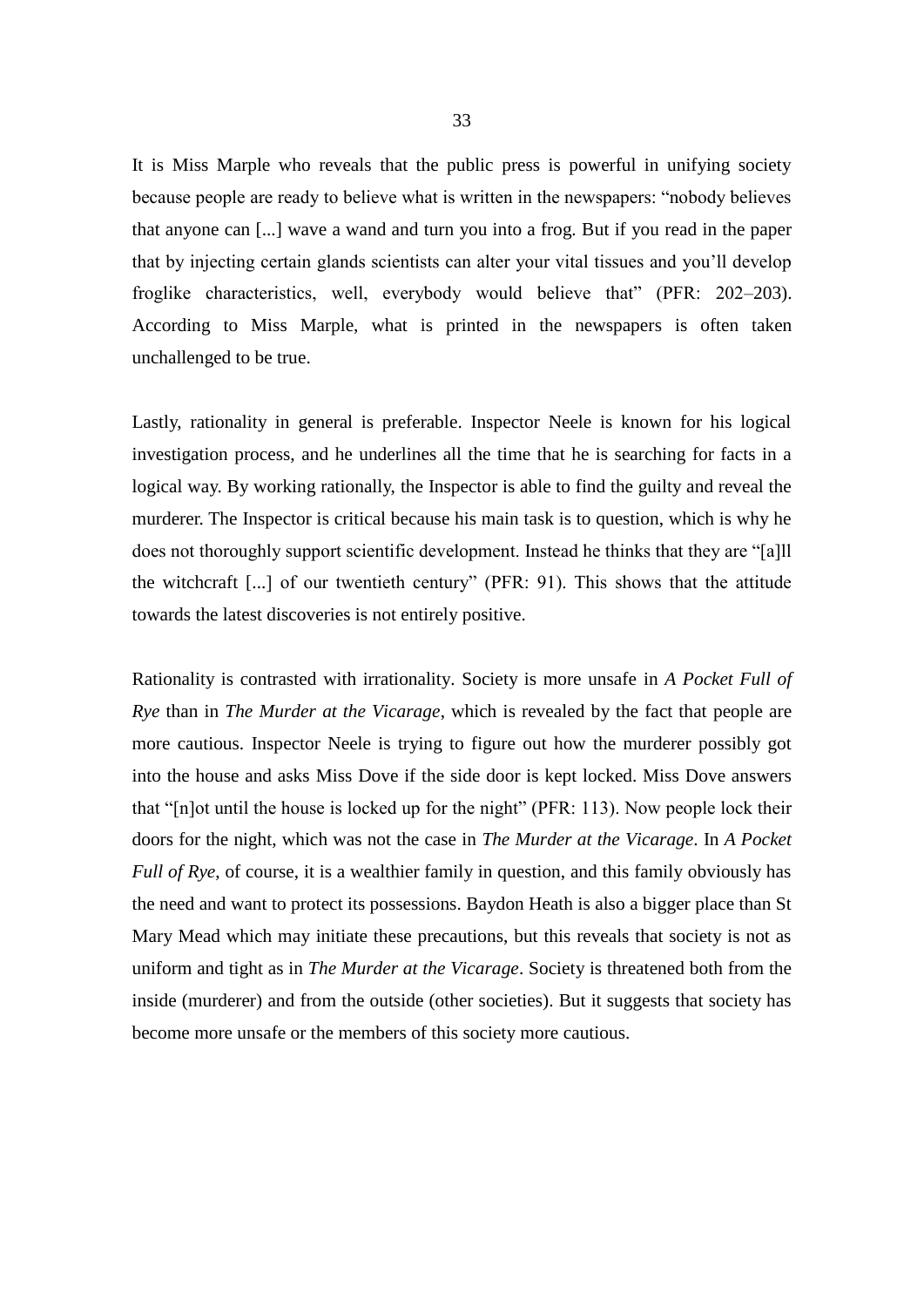It is Miss Marple who reveals that the public press is powerful in unifying society because people are ready to believe what is written in the newspapers: "nobody believes that anyone can [...] wave a wand and turn you into a frog. But if you read in the paper that by injecting certain glands scientists can alter your vital tissues and you'll develop froglike characteristics, well, everybody would believe that" (PFR: 202–203). According to Miss Marple, what is printed in the newspapers is often taken unchallenged to be true.

Lastly, rationality in general is preferable. Inspector Neele is known for his logical investigation process, and he underlines all the time that he is searching for facts in a logical way. By working rationally, the Inspector is able to find the guilty and reveal the murderer. The Inspector is critical because his main task is to question, which is why he does not thoroughly support scientific development. Instead he thinks that they are "[a]ll the witchcraft [...] of our twentieth century" (PFR: 91). This shows that the attitude towards the latest discoveries is not entirely positive.

Rationality is contrasted with irrationality. Society is more unsafe in *A Pocket Full of Rye* than in *The Murder at the Vicarage*, which is revealed by the fact that people are more cautious. Inspector Neele is trying to figure out how the murderer possibly got into the house and asks Miss Dove if the side door is kept locked. Miss Dove answers that "[n]ot until the house is locked up for the night" (PFR: 113). Now people lock their doors for the night, which was not the case in *The Murder at the Vicarage*. In *A Pocket Full of Rye*, of course, it is a wealthier family in question, and this family obviously has the need and want to protect its possessions. Baydon Heath is also a bigger place than St Mary Mead which may initiate these precautions, but this reveals that society is not as uniform and tight as in *The Murder at the Vicarage*. Society is threatened both from the inside (murderer) and from the outside (other societies). But it suggests that society has become more unsafe or the members of this society more cautious.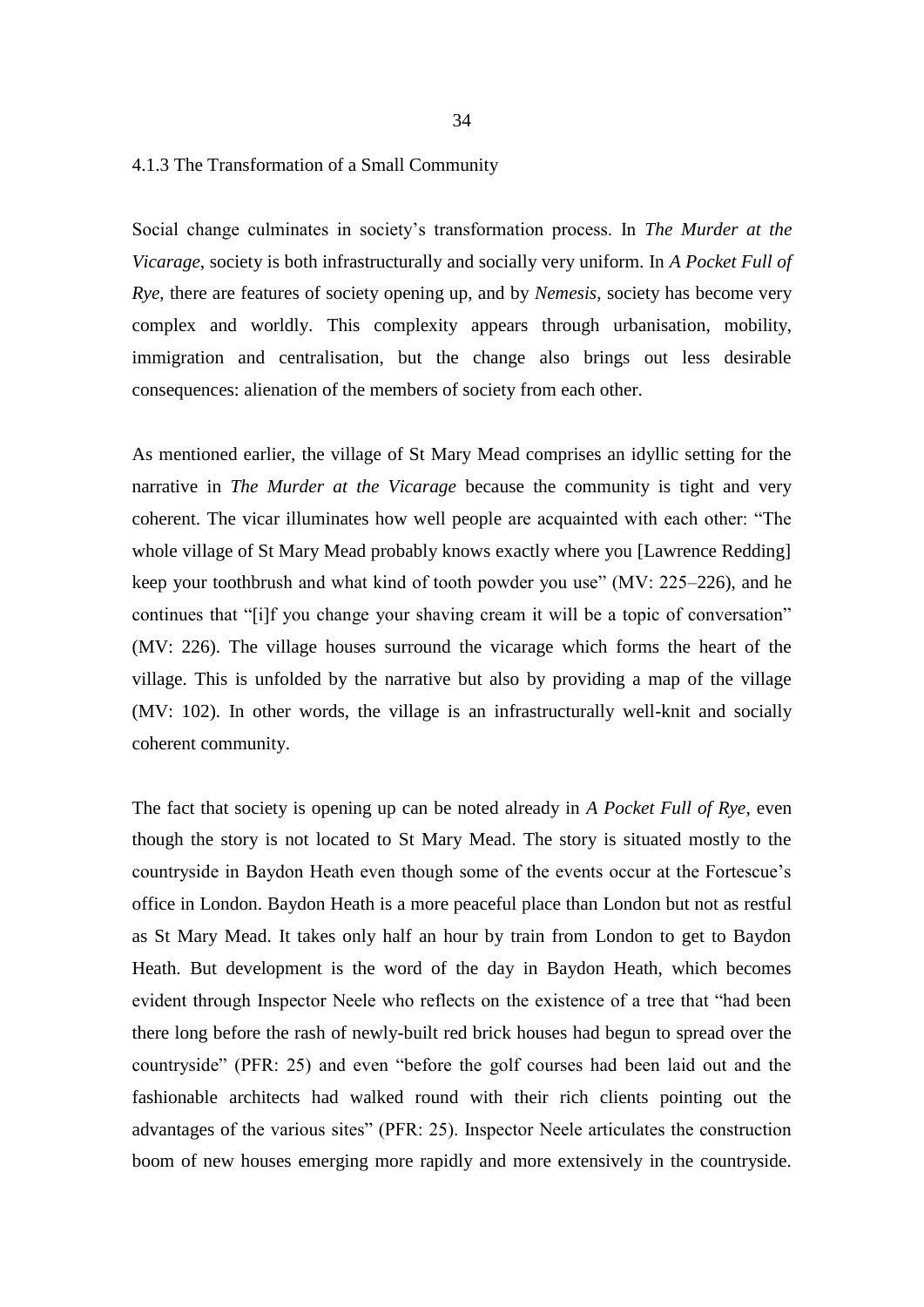### 4.1.3 The Transformation of a Small Community

Social change culminates in society's transformation process. In *The Murder at the Vicarage*, society is both infrastructurally and socially very uniform. In *A Pocket Full of Rye*, there are features of society opening up, and by *Nemesis*, society has become very complex and worldly. This complexity appears through urbanisation, mobility, immigration and centralisation, but the change also brings out less desirable consequences: alienation of the members of society from each other.

As mentioned earlier, the village of St Mary Mead comprises an idyllic setting for the narrative in *The Murder at the Vicarage* because the community is tight and very coherent. The vicar illuminates how well people are acquainted with each other: "The whole village of St Mary Mead probably knows exactly where you [Lawrence Redding] keep your toothbrush and what kind of tooth powder you use" (MV: 225–226), and he continues that "[i]f you change your shaving cream it will be a topic of conversation" (MV: 226). The village houses surround the vicarage which forms the heart of the village. This is unfolded by the narrative but also by providing a map of the village (MV: 102). In other words, the village is an infrastructurally well-knit and socially coherent community.

The fact that society is opening up can be noted already in *A Pocket Full of Rye*, even though the story is not located to St Mary Mead. The story is situated mostly to the countryside in Baydon Heath even though some of the events occur at the Fortescue's office in London. Baydon Heath is a more peaceful place than London but not as restful as St Mary Mead. It takes only half an hour by train from London to get to Baydon Heath. But development is the word of the day in Baydon Heath, which becomes evident through Inspector Neele who reflects on the existence of a tree that "had been there long before the rash of newly-built red brick houses had begun to spread over the countryside" (PFR: 25) and even "before the golf courses had been laid out and the fashionable architects had walked round with their rich clients pointing out the advantages of the various sites" (PFR: 25). Inspector Neele articulates the construction boom of new houses emerging more rapidly and more extensively in the countryside.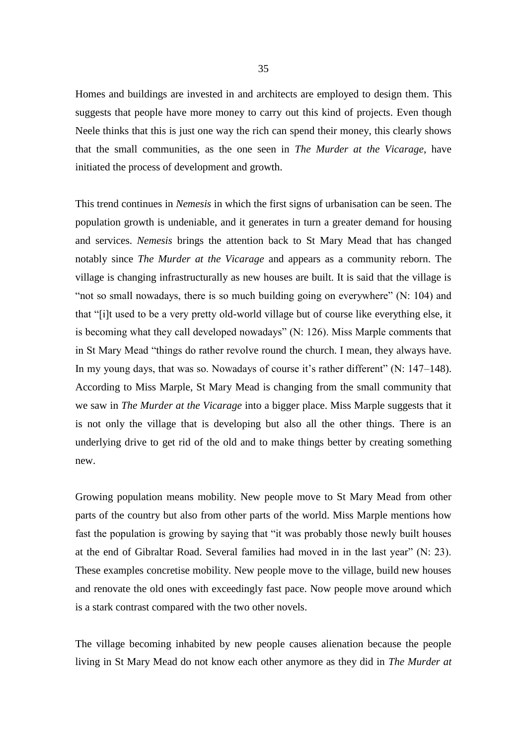Homes and buildings are invested in and architects are employed to design them. This suggests that people have more money to carry out this kind of projects. Even though Neele thinks that this is just one way the rich can spend their money, this clearly shows that the small communities, as the one seen in *The Murder at the Vicarage*, have initiated the process of development and growth.

This trend continues in *Nemesis* in which the first signs of urbanisation can be seen. The population growth is undeniable, and it generates in turn a greater demand for housing and services. *Nemesis* brings the attention back to St Mary Mead that has changed notably since *The Murder at the Vicarage* and appears as a community reborn. The village is changing infrastructurally as new houses are built. It is said that the village is "not so small nowadays, there is so much building going on everywhere" (N: 104) and that "[i]t used to be a very pretty old-world village but of course like everything else, it is becoming what they call developed nowadays" (N: 126). Miss Marple comments that in St Mary Mead "things do rather revolve round the church. I mean, they always have. In my young days, that was so. Nowadays of course it's rather different" (N: 147–148). According to Miss Marple, St Mary Mead is changing from the small community that we saw in *The Murder at the Vicarage* into a bigger place. Miss Marple suggests that it is not only the village that is developing but also all the other things. There is an underlying drive to get rid of the old and to make things better by creating something new.

Growing population means mobility. New people move to St Mary Mead from other parts of the country but also from other parts of the world. Miss Marple mentions how fast the population is growing by saying that "it was probably those newly built houses at the end of Gibraltar Road. Several families had moved in in the last year" (N: 23). These examples concretise mobility. New people move to the village, build new houses and renovate the old ones with exceedingly fast pace. Now people move around which is a stark contrast compared with the two other novels.

The village becoming inhabited by new people causes alienation because the people living in St Mary Mead do not know each other anymore as they did in *The Murder at*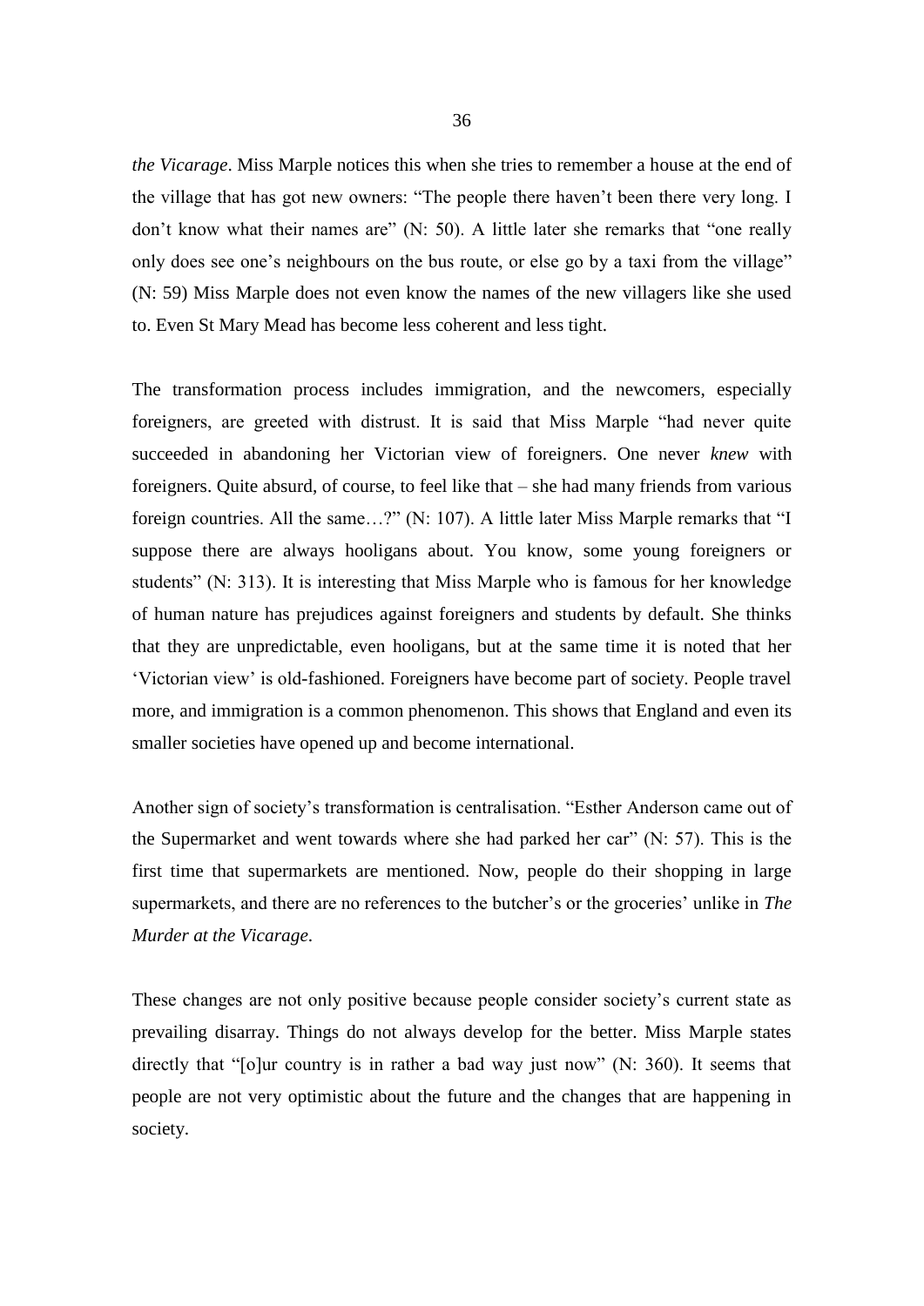*the Vicarage*. Miss Marple notices this when she tries to remember a house at the end of the village that has got new owners: “The people there haven’t been there very long. I don’t know what their names are” (N: 50). A little later she remarks that “one really only does see one’s neighbours on the bus route, or else go by a taxi from the village” (N: 59) Miss Marple does not even know the names of the new villagers like she used to. Even St Mary Mead has become less coherent and less tight.

The transformation process includes immigration, and the newcomers, especially foreigners, are greeted with distrust. It is said that Miss Marple “had never quite succeeded in abandoning her Victorian view of foreigners. One never *knew* with foreigners. Quite absurd, of course, to feel like that – she had many friends from various foreign countries. All the same…?” (N: 107). A little later Miss Marple remarks that “I suppose there are always hooligans about. You know, some young foreigners or students” (N: 313). It is interesting that Miss Marple who is famous for her knowledge of human nature has prejudices against foreigners and students by default. She thinks that they are unpredictable, even hooligans, but at the same time it is noted that her ‘Victorian view’ is old-fashioned. Foreigners have become part of society. People travel more, and immigration is a common phenomenon. This shows that England and even its smaller societies have opened up and become international.

Another sign of society’s transformation is centralisation. “Esther Anderson came out of the Supermarket and went towards where she had parked her car” (N: 57). This is the first time that supermarkets are mentioned. Now, people do their shopping in large supermarkets, and there are no references to the butcher’s or the groceries’ unlike in *The Murder at the Vicarage.*

These changes are not only positive because people consider society’s current state as prevailing disarray. Things do not always develop for the better. Miss Marple states directly that “[o]ur country is in rather a bad way just now” (N: 360). It seems that people are not very optimistic about the future and the changes that are happening in society.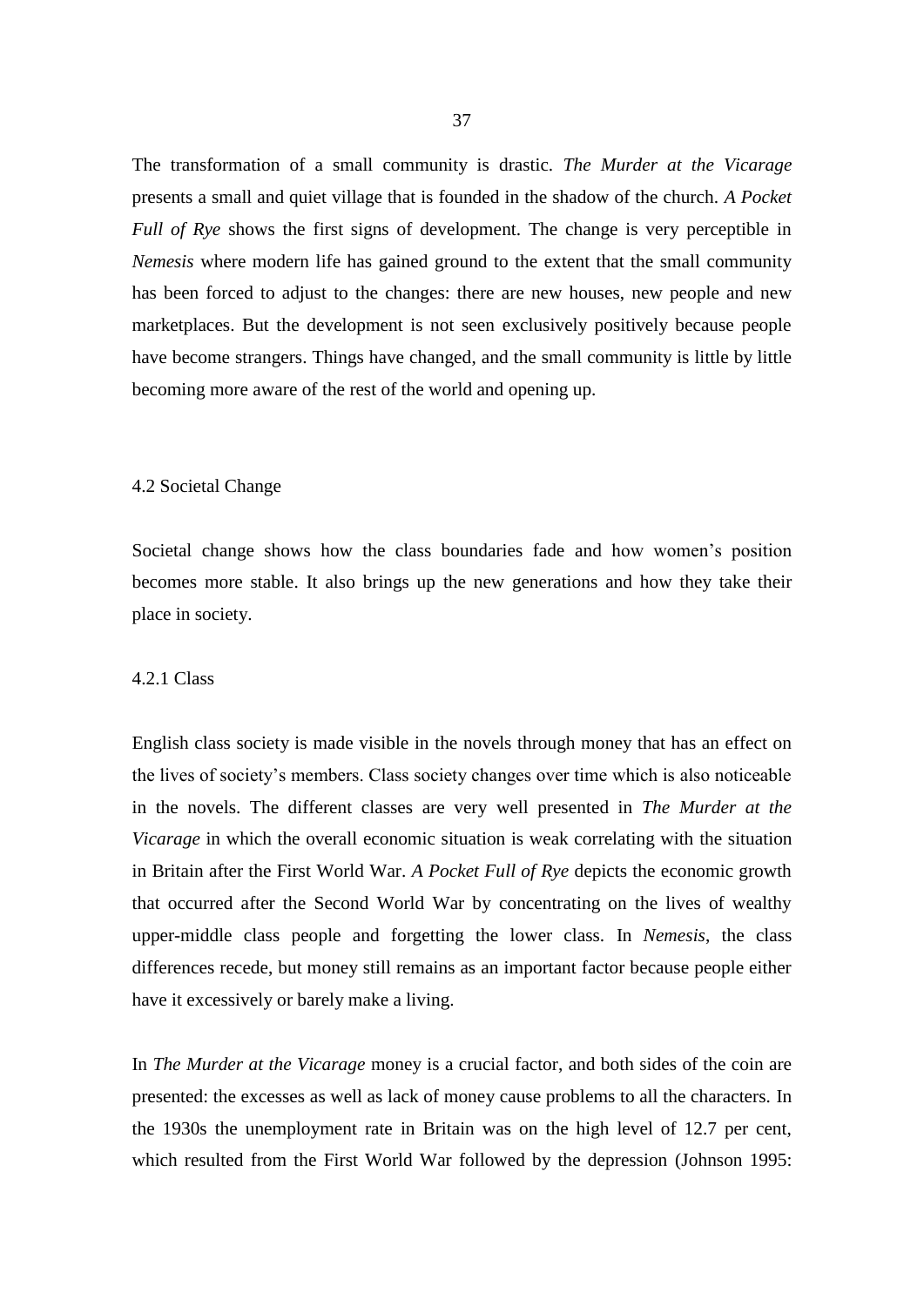The transformation of a small community is drastic. *The Murder at the Vicarage* presents a small and quiet village that is founded in the shadow of the church. *A Pocket Full of Rye* shows the first signs of development. The change is very perceptible in *Nemesis* where modern life has gained ground to the extent that the small community has been forced to adjust to the changes: there are new houses, new people and new marketplaces. But the development is not seen exclusively positively because people have become strangers. Things have changed, and the small community is little by little becoming more aware of the rest of the world and opening up.

## 4.2 Societal Change

Societal change shows how the class boundaries fade and how women's position becomes more stable. It also brings up the new generations and how they take their place in society.

### 4.2.1 Class

English class society is made visible in the novels through money that has an effect on the lives of society's members. Class society changes over time which is also noticeable in the novels. The different classes are very well presented in *The Murder at the Vicarage* in which the overall economic situation is weak correlating with the situation in Britain after the First World War. *A Pocket Full of Rye* depicts the economic growth that occurred after the Second World War by concentrating on the lives of wealthy upper-middle class people and forgetting the lower class. In *Nemesis*, the class differences recede, but money still remains as an important factor because people either have it excessively or barely make a living.

In *The Murder at the Vicarage* money is a crucial factor, and both sides of the coin are presented: the excesses as well as lack of money cause problems to all the characters. In the 1930s the unemployment rate in Britain was on the high level of 12.7 per cent, which resulted from the First World War followed by the depression (Johnson 1995: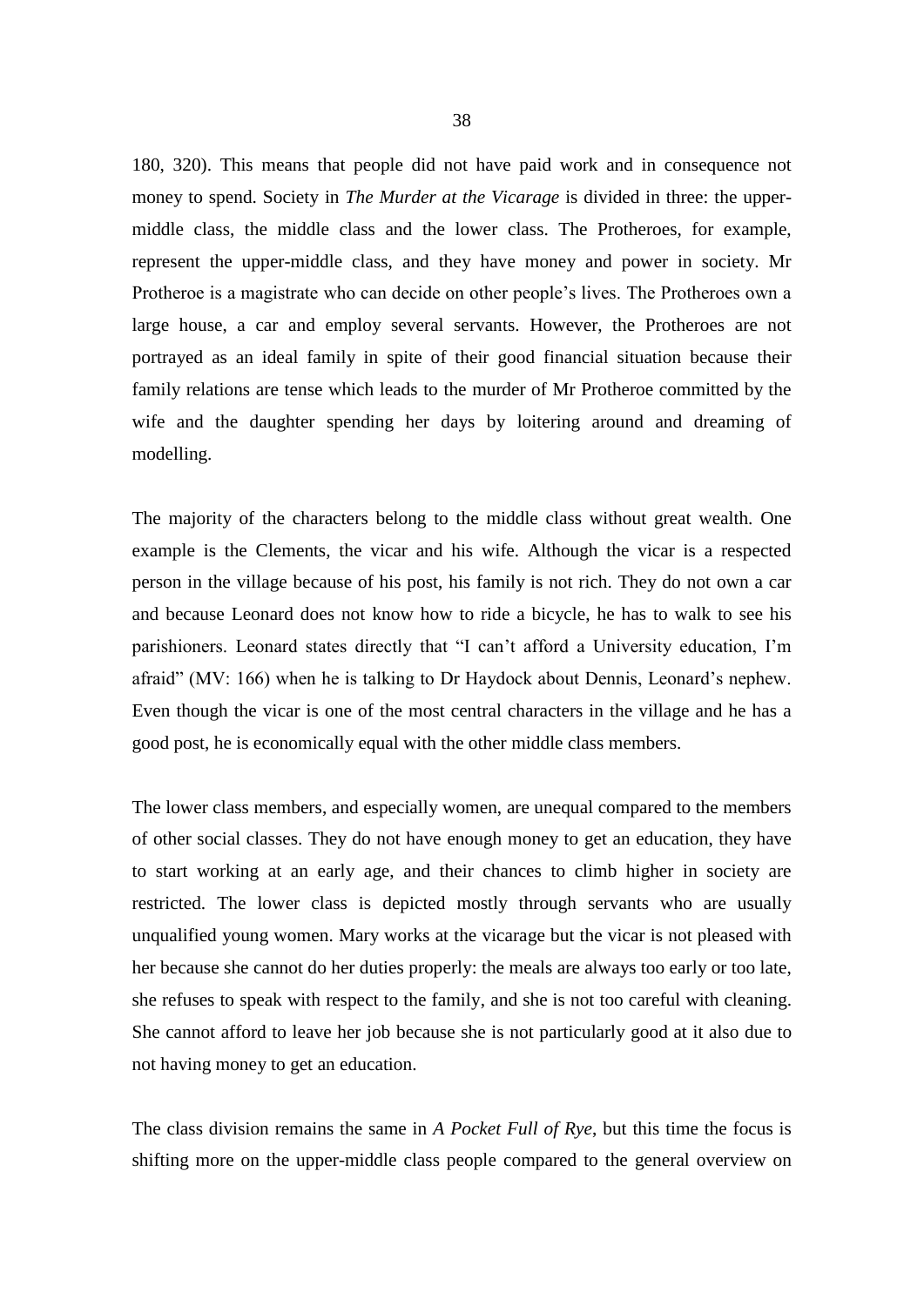180, 320). This means that people did not have paid work and in consequence not money to spend. Society in *The Murder at the Vicarage* is divided in three: the upper-middle class, the middle class and the lower class. The Protheroes, for example, represent the upper-middle class, and they have money and power in society. Mr Protheroe is a magistrate who can decide on other people's lives. The Protheroes own a large house, a car and employ several servants. However, the Protheroes are not portrayed as an ideal family in spite of their good financial situation because their family relations are tense which leads to the murder of Mr Protheroe committed by the wife and the daughter spending her days by loitering around and dreaming of modelling.

The majority of the characters belong to the middle class without great wealth. One example is the Clements, the vicar and his wife. Although the vicar is a respected person in the village because of his post, his family is not rich. They do not own a car and because Leonard does not know how to ride a bicycle, he has to walk to see his parishioners. Leonard states directly that "I can't afford a University education, I'm afraid" (MV: 166) when he is talking to Dr Haydock about Dennis, Leonard's nephew. Even though the vicar is one of the most central characters in the village and he has a good post, he is economically equal with the other middle class members.

The lower class members, and especially women, are unequal compared to the members of other social classes. They do not have enough money to get an education, they have to start working at an early age, and their chances to climb higher in society are restricted. The lower class is depicted mostly through servants who are usually unqualified young women. Mary works at the vicarage but the vicar is not pleased with her because she cannot do her duties properly: the meals are always too early or too late, she refuses to speak with respect to the family, and she is not too careful with cleaning. She cannot afford to leave her job because she is not particularly good at it also due to not having money to get an education.

The class division remains the same in *A Pocket Full of Rye*, but this time the focus is shifting more on the upper-middle class people compared to the general overview on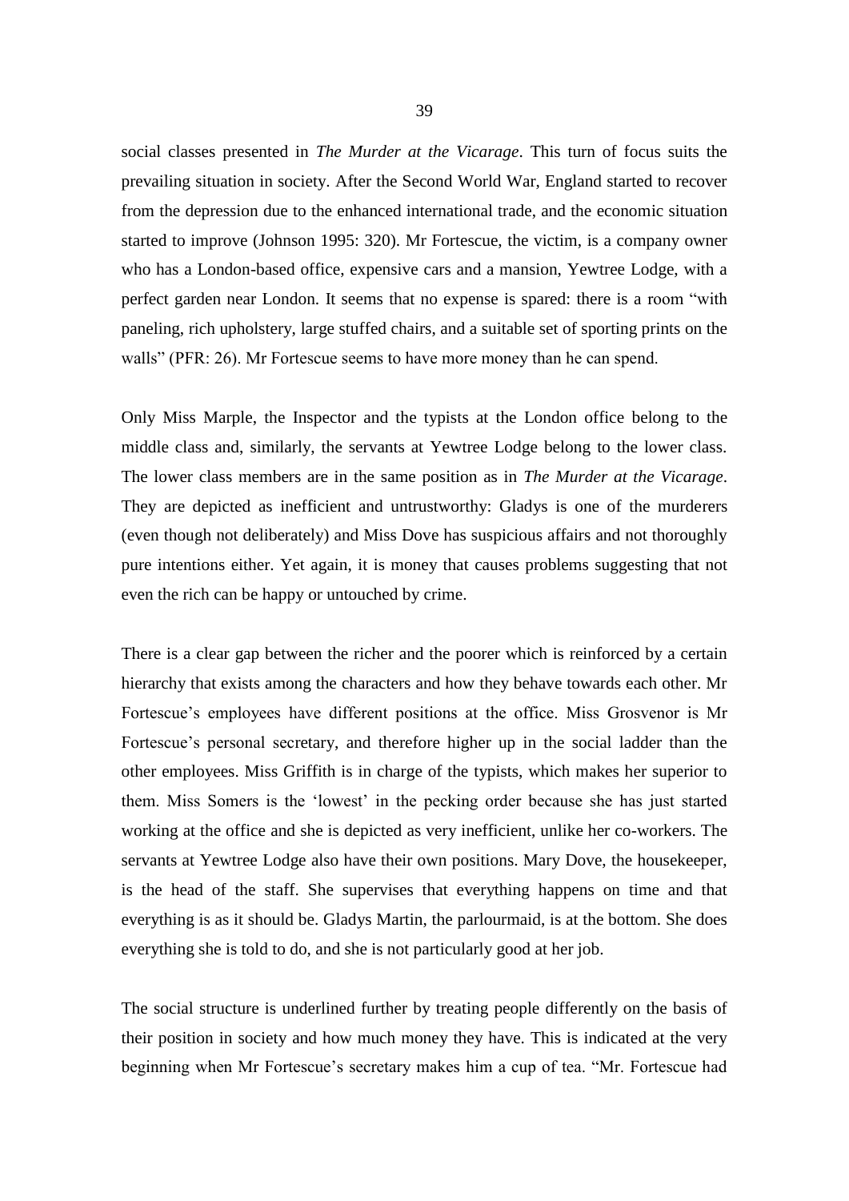social classes presented in *The Murder at the Vicarage*. This turn of focus suits the prevailing situation in society. After the Second World War, England started to recover from the depression due to the enhanced international trade, and the economic situation started to improve (Johnson 1995: 320). Mr Fortescue, the victim, is a company owner who has a London-based office, expensive cars and a mansion, Yewtree Lodge, with a perfect garden near London. It seems that no expense is spared: there is a room "with paneling, rich upholstery, large stuffed chairs, and a suitable set of sporting prints on the walls" (PFR: 26). Mr Fortescue seems to have more money than he can spend.

Only Miss Marple, the Inspector and the typists at the London office belong to the middle class and, similarly, the servants at Yewtree Lodge belong to the lower class. The lower class members are in the same position as in *The Murder at the Vicarage*. They are depicted as inefficient and untrustworthy: Gladys is one of the murderers (even though not deliberately) and Miss Dove has suspicious affairs and not thoroughly pure intentions either. Yet again, it is money that causes problems suggesting that not even the rich can be happy or untouched by crime.

There is a clear gap between the richer and the poorer which is reinforced by a certain hierarchy that exists among the characters and how they behave towards each other. Mr Fortescue's employees have different positions at the office. Miss Grosvenor is Mr Fortescue's personal secretary, and therefore higher up in the social ladder than the other employees. Miss Griffith is in charge of the typists, which makes her superior to them. Miss Somers is the 'lowest' in the pecking order because she has just started working at the office and she is depicted as very inefficient, unlike her co-workers. The servants at Yewtree Lodge also have their own positions. Mary Dove, the housekeeper, is the head of the staff. She supervises that everything happens on time and that everything is as it should be. Gladys Martin, the parlourmaid, is at the bottom. She does everything she is told to do, and she is not particularly good at her job.

The social structure is underlined further by treating people differently on the basis of their position in society and how much money they have. This is indicated at the very beginning when Mr Fortescue's secretary makes him a cup of tea. "Mr. Fortescue had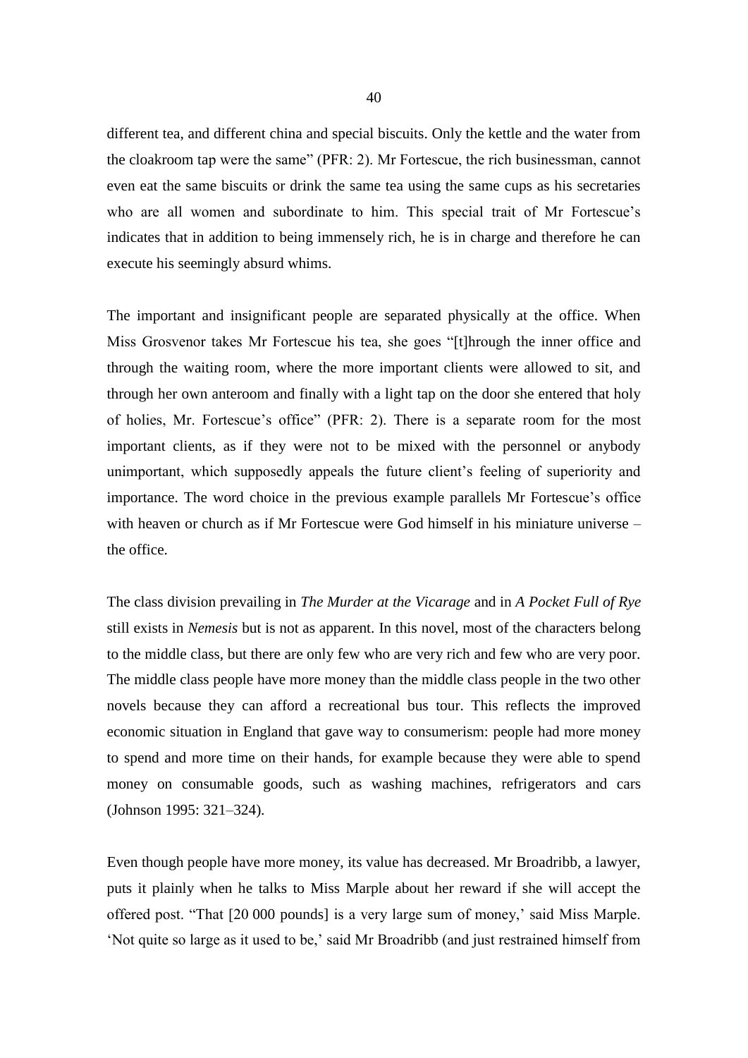different tea, and different china and special biscuits. Only the kettle and the water from the cloakroom tap were the same" (PFR: 2). Mr Fortescue, the rich businessman, cannot even eat the same biscuits or drink the same tea using the same cups as his secretaries who are all women and subordinate to him. This special trait of Mr Fortescue's indicates that in addition to being immensely rich, he is in charge and therefore he can execute his seemingly absurd whims.

The important and insignificant people are separated physically at the office. When Miss Grosvenor takes Mr Fortescue his tea, she goes "[t]hrough the inner office and through the waiting room, where the more important clients were allowed to sit, and through her own anteroom and finally with a light tap on the door she entered that holy of holies, Mr. Fortescue's office" (PFR: 2). There is a separate room for the most important clients, as if they were not to be mixed with the personnel or anybody unimportant, which supposedly appeals the future client's feeling of superiority and importance. The word choice in the previous example parallels Mr Fortescue's office with heaven or church as if Mr Fortescue were God himself in his miniature universe – the office.

The class division prevailing in *The Murder at the Vicarage* and in *A Pocket Full of Rye* still exists in *Nemesis* but is not as apparent. In this novel, most of the characters belong to the middle class, but there are only few who are very rich and few who are very poor. The middle class people have more money than the middle class people in the two other novels because they can afford a recreational bus tour. This reflects the improved economic situation in England that gave way to consumerism: people had more money to spend and more time on their hands, for example because they were able to spend money on consumable goods, such as washing machines, refrigerators and cars (Johnson 1995: 321–324).

Even though people have more money, its value has decreased. Mr Broadribb, a lawyer, puts it plainly when he talks to Miss Marple about her reward if she will accept the offered post. "That [20 000 pounds] is a very large sum of money,' said Miss Marple. 'Not quite so large as it used to be,' said Mr Broadribb (and just restrained himself from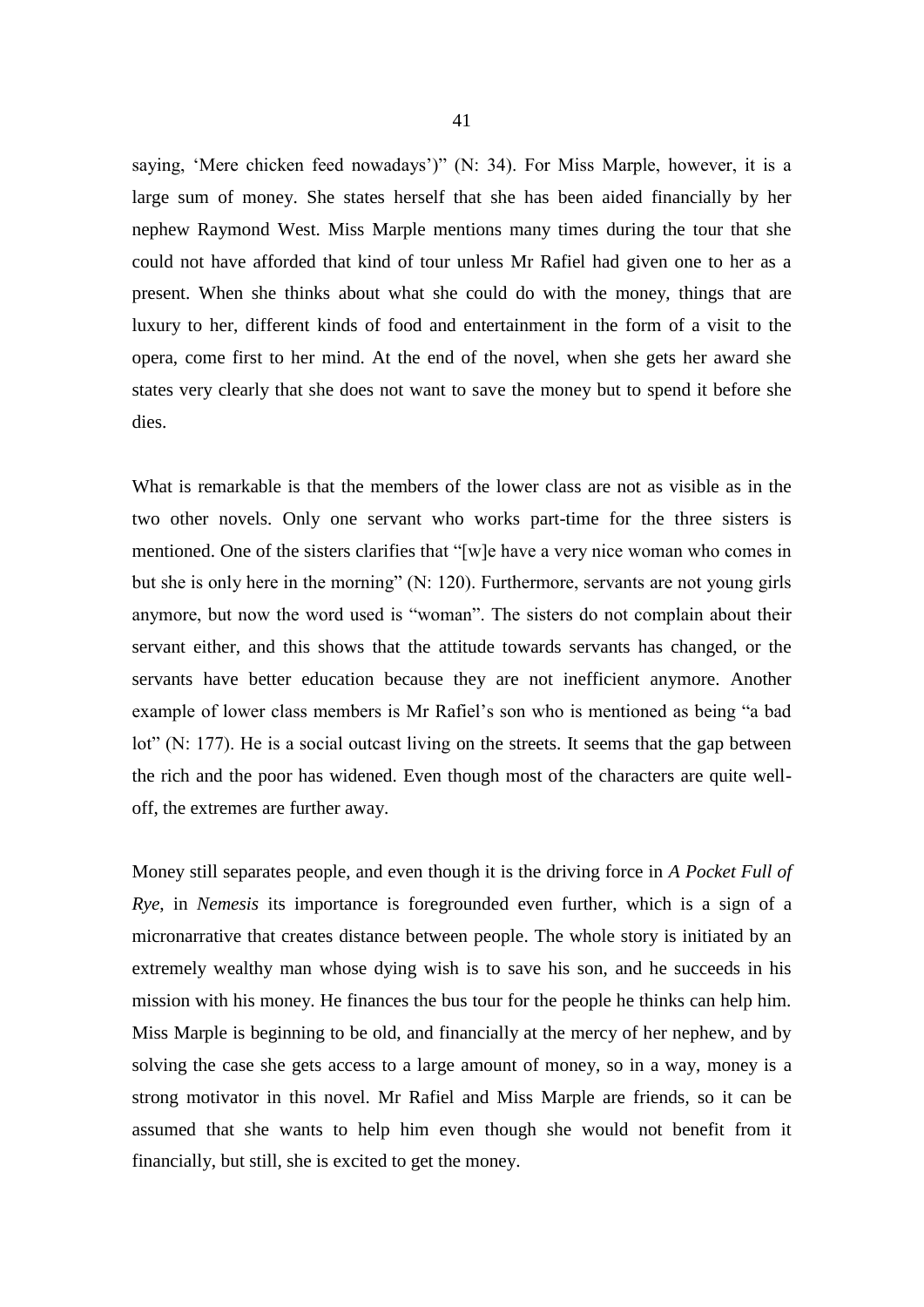saying, 'Mere chicken feed nowadays')" (N: 34). For Miss Marple, however, it is a large sum of money. She states herself that she has been aided financially by her nephew Raymond West. Miss Marple mentions many times during the tour that she could not have afforded that kind of tour unless Mr Rafiel had given one to her as a present. When she thinks about what she could do with the money, things that are luxury to her, different kinds of food and entertainment in the form of a visit to the opera, come first to her mind. At the end of the novel, when she gets her award she states very clearly that she does not want to save the money but to spend it before she dies.

What is remarkable is that the members of the lower class are not as visible as in the two other novels. Only one servant who works part-time for the three sisters is mentioned. One of the sisters clarifies that "[w]e have a very nice woman who comes in but she is only here in the morning" (N: 120). Furthermore, servants are not young girls anymore, but now the word used is "woman". The sisters do not complain about their servant either, and this shows that the attitude towards servants has changed, or the servants have better education because they are not inefficient anymore. Another example of lower class members is Mr Rafiel's son who is mentioned as being "a bad lot" (N: 177). He is a social outcast living on the streets. It seems that the gap between the rich and the poor has widened. Even though most of the characters are quite well-off, the extremes are further away.

Money still separates people, and even though it is the driving force in *A Pocket Full of Rye*, in *Nemesis* its importance is foregrounded even further, which is a sign of a micronarrative that creates distance between people. The whole story is initiated by an extremely wealthy man whose dying wish is to save his son, and he succeeds in his mission with his money. He finances the bus tour for the people he thinks can help him. Miss Marple is beginning to be old, and financially at the mercy of her nephew, and by solving the case she gets access to a large amount of money, so in a way, money is a strong motivator in this novel. Mr Rafiel and Miss Marple are friends, so it can be assumed that she wants to help him even though she would not benefit from it financially, but still, she is excited to get the money.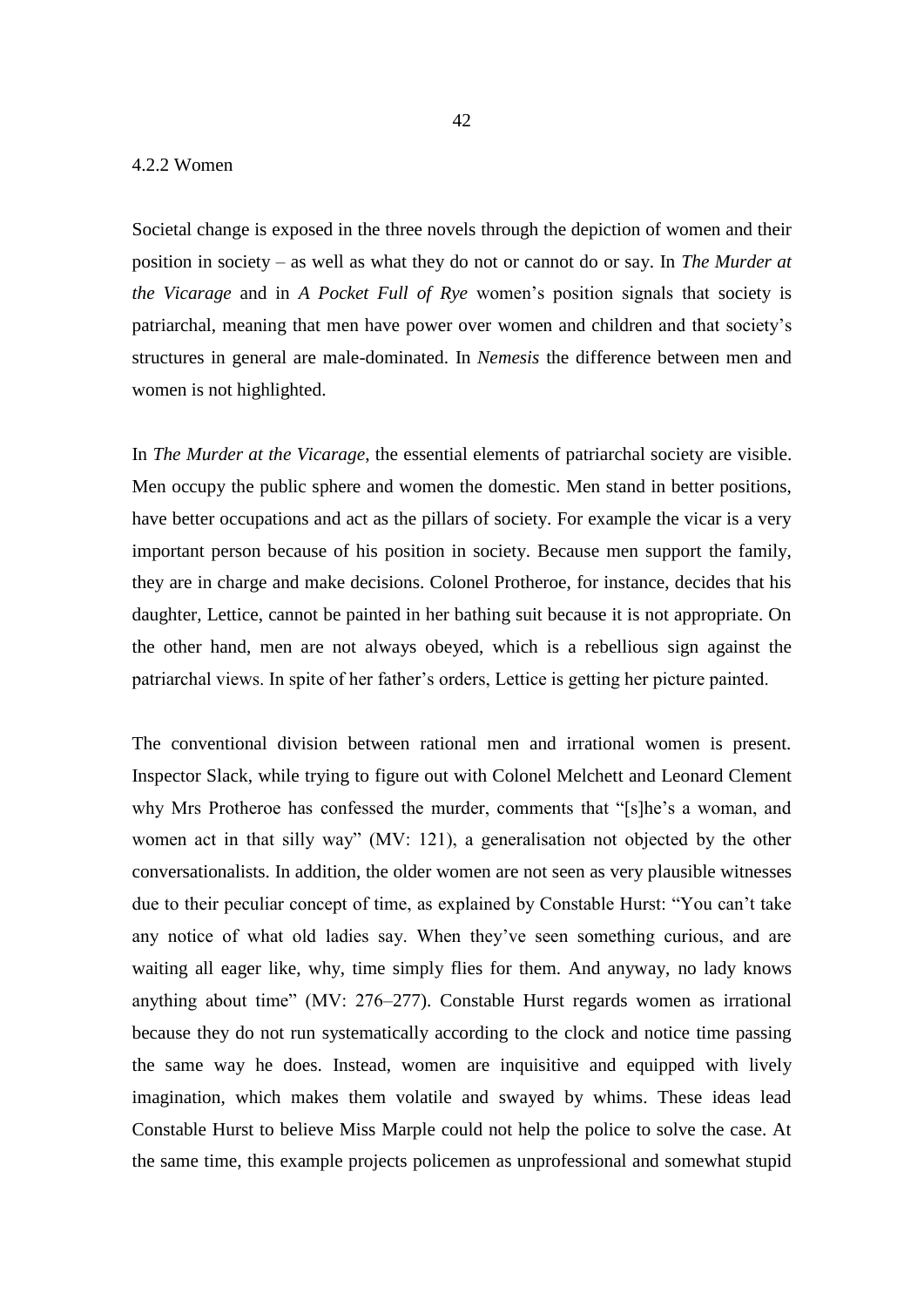### 4.2.2 Women

Societal change is exposed in the three novels through the depiction of women and their position in society – as well as what they do not or cannot do or say. In *The Murder at the Vicarage* and in *A Pocket Full of Rye* women's position signals that society is patriarchal, meaning that men have power over women and children and that society's structures in general are male-dominated. In *Nemesis* the difference between men and women is not highlighted.

In *The Murder at the Vicarage*, the essential elements of patriarchal society are visible. Men occupy the public sphere and women the domestic. Men stand in better positions, have better occupations and act as the pillars of society. For example the vicar is a very important person because of his position in society. Because men support the family, they are in charge and make decisions. Colonel Protheroe, for instance, decides that his daughter, Lettice, cannot be painted in her bathing suit because it is not appropriate. On the other hand, men are not always obeyed, which is a rebellious sign against the patriarchal views. In spite of her father's orders, Lettice is getting her picture painted.

The conventional division between rational men and irrational women is present. Inspector Slack, while trying to figure out with Colonel Melchett and Leonard Clement why Mrs Protheroe has confessed the murder, comments that "[s]he's a woman, and women act in that silly way" (MV: 121), a generalisation not objected by the other conversationalists. In addition, the older women are not seen as very plausible witnesses due to their peculiar concept of time, as explained by Constable Hurst: "You can't take any notice of what old ladies say. When they've seen something curious, and are waiting all eager like, why, time simply flies for them. And anyway, no lady knows anything about time" (MV: 276–277). Constable Hurst regards women as irrational because they do not run systematically according to the clock and notice time passing the same way he does. Instead, women are inquisitive and equipped with lively imagination, which makes them volatile and swayed by whims. These ideas lead Constable Hurst to believe Miss Marple could not help the police to solve the case. At the same time, this example projects policemen as unprofessional and somewhat stupid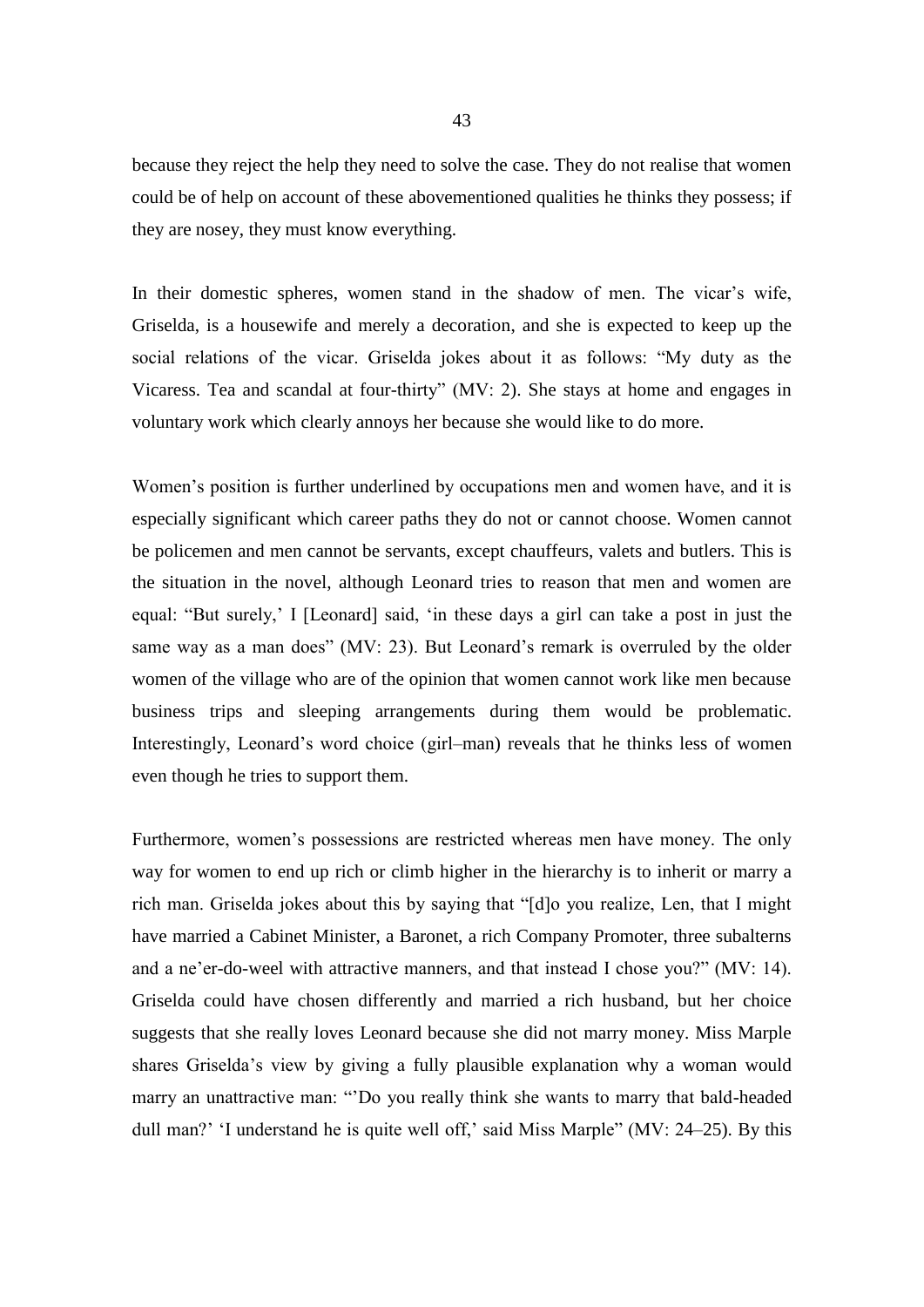because they reject the help they need to solve the case. They do not realise that women could be of help on account of these abovementioned qualities he thinks they possess; if they are nosey, they must know everything.

In their domestic spheres, women stand in the shadow of men. The vicar's wife, Griselda, is a housewife and merely a decoration, and she is expected to keep up the social relations of the vicar. Griselda jokes about it as follows: "My duty as the Vicaress. Tea and scandal at four-thirty" (MV: 2). She stays at home and engages in voluntary work which clearly annoys her because she would like to do more.

Women's position is further underlined by occupations men and women have, and it is especially significant which career paths they do not or cannot choose. Women cannot be policemen and men cannot be servants, except chauffeurs, valets and butlers. This is the situation in the novel, although Leonard tries to reason that men and women are equal: "But surely,' I [Leonard] said, 'in these days a girl can take a post in just the same way as a man does" (MV: 23). But Leonard's remark is overruled by the older women of the village who are of the opinion that women cannot work like men because business trips and sleeping arrangements during them would be problematic. Interestingly, Leonard's word choice (girl–man) reveals that he thinks less of women even though he tries to support them.

Furthermore, women's possessions are restricted whereas men have money. The only way for women to end up rich or climb higher in the hierarchy is to inherit or marry a rich man. Griselda jokes about this by saying that "[d]o you realize, Len, that I might have married a Cabinet Minister, a Baronet, a rich Company Promoter, three subalterns and a ne'er-do-weel with attractive manners, and that instead I chose you?" (MV: 14). Griselda could have chosen differently and married a rich husband, but her choice suggests that she really loves Leonard because she did not marry money. Miss Marple shares Griselda's view by giving a fully plausible explanation why a woman would marry an unattractive man: "'Do you really think she wants to marry that bald-headed dull man?' 'I understand he is quite well off,' said Miss Marple" (MV: 24–25). By this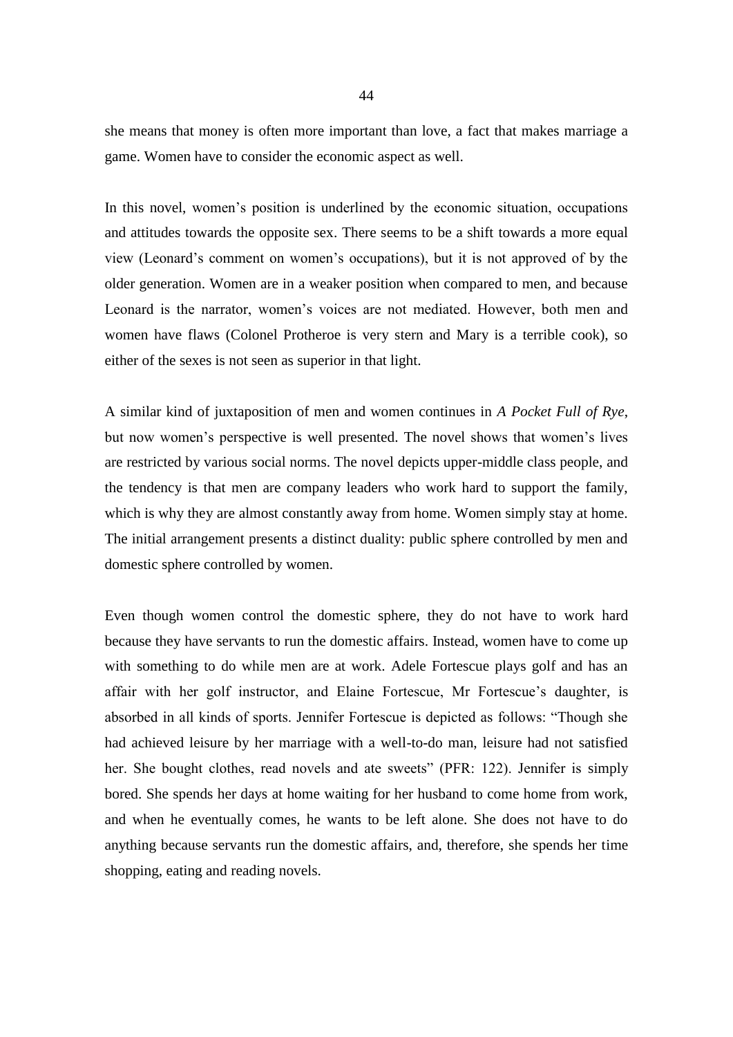she means that money is often more important than love, a fact that makes marriage a game. Women have to consider the economic aspect as well.

In this novel, women's position is underlined by the economic situation, occupations and attitudes towards the opposite sex. There seems to be a shift towards a more equal view (Leonard's comment on women's occupations), but it is not approved of by the older generation. Women are in a weaker position when compared to men, and because Leonard is the narrator, women's voices are not mediated. However, both men and women have flaws (Colonel Protheroe is very stern and Mary is a terrible cook), so either of the sexes is not seen as superior in that light.

A similar kind of juxtaposition of men and women continues in *A Pocket Full of Rye*, but now women's perspective is well presented. The novel shows that women's lives are restricted by various social norms. The novel depicts upper-middle class people, and the tendency is that men are company leaders who work hard to support the family, which is why they are almost constantly away from home. Women simply stay at home. The initial arrangement presents a distinct duality: public sphere controlled by men and domestic sphere controlled by women.

Even though women control the domestic sphere, they do not have to work hard because they have servants to run the domestic affairs. Instead, women have to come up with something to do while men are at work. Adele Fortescue plays golf and has an affair with her golf instructor, and Elaine Fortescue, Mr Fortescue's daughter, is absorbed in all kinds of sports. Jennifer Fortescue is depicted as follows: "Though she had achieved leisure by her marriage with a well-to-do man, leisure had not satisfied her. She bought clothes, read novels and ate sweets" (PFR: 122). Jennifer is simply bored. She spends her days at home waiting for her husband to come home from work, and when he eventually comes, he wants to be left alone. She does not have to do anything because servants run the domestic affairs, and, therefore, she spends her time shopping, eating and reading novels.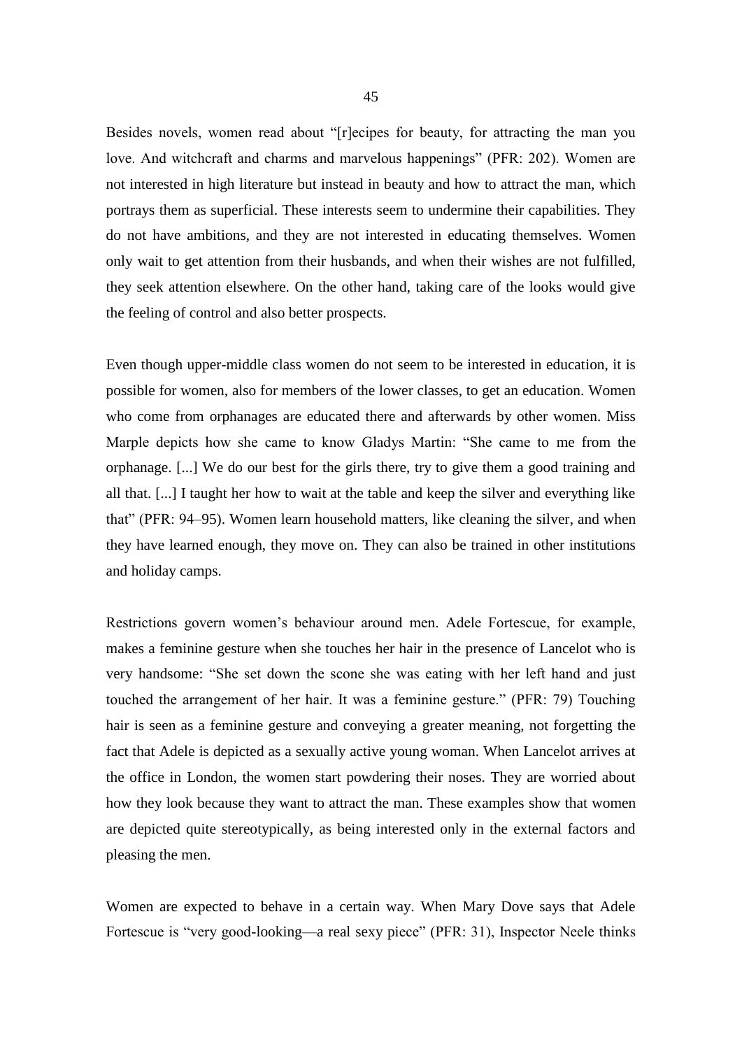Besides novels, women read about "[r]ecipes for beauty, for attracting the man you love. And witchcraft and charms and marvelous happenings" (PFR: 202). Women are not interested in high literature but instead in beauty and how to attract the man, which portrays them as superficial. These interests seem to undermine their capabilities. They do not have ambitions, and they are not interested in educating themselves. Women only wait to get attention from their husbands, and when their wishes are not fulfilled, they seek attention elsewhere. On the other hand, taking care of the looks would give the feeling of control and also better prospects.

Even though upper-middle class women do not seem to be interested in education, it is possible for women, also for members of the lower classes, to get an education. Women who come from orphanages are educated there and afterwards by other women. Miss Marple depicts how she came to know Gladys Martin: "She came to me from the orphanage. [...] We do our best for the girls there, try to give them a good training and all that. [...] I taught her how to wait at the table and keep the silver and everything like that" (PFR: 94–95). Women learn household matters, like cleaning the silver, and when they have learned enough, they move on. They can also be trained in other institutions and holiday camps.

Restrictions govern women's behaviour around men. Adele Fortescue, for example, makes a feminine gesture when she touches her hair in the presence of Lancelot who is very handsome: "She set down the scone she was eating with her left hand and just touched the arrangement of her hair. It was a feminine gesture." (PFR: 79) Touching hair is seen as a feminine gesture and conveying a greater meaning, not forgetting the fact that Adele is depicted as a sexually active young woman. When Lancelot arrives at the office in London, the women start powdering their noses. They are worried about how they look because they want to attract the man. These examples show that women are depicted quite stereotypically, as being interested only in the external factors and pleasing the men.

Women are expected to behave in a certain way. When Mary Dove says that Adele Fortescue is "very good-looking—a real sexy piece" (PFR: 31), Inspector Neele thinks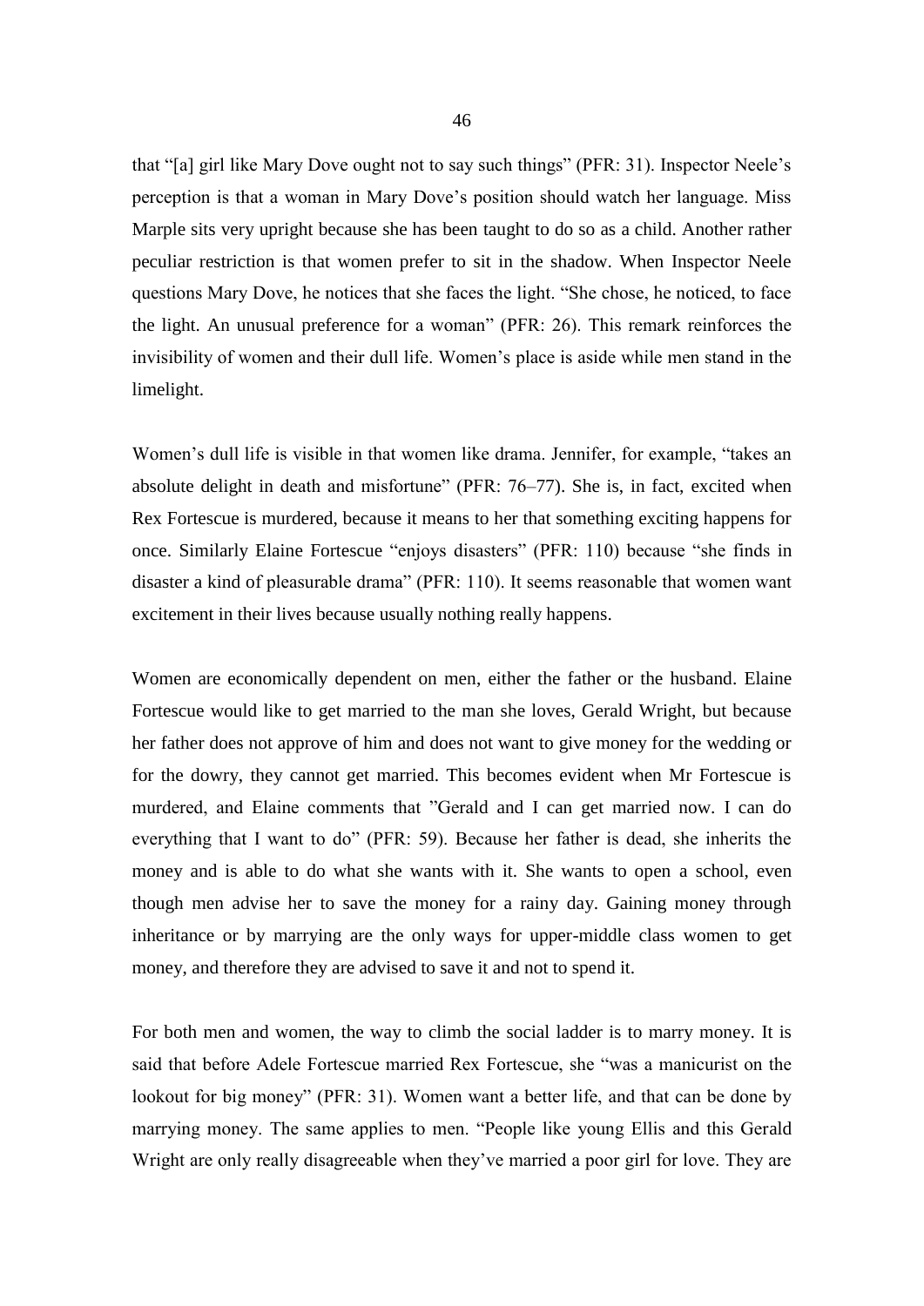that "[a] girl like Mary Dove ought not to say such things" (PFR: 31). Inspector Neele's perception is that a woman in Mary Dove's position should watch her language. Miss Marple sits very upright because she has been taught to do so as a child. Another rather peculiar restriction is that women prefer to sit in the shadow. When Inspector Neele questions Mary Dove, he notices that she faces the light. "She chose, he noticed, to face the light. An unusual preference for a woman" (PFR: 26). This remark reinforces the invisibility of women and their dull life. Women's place is aside while men stand in the limelight.

Women's dull life is visible in that women like drama. Jennifer, for example, "takes an absolute delight in death and misfortune" (PFR: 76–77). She is, in fact, excited when Rex Fortescue is murdered, because it means to her that something exciting happens for once. Similarly Elaine Fortescue "enjoys disasters" (PFR: 110) because "she finds in disaster a kind of pleasurable drama" (PFR: 110). It seems reasonable that women want excitement in their lives because usually nothing really happens.

Women are economically dependent on men, either the father or the husband. Elaine Fortescue would like to get married to the man she loves, Gerald Wright, but because her father does not approve of him and does not want to give money for the wedding or for the dowry, they cannot get married. This becomes evident when Mr Fortescue is murdered, and Elaine comments that "Gerald and I can get married now. I can do everything that I want to do" (PFR: 59). Because her father is dead, she inherits the money and is able to do what she wants with it. She wants to open a school, even though men advise her to save the money for a rainy day. Gaining money through inheritance or by marrying are the only ways for upper-middle class women to get money, and therefore they are advised to save it and not to spend it.

For both men and women, the way to climb the social ladder is to marry money. It is said that before Adele Fortescue married Rex Fortescue, she "was a manicurist on the lookout for big money" (PFR: 31). Women want a better life, and that can be done by marrying money. The same applies to men. "People like young Ellis and this Gerald Wright are only really disagreeable when they've married a poor girl for love. They are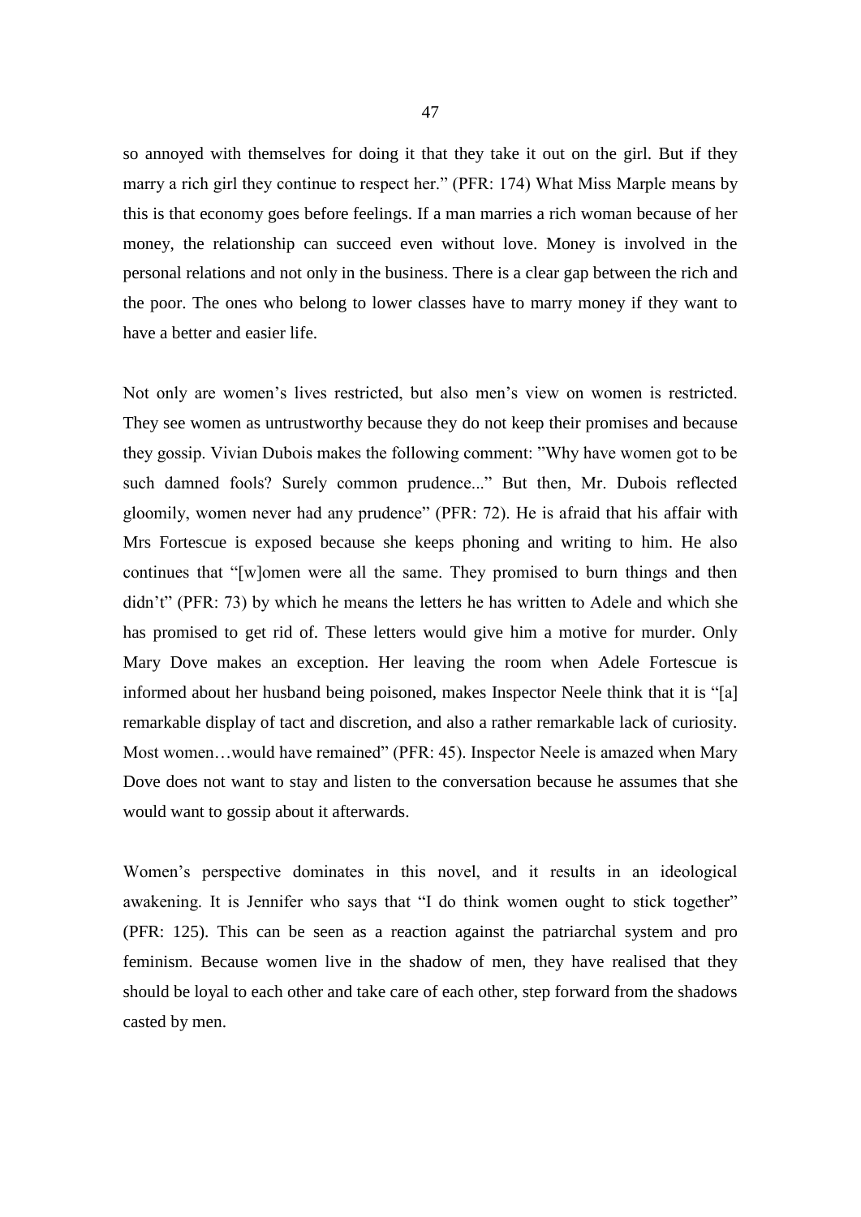so annoyed with themselves for doing it that they take it out on the girl. But if they marry a rich girl they continue to respect her." (PFR: 174) What Miss Marple means by this is that economy goes before feelings. If a man marries a rich woman because of her money, the relationship can succeed even without love. Money is involved in the personal relations and not only in the business. There is a clear gap between the rich and the poor. The ones who belong to lower classes have to marry money if they want to have a better and easier life.

Not only are women's lives restricted, but also men's view on women is restricted. They see women as untrustworthy because they do not keep their promises and because they gossip. Vivian Dubois makes the following comment: "Why have women got to be such damned fools? Surely common prudence..." But then, Mr. Dubois reflected gloomily, women never had any prudence" (PFR: 72). He is afraid that his affair with Mrs Fortescue is exposed because she keeps phoning and writing to him. He also continues that "[w]omen were all the same. They promised to burn things and then didn't" (PFR: 73) by which he means the letters he has written to Adele and which she has promised to get rid of. These letters would give him a motive for murder. Only Mary Dove makes an exception. Her leaving the room when Adele Fortescue is informed about her husband being poisoned, makes Inspector Neele think that it is "[a] remarkable display of tact and discretion, and also a rather remarkable lack of curiosity. Most women…would have remained" (PFR: 45). Inspector Neele is amazed when Mary Dove does not want to stay and listen to the conversation because he assumes that she would want to gossip about it afterwards.

Women's perspective dominates in this novel, and it results in an ideological awakening. It is Jennifer who says that "I do think women ought to stick together" (PFR: 125). This can be seen as a reaction against the patriarchal system and pro feminism. Because women live in the shadow of men, they have realised that they should be loyal to each other and take care of each other, step forward from the shadows casted by men.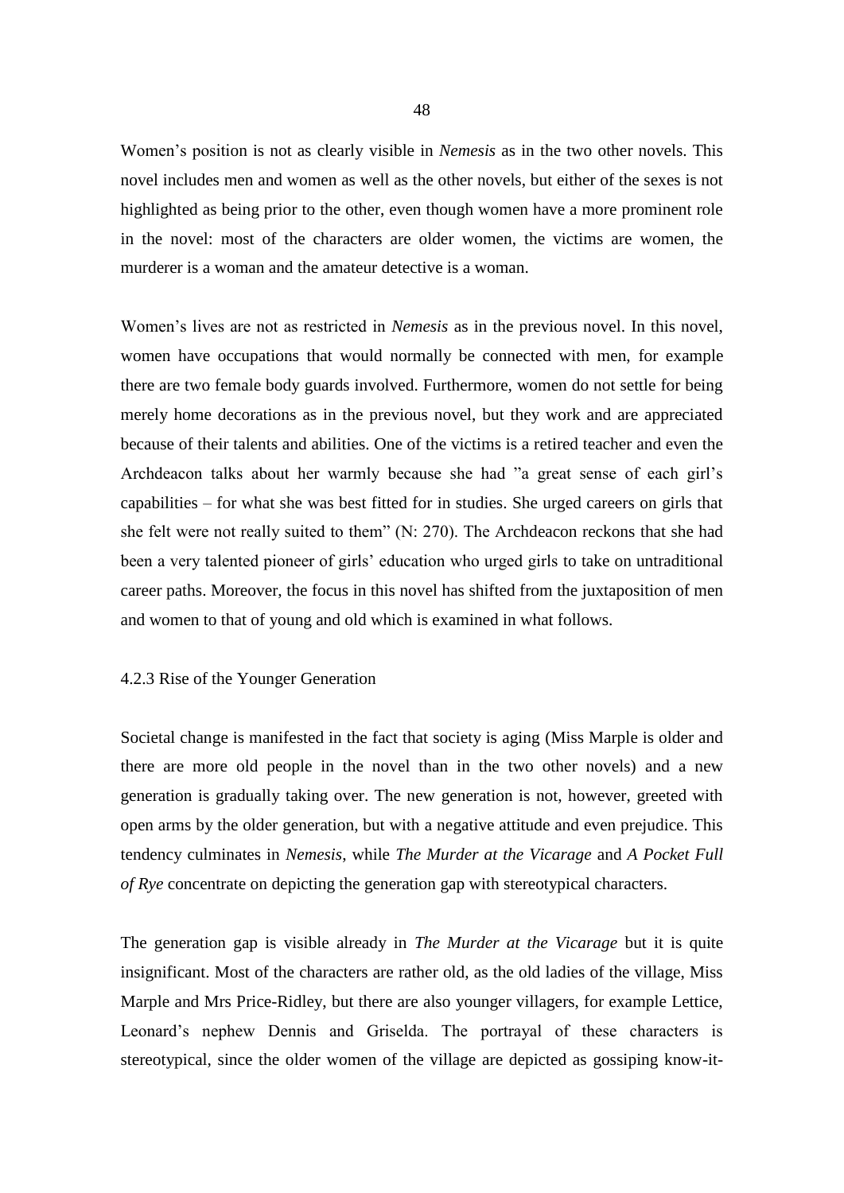Women’s position is not as clearly visible in *Nemesis* as in the two other novels. This novel includes men and women as well as the other novels, but either of the sexes is not highlighted as being prior to the other, even though women have a more prominent role in the novel: most of the characters are older women, the victims are women, the murderer is a woman and the amateur detective is a woman.

Women’s lives are not as restricted in *Nemesis* as in the previous novel. In this novel, women have occupations that would normally be connected with men, for example there are two female body guards involved. Furthermore, women do not settle for being merely home decorations as in the previous novel, but they work and are appreciated because of their talents and abilities. One of the victims is a retired teacher and even the Archdeacon talks about her warmly because she had ”a great sense of each girl’s capabilities – for what she was best fitted for in studies. She urged careers on girls that she felt were not really suited to them” (N: 270). The Archdeacon reckons that she had been a very talented pioneer of girls’ education who urged girls to take on untraditional career paths. Moreover, the focus in this novel has shifted from the juxtaposition of men and women to that of young and old which is examined in what follows.

### 4.2.3 Rise of the Younger Generation

Societal change is manifested in the fact that society is aging (Miss Marple is older and there are more old people in the novel than in the two other novels) and a new generation is gradually taking over. The new generation is not, however, greeted with open arms by the older generation, but with a negative attitude and even prejudice. This tendency culminates in *Nemesis*, while *The Murder at the Vicarage* and *A Pocket Full of Rye* concentrate on depicting the generation gap with stereotypical characters.

The generation gap is visible already in *The Murder at the Vicarage* but it is quite insignificant. Most of the characters are rather old, as the old ladies of the village, Miss Marple and Mrs Price-Ridley, but there are also younger villagers, for example Lettice, Leonard’s nephew Dennis and Griselda. The portrayal of these characters is stereotypical, since the older women of the village are depicted as gossiping know-it-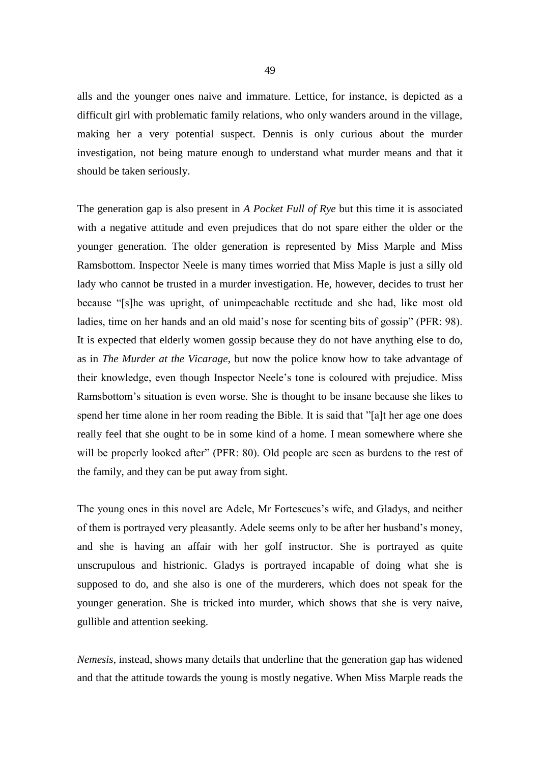alls and the younger ones naive and immature. Lettice, for instance, is depicted as a difficult girl with problematic family relations, who only wanders around in the village, making her a very potential suspect. Dennis is only curious about the murder investigation, not being mature enough to understand what murder means and that it should be taken seriously.

The generation gap is also present in *A Pocket Full of Rye* but this time it is associated with a negative attitude and even prejudices that do not spare either the older or the younger generation. The older generation is represented by Miss Marple and Miss Ramsbottom. Inspector Neele is many times worried that Miss Maple is just a silly old lady who cannot be trusted in a murder investigation. He, however, decides to trust her because "[s]he was upright, of unimpeachable rectitude and she had, like most old ladies, time on her hands and an old maid's nose for scenting bits of gossip" (PFR: 98). It is expected that elderly women gossip because they do not have anything else to do, as in *The Murder at the Vicarage*, but now the police know how to take advantage of their knowledge, even though Inspector Neele's tone is coloured with prejudice. Miss Ramsbottom's situation is even worse. She is thought to be insane because she likes to spend her time alone in her room reading the Bible. It is said that "[a]t her age one does really feel that she ought to be in some kind of a home. I mean somewhere where she will be properly looked after" (PFR: 80). Old people are seen as burdens to the rest of the family, and they can be put away from sight.

The young ones in this novel are Adele, Mr Fortescues's wife, and Gladys, and neither of them is portrayed very pleasantly. Adele seems only to be after her husband's money, and she is having an affair with her golf instructor. She is portrayed as quite unscrupulous and histrionic. Gladys is portrayed incapable of doing what she is supposed to do, and she also is one of the murderers, which does not speak for the younger generation. She is tricked into murder, which shows that she is very naive, gullible and attention seeking.

*Nemesis*, instead, shows many details that underline that the generation gap has widened and that the attitude towards the young is mostly negative. When Miss Marple reads the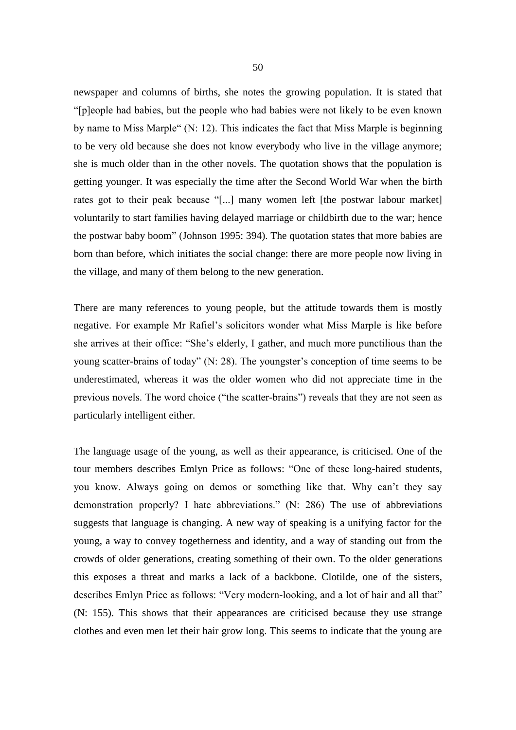newspaper and columns of births, she notes the growing population. It is stated that "[p]eople had babies, but the people who had babies were not likely to be even known by name to Miss Marple" (N: 12). This indicates the fact that Miss Marple is beginning to be very old because she does not know everybody who live in the village anymore; she is much older than in the other novels. The quotation shows that the population is getting younger. It was especially the time after the Second World War when the birth rates got to their peak because "[...] many women left [the postwar labour market] voluntarily to start families having delayed marriage or childbirth due to the war; hence the postwar baby boom" (Johnson 1995: 394). The quotation states that more babies are born than before, which initiates the social change: there are more people now living in the village, and many of them belong to the new generation.

There are many references to young people, but the attitude towards them is mostly negative. For example Mr Rafiel's solicitors wonder what Miss Marple is like before she arrives at their office: "She's elderly, I gather, and much more punctilious than the young scatter-brains of today" (N: 28). The youngster's conception of time seems to be underestimated, whereas it was the older women who did not appreciate time in the previous novels. The word choice ("the scatter-brains") reveals that they are not seen as particularly intelligent either.

The language usage of the young, as well as their appearance, is criticised. One of the tour members describes Emlyn Price as follows: "One of these long-haired students, you know. Always going on demos or something like that. Why can't they say demonstration properly? I hate abbreviations." (N: 286) The use of abbreviations suggests that language is changing. A new way of speaking is a unifying factor for the young, a way to convey togetherness and identity, and a way of standing out from the crowds of older generations, creating something of their own. To the older generations this exposes a threat and marks a lack of a backbone. Clotilde, one of the sisters, describes Emlyn Price as follows: "Very modern-looking, and a lot of hair and all that" (N: 155). This shows that their appearances are criticised because they use strange clothes and even men let their hair grow long. This seems to indicate that the young are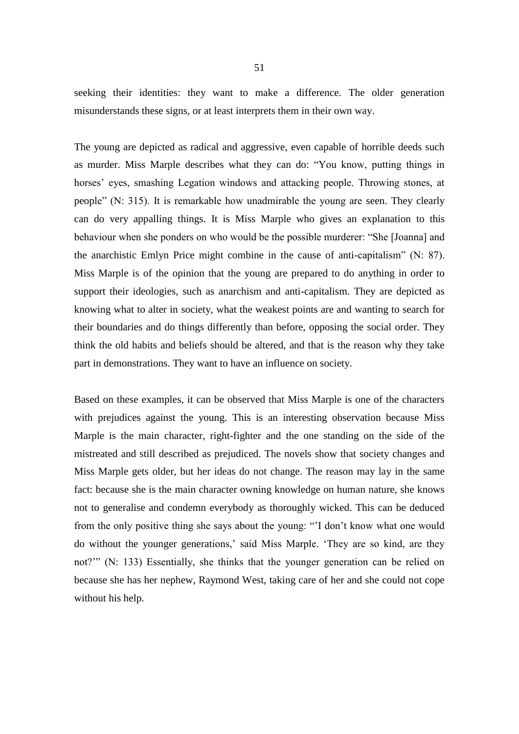seeking their identities: they want to make a difference. The older generation misunderstands these signs, or at least interprets them in their own way.

The young are depicted as radical and aggressive, even capable of horrible deeds such as murder. Miss Marple describes what they can do: "You know, putting things in horses' eyes, smashing Legation windows and attacking people. Throwing stones, at people" (N: 315). It is remarkable how unadmirable the young are seen. They clearly can do very appalling things. It is Miss Marple who gives an explanation to this behaviour when she ponders on who would be the possible murderer: "She [Joanna] and the anarchistic Emlyn Price might combine in the cause of anti-capitalism" (N: 87). Miss Marple is of the opinion that the young are prepared to do anything in order to support their ideologies, such as anarchism and anti-capitalism. They are depicted as knowing what to alter in society, what the weakest points are and wanting to search for their boundaries and do things differently than before, opposing the social order. They think the old habits and beliefs should be altered, and that is the reason why they take part in demonstrations. They want to have an influence on society.

Based on these examples, it can be observed that Miss Marple is one of the characters with prejudices against the young. This is an interesting observation because Miss Marple is the main character, right-fighter and the one standing on the side of the mistreated and still described as prejudiced. The novels show that society changes and Miss Marple gets older, but her ideas do not change. The reason may lay in the same fact: because she is the main character owning knowledge on human nature, she knows not to generalise and condemn everybody as thoroughly wicked. This can be deduced from the only positive thing she says about the young: "'I don't know what one would do without the younger generations,' said Miss Marple. 'They are so kind, are they not?'" (N: 133) Essentially, she thinks that the younger generation can be relied on because she has her nephew, Raymond West, taking care of her and she could not cope without his help.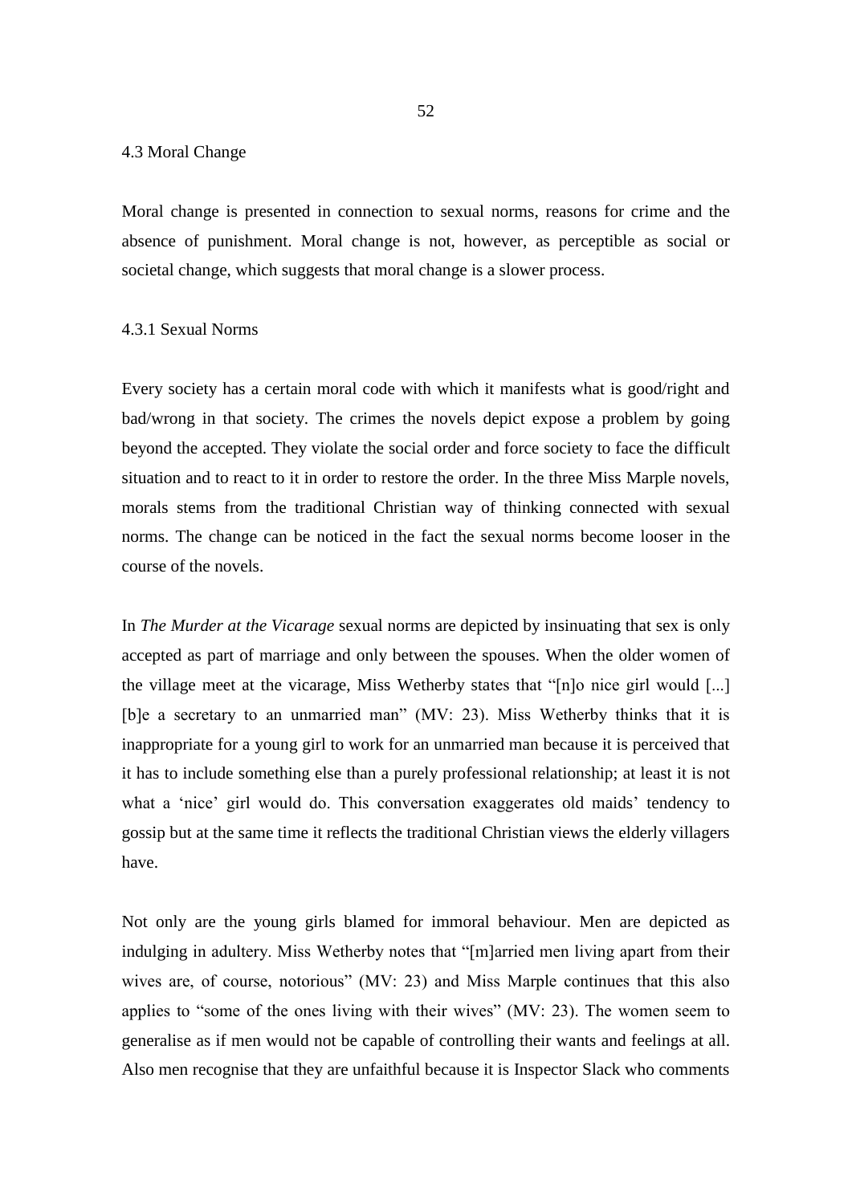## 4.3 Moral Change

Moral change is presented in connection to sexual norms, reasons for crime and the absence of punishment. Moral change is not, however, as perceptible as social or societal change, which suggests that moral change is a slower process.

### 4.3.1 Sexual Norms

Every society has a certain moral code with which it manifests what is good/right and bad/wrong in that society. The crimes the novels depict expose a problem by going beyond the accepted. They violate the social order and force society to face the difficult situation and to react to it in order to restore the order. In the three Miss Marple novels, morals stems from the traditional Christian way of thinking connected with sexual norms. The change can be noticed in the fact the sexual norms become looser in the course of the novels.

In *The Murder at the Vicarage* sexual norms are depicted by insinuating that sex is only accepted as part of marriage and only between the spouses. When the older women of the village meet at the vicarage, Miss Wetherby states that "[n]o nice girl would [...] [b]e a secretary to an unmarried man" (MV: 23). Miss Wetherby thinks that it is inappropriate for a young girl to work for an unmarried man because it is perceived that it has to include something else than a purely professional relationship; at least it is not what a 'nice' girl would do. This conversation exaggerates old maids' tendency to gossip but at the same time it reflects the traditional Christian views the elderly villagers have.

Not only are the young girls blamed for immoral behaviour. Men are depicted as indulging in adultery. Miss Wetherby notes that "[m]arried men living apart from their wives are, of course, notorious" (MV: 23) and Miss Marple continues that this also applies to "some of the ones living with their wives" (MV: 23). The women seem to generalise as if men would not be capable of controlling their wants and feelings at all. Also men recognise that they are unfaithful because it is Inspector Slack who comments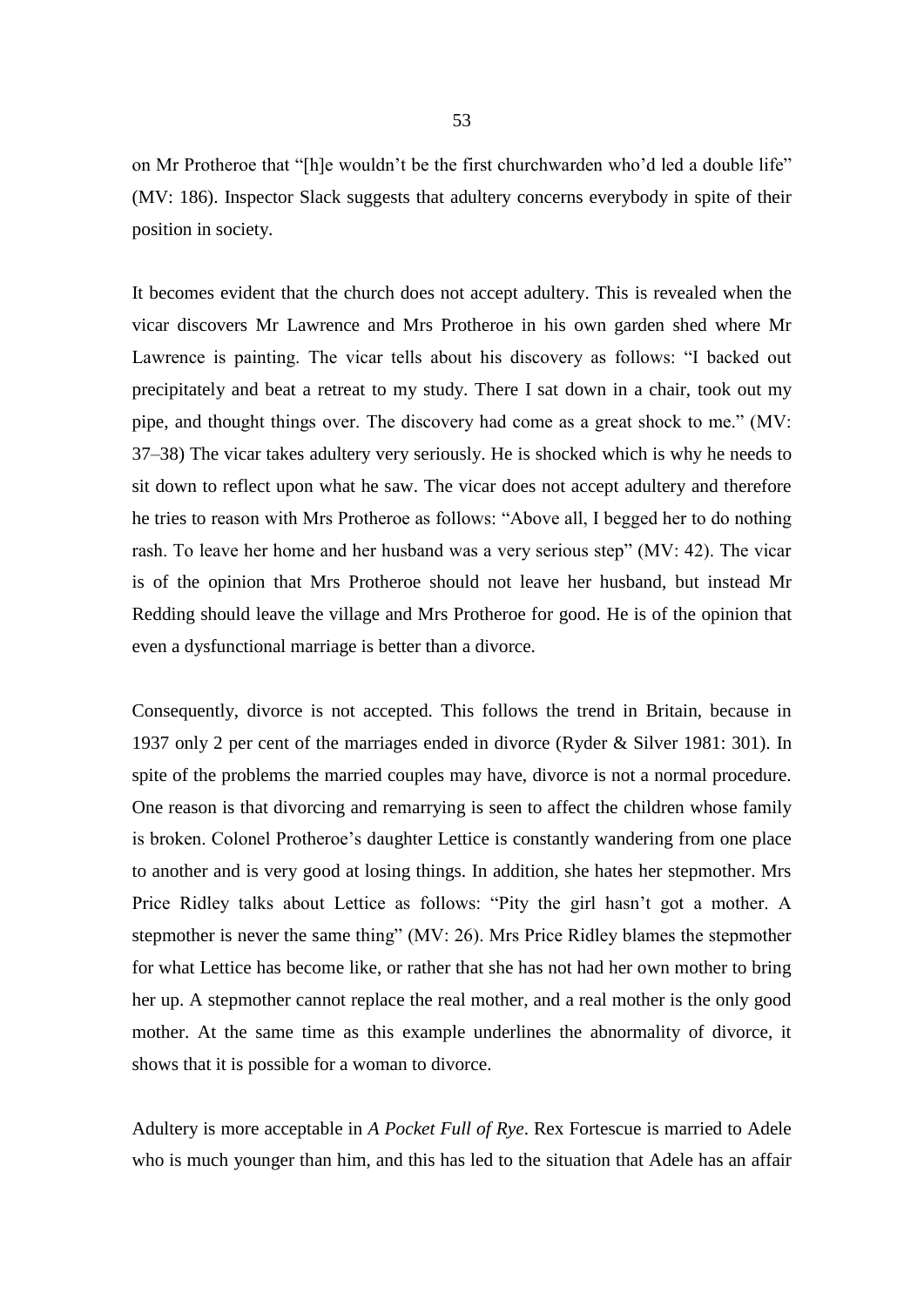on Mr Protheroe that "[h]e wouldn't be the first churchwarden who'd led a double life" (MV: 186). Inspector Slack suggests that adultery concerns everybody in spite of their position in society.

It becomes evident that the church does not accept adultery. This is revealed when the vicar discovers Mr Lawrence and Mrs Protheroe in his own garden shed where Mr Lawrence is painting. The vicar tells about his discovery as follows: "I backed out precipitately and beat a retreat to my study. There I sat down in a chair, took out my pipe, and thought things over. The discovery had come as a great shock to me." (MV: 37–38) The vicar takes adultery very seriously. He is shocked which is why he needs to sit down to reflect upon what he saw. The vicar does not accept adultery and therefore he tries to reason with Mrs Protheroe as follows: "Above all, I begged her to do nothing rash. To leave her home and her husband was a very serious step" (MV: 42). The vicar is of the opinion that Mrs Protheroe should not leave her husband, but instead Mr Redding should leave the village and Mrs Protheroe for good. He is of the opinion that even a dysfunctional marriage is better than a divorce.

Consequently, divorce is not accepted. This follows the trend in Britain, because in 1937 only 2 per cent of the marriages ended in divorce (Ryder & Silver 1981: 301). In spite of the problems the married couples may have, divorce is not a normal procedure. One reason is that divorcing and remarrying is seen to affect the children whose family is broken. Colonel Protheroe's daughter Lettice is constantly wandering from one place to another and is very good at losing things. In addition, she hates her stepmother. Mrs Price Ridley talks about Lettice as follows: "Pity the girl hasn't got a mother. A stepmother is never the same thing" (MV: 26). Mrs Price Ridley blames the stepmother for what Lettice has become like, or rather that she has not had her own mother to bring her up. A stepmother cannot replace the real mother, and a real mother is the only good mother. At the same time as this example underlines the abnormality of divorce, it shows that it is possible for a woman to divorce.

Adultery is more acceptable in *A Pocket Full of Rye*. Rex Fortescue is married to Adele who is much younger than him, and this has led to the situation that Adele has an affair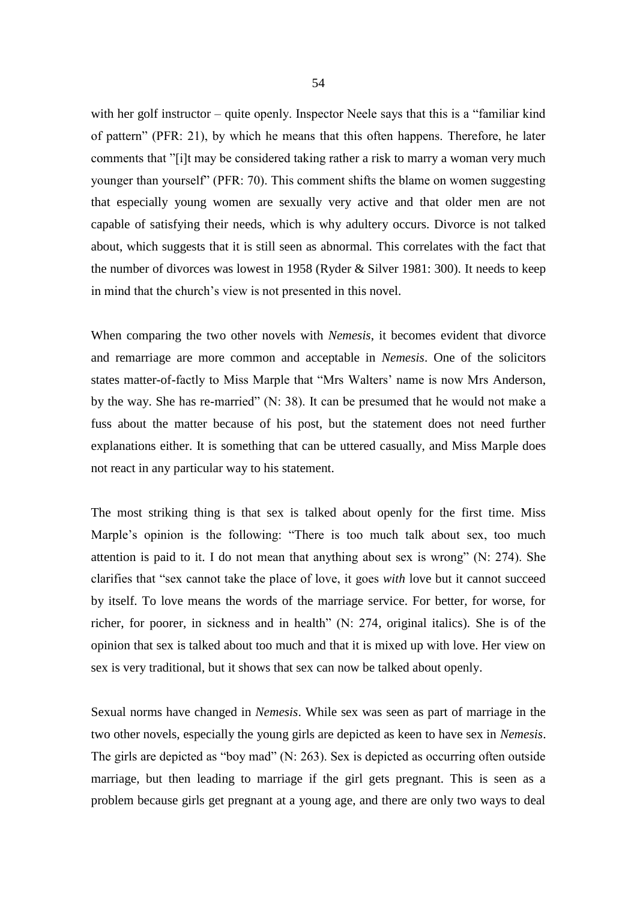with her golf instructor – quite openly. Inspector Neele says that this is a "familiar kind of pattern" (PFR: 21), by which he means that this often happens. Therefore, he later comments that "[i]t may be considered taking rather a risk to marry a woman very much younger than yourself" (PFR: 70). This comment shifts the blame on women suggesting that especially young women are sexually very active and that older men are not capable of satisfying their needs, which is why adultery occurs. Divorce is not talked about, which suggests that it is still seen as abnormal. This correlates with the fact that the number of divorces was lowest in 1958 (Ryder & Silver 1981: 300). It needs to keep in mind that the church's view is not presented in this novel.

When comparing the two other novels with *Nemesis*, it becomes evident that divorce and remarriage are more common and acceptable in *Nemesis*. One of the solicitors states matter-of-factly to Miss Marple that "Mrs Walters' name is now Mrs Anderson, by the way. She has re-married" (N: 38). It can be presumed that he would not make a fuss about the matter because of his post, but the statement does not need further explanations either. It is something that can be uttered casually, and Miss Marple does not react in any particular way to his statement.

The most striking thing is that sex is talked about openly for the first time. Miss Marple's opinion is the following: "There is too much talk about sex, too much attention is paid to it. I do not mean that anything about sex is wrong" (N: 274). She clarifies that "sex cannot take the place of love, it goes *with* love but it cannot succeed by itself. To love means the words of the marriage service. For better, for worse, for richer, for poorer, in sickness and in health" (N: 274, original italics). She is of the opinion that sex is talked about too much and that it is mixed up with love. Her view on sex is very traditional, but it shows that sex can now be talked about openly.

Sexual norms have changed in *Nemesis*. While sex was seen as part of marriage in the two other novels, especially the young girls are depicted as keen to have sex in *Nemesis*. The girls are depicted as "boy mad" (N: 263). Sex is depicted as occurring often outside marriage, but then leading to marriage if the girl gets pregnant. This is seen as a problem because girls get pregnant at a young age, and there are only two ways to deal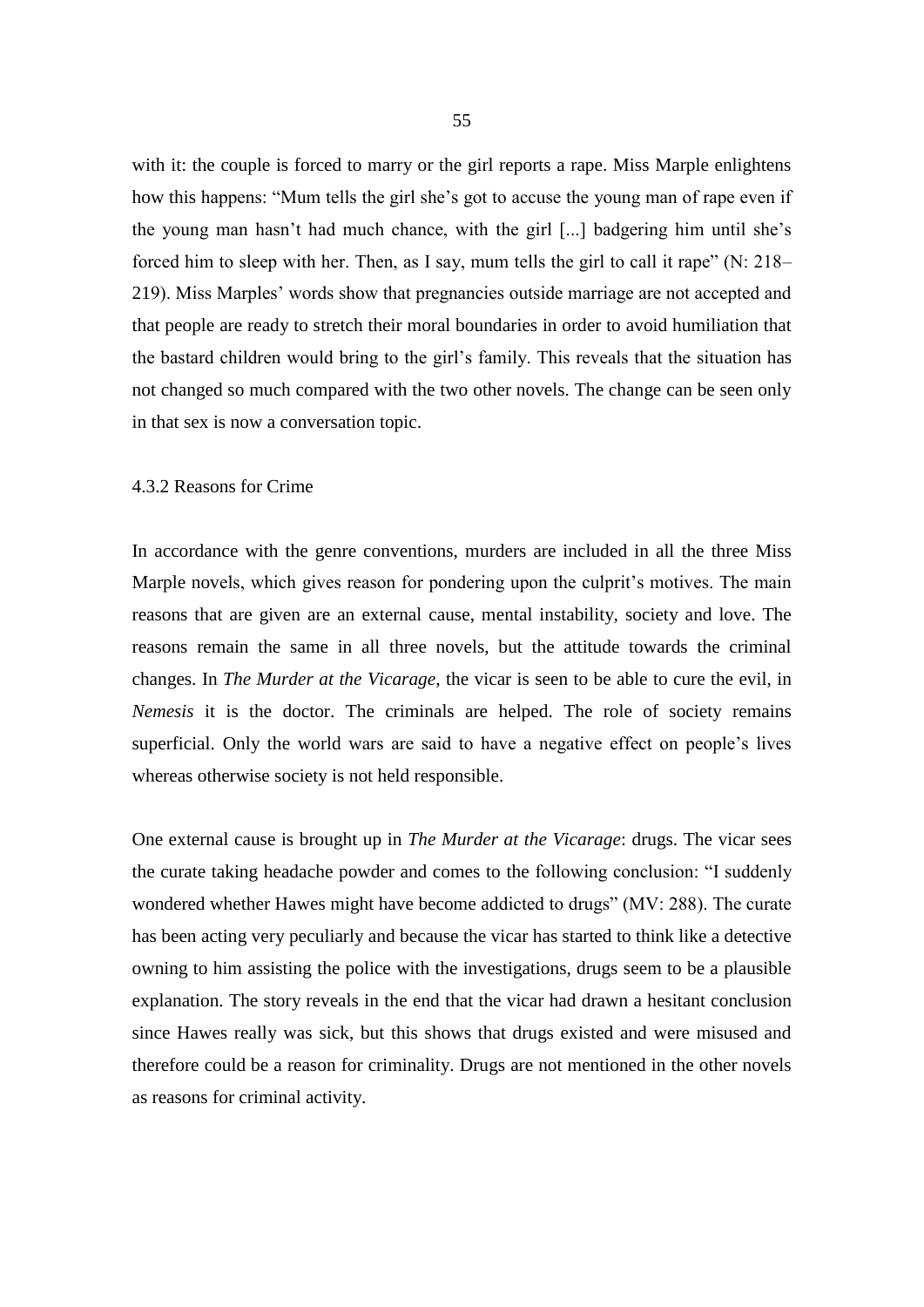with it: the couple is forced to marry or the girl reports a rape. Miss Marple enlightens how this happens: "Mum tells the girl she's got to accuse the young man of rape even if the young man hasn't had much chance, with the girl [...] badgering him until she's forced him to sleep with her. Then, as I say, mum tells the girl to call it rape" (N: 218–219). Miss Marples' words show that pregnancies outside marriage are not accepted and that people are ready to stretch their moral boundaries in order to avoid humiliation that the bastard children would bring to the girl's family. This reveals that the situation has not changed so much compared with the two other novels. The change can be seen only in that sex is now a conversation topic.

### 4.3.2 Reasons for Crime

In accordance with the genre conventions, murders are included in all the three Miss Marple novels, which gives reason for pondering upon the culprit's motives. The main reasons that are given are an external cause, mental instability, society and love. The reasons remain the same in all three novels, but the attitude towards the criminal changes. In *The Murder at the Vicarage*, the vicar is seen to be able to cure the evil, in *Nemesis* it is the doctor. The criminals are helped. The role of society remains superficial. Only the world wars are said to have a negative effect on people's lives whereas otherwise society is not held responsible.

One external cause is brought up in *The Murder at the Vicarage*: drugs. The vicar sees the curate taking headache powder and comes to the following conclusion: "I suddenly wondered whether Hawes might have become addicted to drugs" (MV: 288). The curate has been acting very peculiarly and because the vicar has started to think like a detective owning to him assisting the police with the investigations, drugs seem to be a plausible explanation. The story reveals in the end that the vicar had drawn a hesitant conclusion since Hawes really was sick, but this shows that drugs existed and were misused and therefore could be a reason for criminality. Drugs are not mentioned in the other novels as reasons for criminal activity.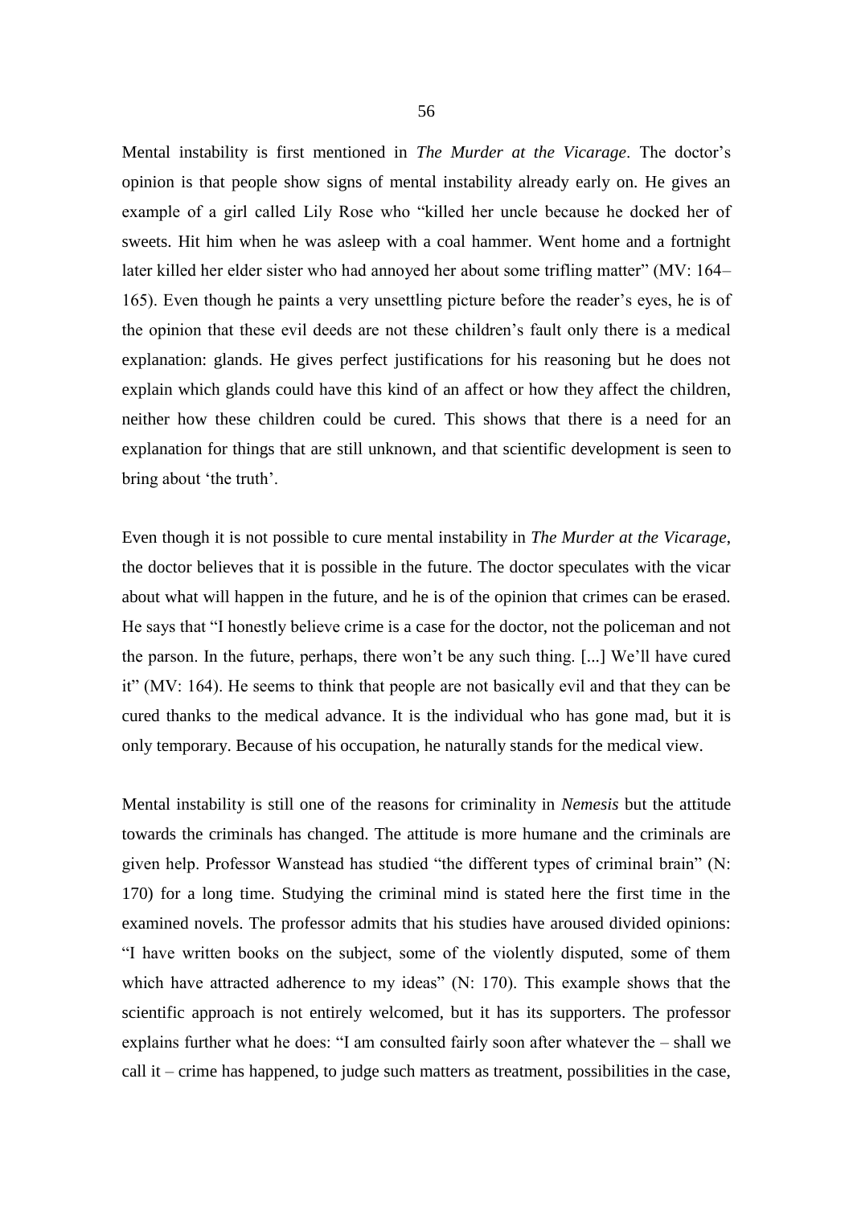Mental instability is first mentioned in *The Murder at the Vicarage*. The doctor's opinion is that people show signs of mental instability already early on. He gives an example of a girl called Lily Rose who "killed her uncle because he docked her of sweets. Hit him when he was asleep with a coal hammer. Went home and a fortnight later killed her elder sister who had annoyed her about some trifling matter" (MV: 164–165). Even though he paints a very unsettling picture before the reader's eyes, he is of the opinion that these evil deeds are not these children's fault only there is a medical explanation: glands. He gives perfect justifications for his reasoning but he does not explain which glands could have this kind of an affect or how they affect the children, neither how these children could be cured. This shows that there is a need for an explanation for things that are still unknown, and that scientific development is seen to bring about 'the truth'.

Even though it is not possible to cure mental instability in *The Murder at the Vicarage*, the doctor believes that it is possible in the future. The doctor speculates with the vicar about what will happen in the future, and he is of the opinion that crimes can be erased. He says that "I honestly believe crime is a case for the doctor, not the policeman and not the parson. In the future, perhaps, there won't be any such thing. [...] We'll have cured it" (MV: 164). He seems to think that people are not basically evil and that they can be cured thanks to the medical advance. It is the individual who has gone mad, but it is only temporary. Because of his occupation, he naturally stands for the medical view.

Mental instability is still one of the reasons for criminality in *Nemesis* but the attitude towards the criminals has changed. The attitude is more humane and the criminals are given help. Professor Wanstead has studied "the different types of criminal brain" (N: 170) for a long time. Studying the criminal mind is stated here the first time in the examined novels. The professor admits that his studies have aroused divided opinions: "I have written books on the subject, some of the violently disputed, some of them which have attracted adherence to my ideas" (N: 170). This example shows that the scientific approach is not entirely welcomed, but it has its supporters. The professor explains further what he does: "I am consulted fairly soon after whatever the – shall we call it – crime has happened, to judge such matters as treatment, possibilities in the case,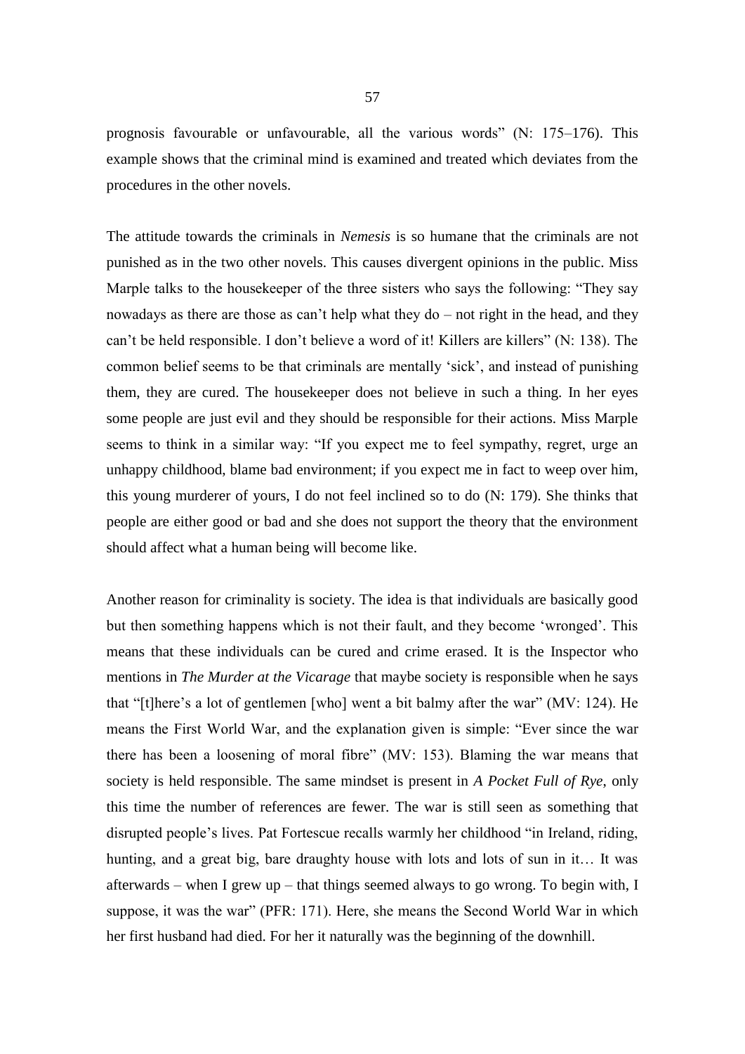prognosis favourable or unfavourable, all the various words" (N: 175–176). This example shows that the criminal mind is examined and treated which deviates from the procedures in the other novels.

The attitude towards the criminals in *Nemesis* is so humane that the criminals are not punished as in the two other novels. This causes divergent opinions in the public. Miss Marple talks to the housekeeper of the three sisters who says the following: "They say nowadays as there are those as can't help what they do – not right in the head, and they can't be held responsible. I don't believe a word of it! Killers are killers" (N: 138). The common belief seems to be that criminals are mentally 'sick', and instead of punishing them, they are cured. The housekeeper does not believe in such a thing. In her eyes some people are just evil and they should be responsible for their actions. Miss Marple seems to think in a similar way: "If you expect me to feel sympathy, regret, urge an unhappy childhood, blame bad environment; if you expect me in fact to weep over him, this young murderer of yours, I do not feel inclined so to do (N: 179). She thinks that people are either good or bad and she does not support the theory that the environment should affect what a human being will become like.

Another reason for criminality is society. The idea is that individuals are basically good but then something happens which is not their fault, and they become 'wronged'. This means that these individuals can be cured and crime erased. It is the Inspector who mentions in *The Murder at the Vicarage* that maybe society is responsible when he says that "[t]here's a lot of gentlemen [who] went a bit balmy after the war" (MV: 124). He means the First World War, and the explanation given is simple: "Ever since the war there has been a loosening of moral fibre" (MV: 153). Blaming the war means that society is held responsible. The same mindset is present in *A Pocket Full of Rye*, only this time the number of references are fewer. The war is still seen as something that disrupted people's lives. Pat Fortescue recalls warmly her childhood "in Ireland, riding, hunting, and a great big, bare draughty house with lots and lots of sun in it… It was afterwards – when I grew up – that things seemed always to go wrong. To begin with, I suppose, it was the war" (PFR: 171). Here, she means the Second World War in which her first husband had died. For her it naturally was the beginning of the downhill.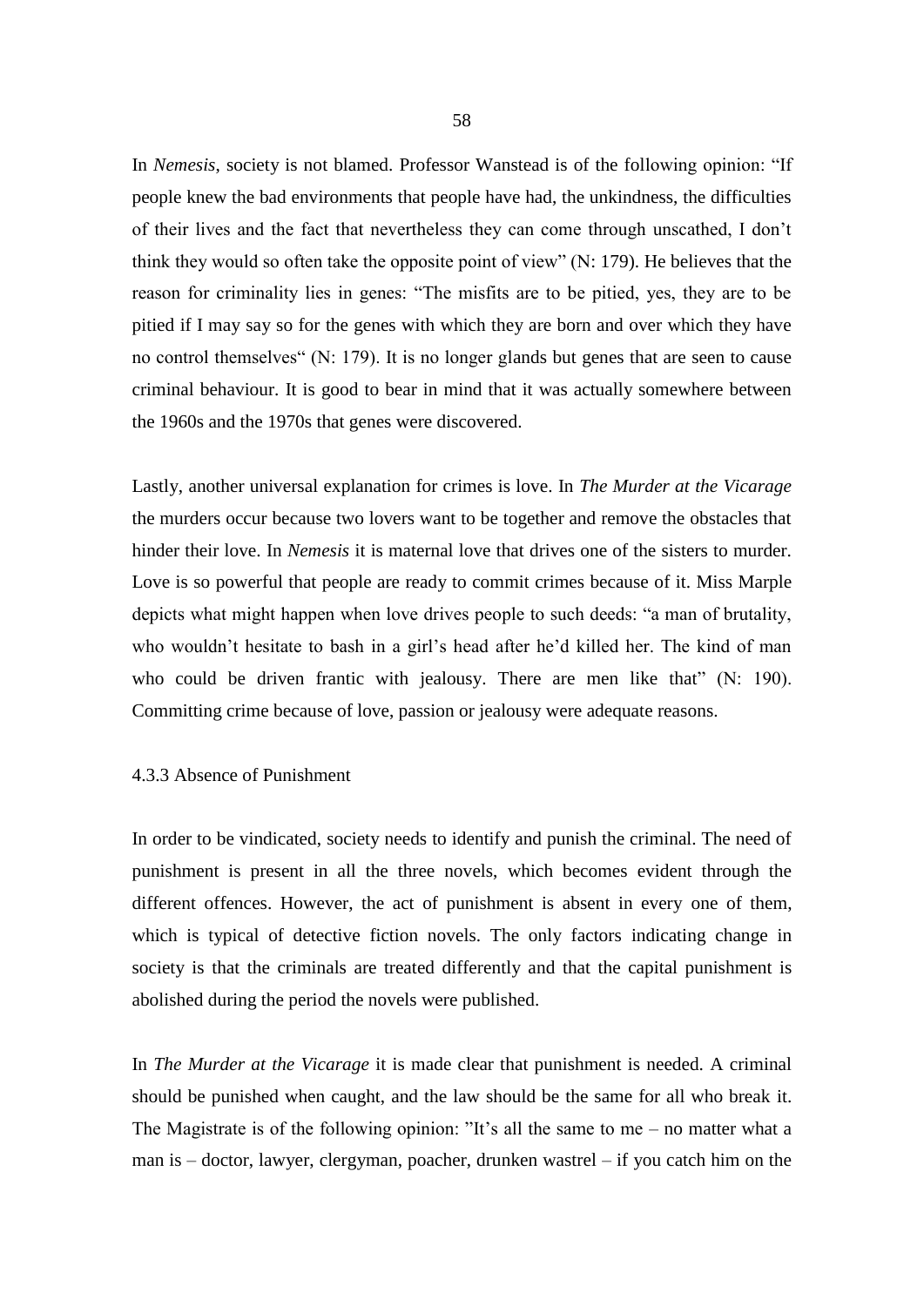In *Nemesis*, society is not blamed. Professor Wanstead is of the following opinion: "If people knew the bad environments that people have had, the unkindness, the difficulties of their lives and the fact that nevertheless they can come through unscathed, I don't think they would so often take the opposite point of view" (N: 179). He believes that the reason for criminality lies in genes: "The misfits are to be pitied, yes, they are to be pitied if I may say so for the genes with which they are born and over which they have no control themselves" (N: 179). It is no longer glands but genes that are seen to cause criminal behaviour. It is good to bear in mind that it was actually somewhere between the 1960s and the 1970s that genes were discovered.

Lastly, another universal explanation for crimes is love. In *The Murder at the Vicarage* the murders occur because two lovers want to be together and remove the obstacles that hinder their love. In *Nemesis* it is maternal love that drives one of the sisters to murder. Love is so powerful that people are ready to commit crimes because of it. Miss Marple depicts what might happen when love drives people to such deeds: "a man of brutality, who wouldn't hesitate to bash in a girl's head after he'd killed her. The kind of man who could be driven frantic with jealousy. There are men like that" (N: 190). Committing crime because of love, passion or jealousy were adequate reasons.

### 4.3.3 Absence of Punishment

In order to be vindicated, society needs to identify and punish the criminal. The need of punishment is present in all the three novels, which becomes evident through the different offences. However, the act of punishment is absent in every one of them, which is typical of detective fiction novels. The only factors indicating change in society is that the criminals are treated differently and that the capital punishment is abolished during the period the novels were published.

In *The Murder at the Vicarage* it is made clear that punishment is needed. A criminal should be punished when caught, and the law should be the same for all who break it. The Magistrate is of the following opinion: "It's all the same to me – no matter what a man is – doctor, lawyer, clergyman, poacher, drunken wastrel – if you catch him on the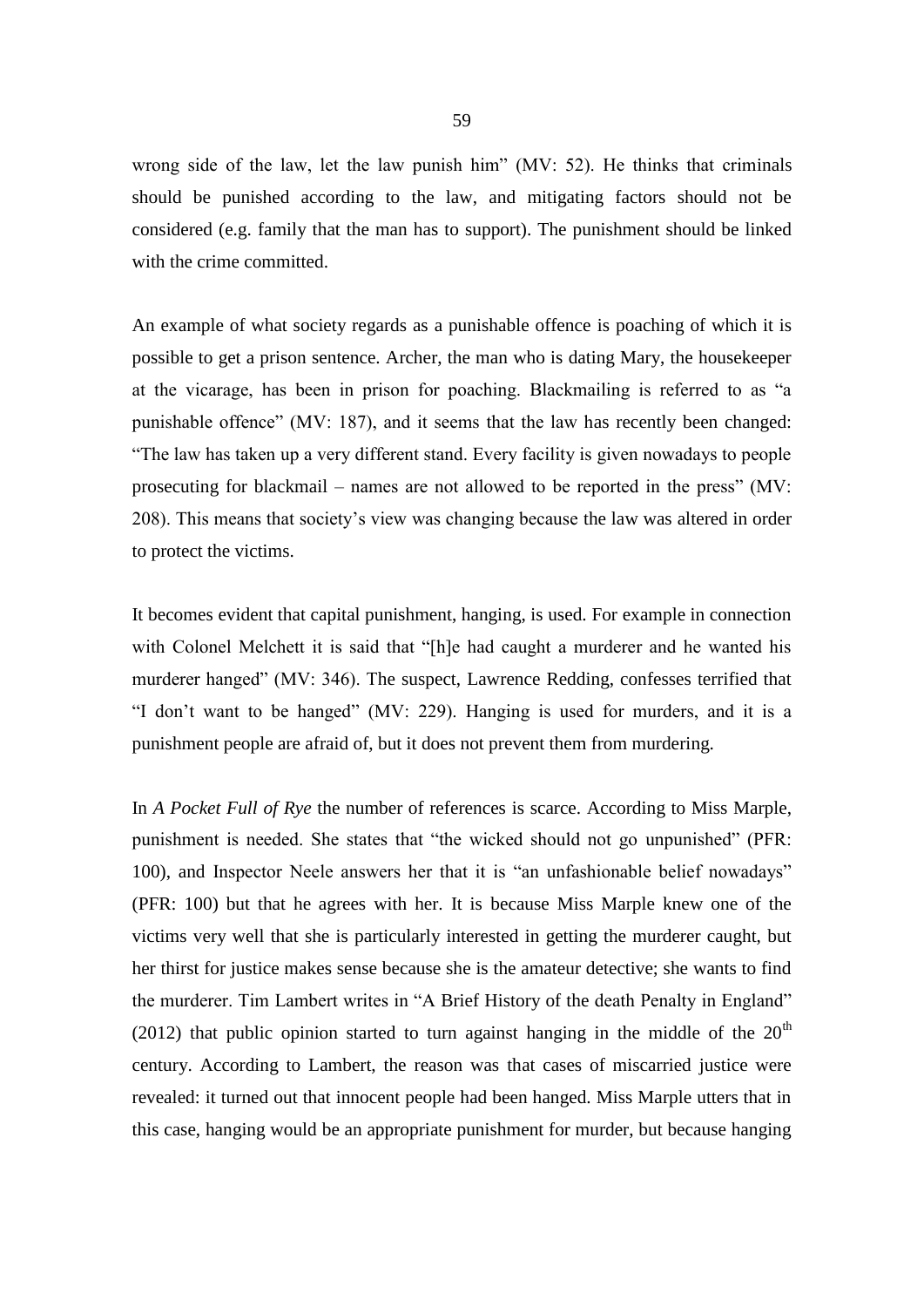wrong side of the law, let the law punish him" (MV: 52). He thinks that criminals should be punished according to the law, and mitigating factors should not be considered (e.g. family that the man has to support). The punishment should be linked with the crime committed.

An example of what society regards as a punishable offence is poaching of which it is possible to get a prison sentence. Archer, the man who is dating Mary, the housekeeper at the vicarage, has been in prison for poaching. Blackmailing is referred to as "a punishable offence" (MV: 187), and it seems that the law has recently been changed: "The law has taken up a very different stand. Every facility is given nowadays to people prosecuting for blackmail – names are not allowed to be reported in the press" (MV: 208). This means that society's view was changing because the law was altered in order to protect the victims.

It becomes evident that capital punishment, hanging, is used. For example in connection with Colonel Melchett it is said that "[h]e had caught a murderer and he wanted his murderer hanged" (MV: 346). The suspect, Lawrence Redding, confesses terrified that "I don't want to be hanged" (MV: 229). Hanging is used for murders, and it is a punishment people are afraid of, but it does not prevent them from murdering.

In *A Pocket Full of Rye* the number of references is scarce. According to Miss Marple, punishment is needed. She states that "the wicked should not go unpunished" (PFR: 100), and Inspector Neele answers her that it is "an unfashionable belief nowadays" (PFR: 100) but that he agrees with her. It is because Miss Marple knew one of the victims very well that she is particularly interested in getting the murderer caught, but her thirst for justice makes sense because she is the amateur detective; she wants to find the murderer. Tim Lambert writes in "A Brief History of the death Penalty in England" (2012) that public opinion started to turn against hanging in the middle of the 20th century. According to Lambert, the reason was that cases of miscarried justice were revealed: it turned out that innocent people had been hanged. Miss Marple utters that in this case, hanging would be an appropriate punishment for murder, but because hanging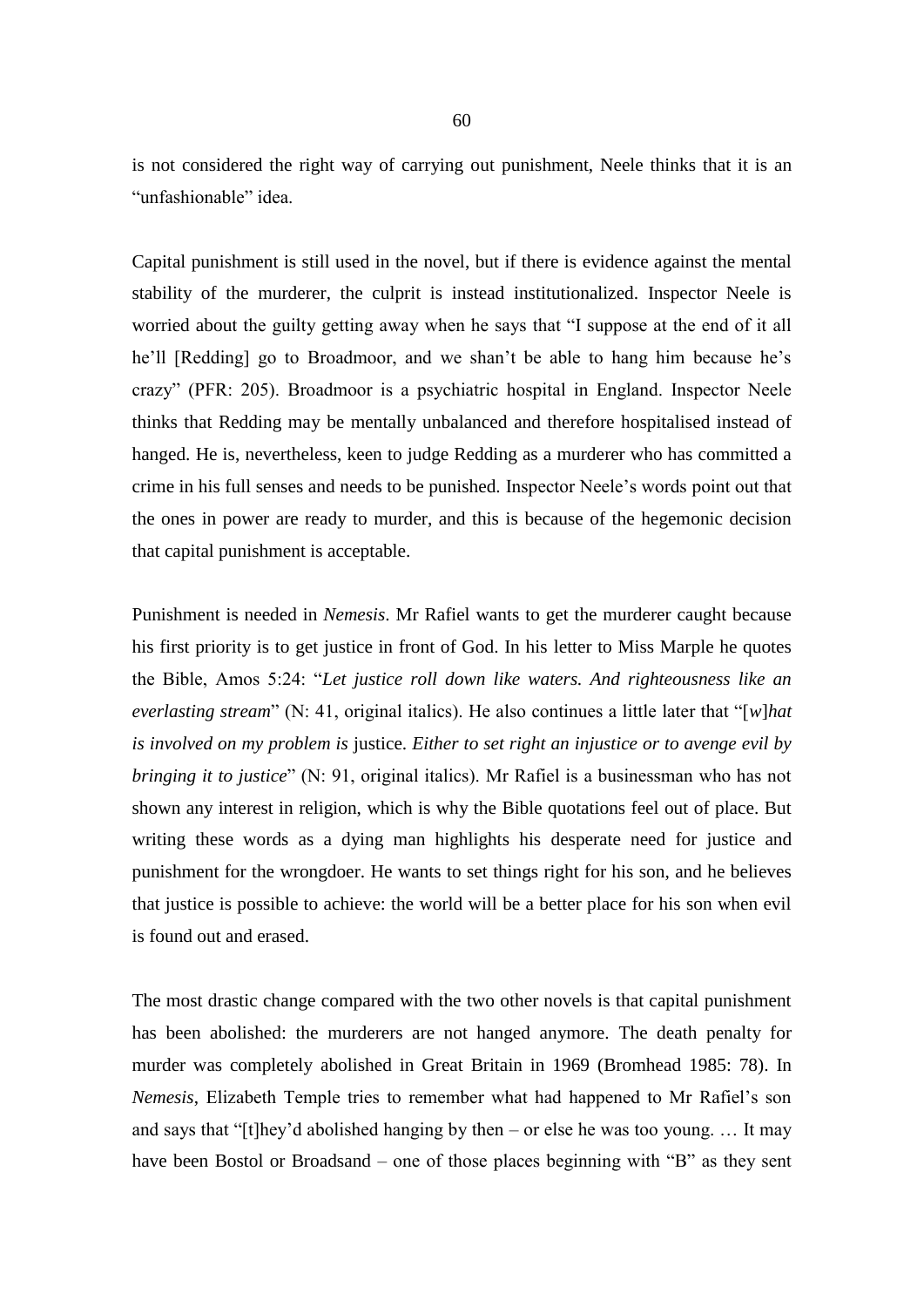is not considered the right way of carrying out punishment, Neele thinks that it is an "unfashionable" idea.

Capital punishment is still used in the novel, but if there is evidence against the mental stability of the murderer, the culprit is instead institutionalized. Inspector Neele is worried about the guilty getting away when he says that "I suppose at the end of it all he'll [Redding] go to Broadmoor, and we shan't be able to hang him because he's crazy" (PFR: 205). Broadmoor is a psychiatric hospital in England. Inspector Neele thinks that Redding may be mentally unbalanced and therefore hospitalised instead of hanged. He is, nevertheless, keen to judge Redding as a murderer who has committed a crime in his full senses and needs to be punished. Inspector Neele's words point out that the ones in power are ready to murder, and this is because of the hegemonic decision that capital punishment is acceptable.

Punishment is needed in *Nemesis*. Mr Rafiel wants to get the murderer caught because his first priority is to get justice in front of God. In his letter to Miss Marple he quotes the Bible, Amos 5:24: "*Let justice roll down like waters. And righteousness like an everlasting stream*" (N: 41, original italics). He also continues a little later that "[*w*]*hat is involved on my problem is* justice. *Either to set right an injustice or to avenge evil by bringing it to justice*" (N: 91, original italics). Mr Rafiel is a businessman who has not shown any interest in religion, which is why the Bible quotations feel out of place. But writing these words as a dying man highlights his desperate need for justice and punishment for the wrongdoer. He wants to set things right for his son, and he believes that justice is possible to achieve: the world will be a better place for his son when evil is found out and erased.

The most drastic change compared with the two other novels is that capital punishment has been abolished: the murderers are not hanged anymore. The death penalty for murder was completely abolished in Great Britain in 1969 (Bromhead 1985: 78). In *Nemesis*, Elizabeth Temple tries to remember what had happened to Mr Rafiel's son and says that "[t]hey'd abolished hanging by then – or else he was too young. … It may have been Bostol or Broadsand – one of those places beginning with "B" as they sent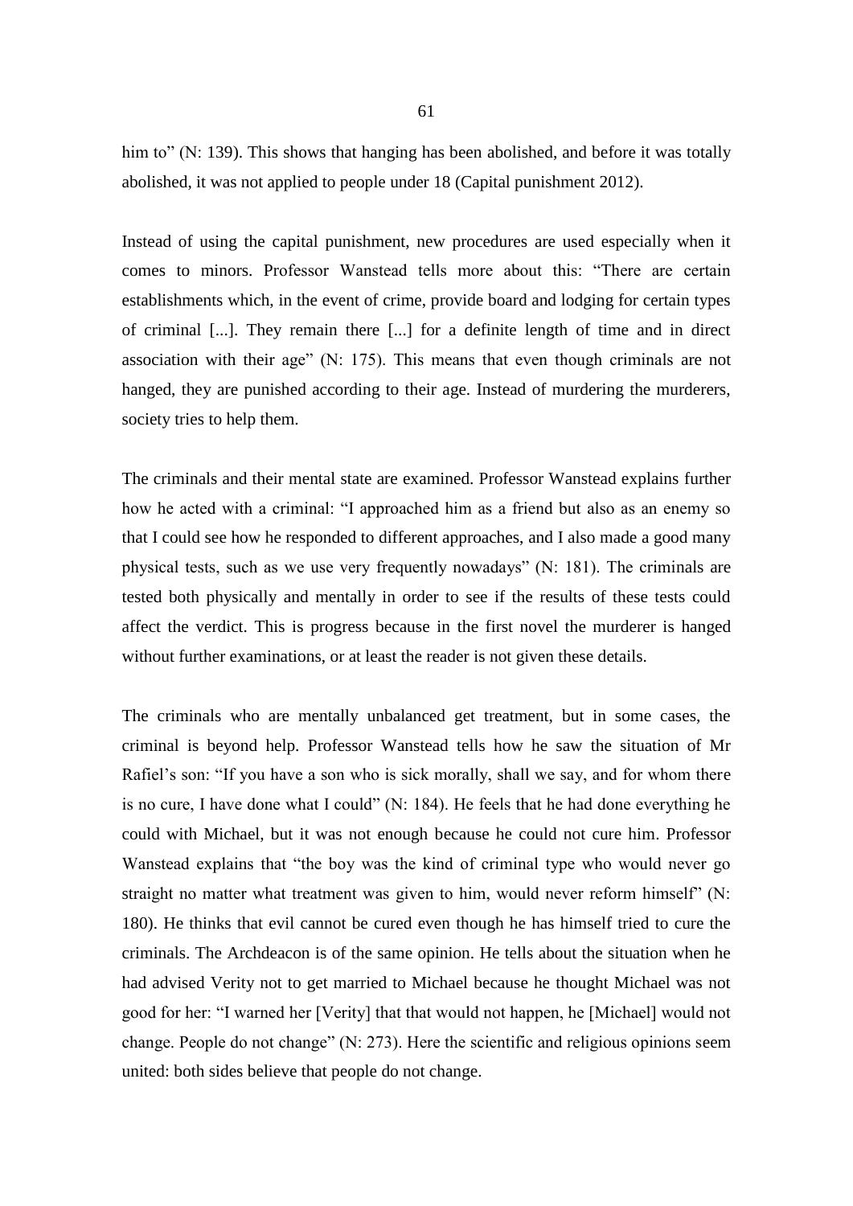him to" (N: 139). This shows that hanging has been abolished, and before it was totally abolished, it was not applied to people under 18 (Capital punishment 2012).

Instead of using the capital punishment, new procedures are used especially when it comes to minors. Professor Wanstead tells more about this: "There are certain establishments which, in the event of crime, provide board and lodging for certain types of criminal [...]. They remain there [...] for a definite length of time and in direct association with their age" (N: 175). This means that even though criminals are not hanged, they are punished according to their age. Instead of murdering the murderers, society tries to help them.

The criminals and their mental state are examined. Professor Wanstead explains further how he acted with a criminal: "I approached him as a friend but also as an enemy so that I could see how he responded to different approaches, and I also made a good many physical tests, such as we use very frequently nowadays" (N: 181). The criminals are tested both physically and mentally in order to see if the results of these tests could affect the verdict. This is progress because in the first novel the murderer is hanged without further examinations, or at least the reader is not given these details.

The criminals who are mentally unbalanced get treatment, but in some cases, the criminal is beyond help. Professor Wanstead tells how he saw the situation of Mr Rafiel's son: "If you have a son who is sick morally, shall we say, and for whom there is no cure, I have done what I could" (N: 184). He feels that he had done everything he could with Michael, but it was not enough because he could not cure him. Professor Wanstead explains that "the boy was the kind of criminal type who would never go straight no matter what treatment was given to him, would never reform himself" (N: 180). He thinks that evil cannot be cured even though he has himself tried to cure the criminals. The Archdeacon is of the same opinion. He tells about the situation when he had advised Verity not to get married to Michael because he thought Michael was not good for her: "I warned her [Verity] that that would not happen, he [Michael] would not change. People do not change" (N: 273). Here the scientific and religious opinions seem united: both sides believe that people do not change.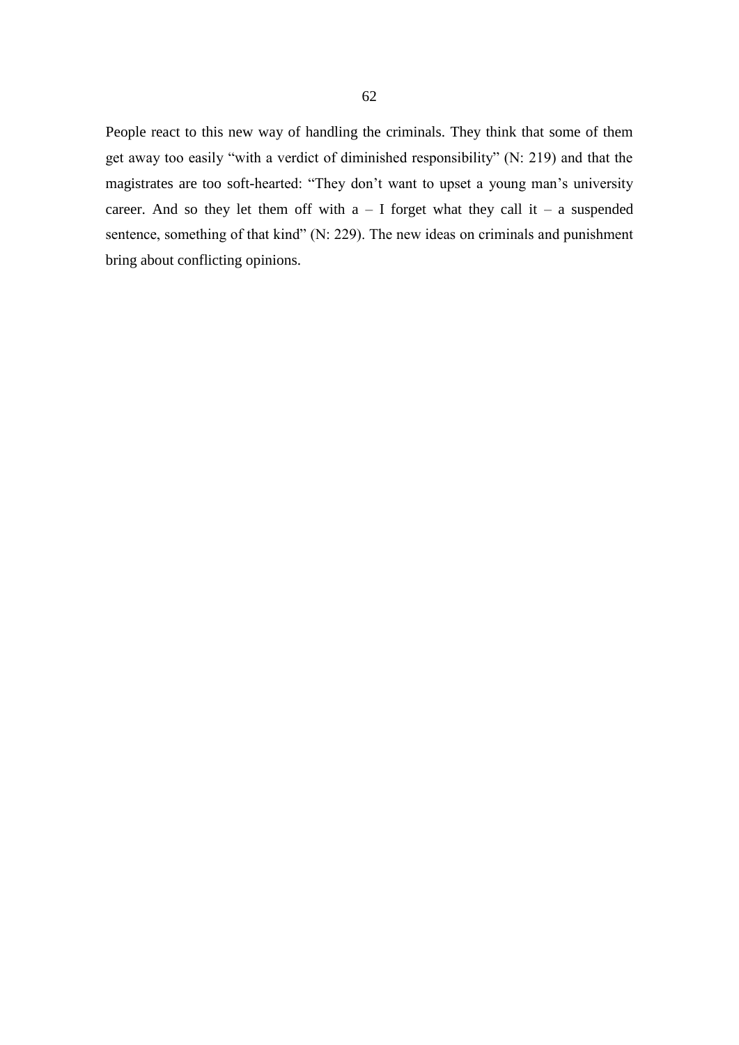People react to this new way of handling the criminals. They think that some of them get away too easily “with a verdict of diminished responsibility” (N: 219) and that the magistrates are too soft-hearted: “They don’t want to upset a young man’s university career. And so they let them off with a – I forget what they call it – a suspended sentence, something of that kind” (N: 229). The new ideas on criminals and punishment bring about conflicting opinions.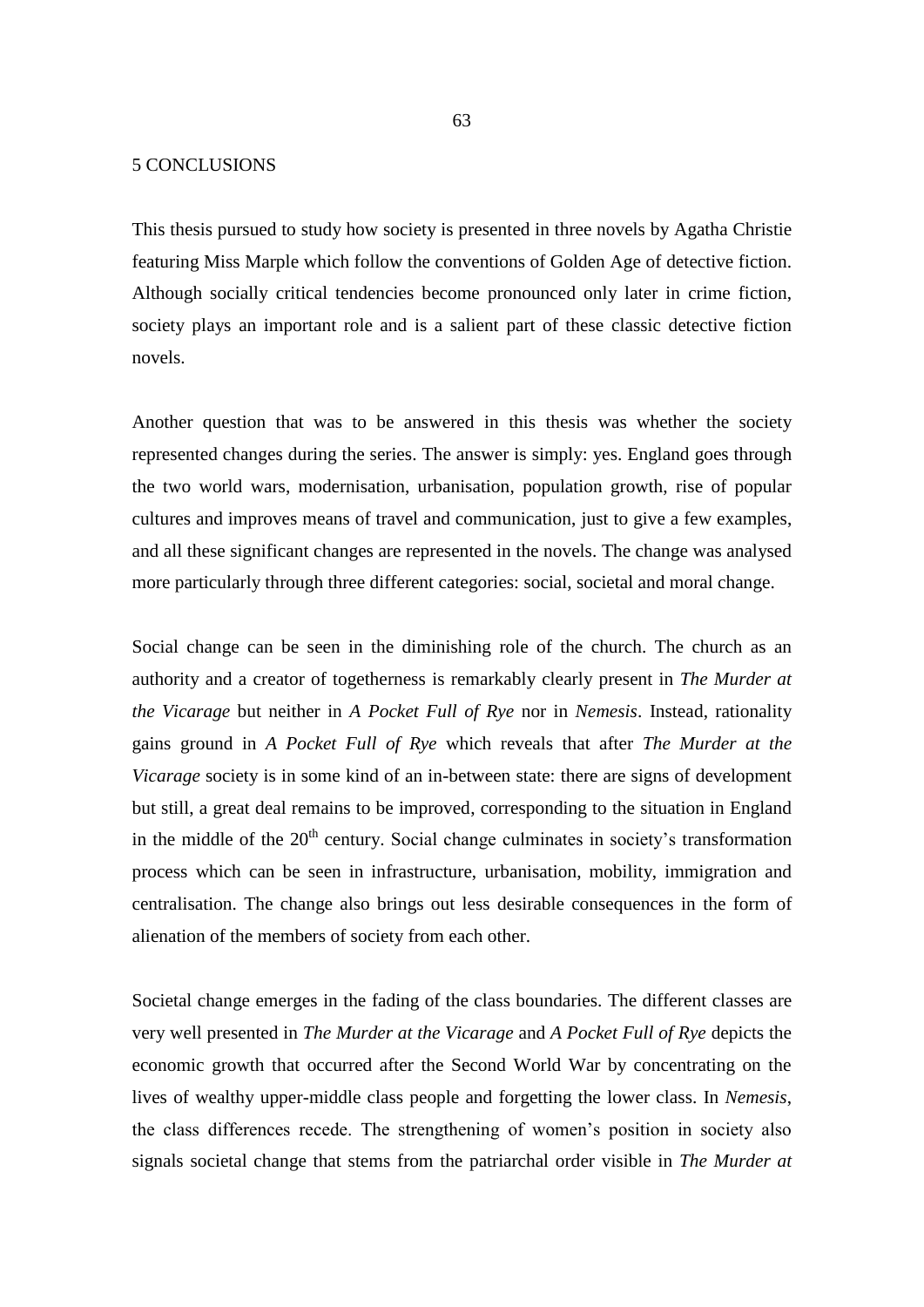# 5 CONCLUSIONS

This thesis pursued to study how society is presented in three novels by Agatha Christie featuring Miss Marple which follow the conventions of Golden Age of detective fiction. Although socially critical tendencies become pronounced only later in crime fiction, society plays an important role and is a salient part of these classic detective fiction novels.

Another question that was to be answered in this thesis was whether the society represented changes during the series. The answer is simply: yes. England goes through the two world wars, modernisation, urbanisation, population growth, rise of popular cultures and improves means of travel and communication, just to give a few examples, and all these significant changes are represented in the novels. The change was analysed more particularly through three different categories: social, societal and moral change.

Social change can be seen in the diminishing role of the church. The church as an authority and a creator of togetherness is remarkably clearly present in *The Murder at the Vicarage* but neither in *A Pocket Full of Rye* nor in *Nemesis*. Instead, rationality gains ground in *A Pocket Full of Rye* which reveals that after *The Murder at the Vicarage* society is in some kind of an in-between state: there are signs of development but still, a great deal remains to be improved, corresponding to the situation in England in the middle of the 20th century. Social change culminates in society's transformation process which can be seen in infrastructure, urbanisation, mobility, immigration and centralisation. The change also brings out less desirable consequences in the form of alienation of the members of society from each other.

Societal change emerges in the fading of the class boundaries. The different classes are very well presented in *The Murder at the Vicarage* and *A Pocket Full of Rye* depicts the economic growth that occurred after the Second World War by concentrating on the lives of wealthy upper-middle class people and forgetting the lower class. In *Nemesis*, the class differences recede. The strengthening of women's position in society also signals societal change that stems from the patriarchal order visible in *The Murder at*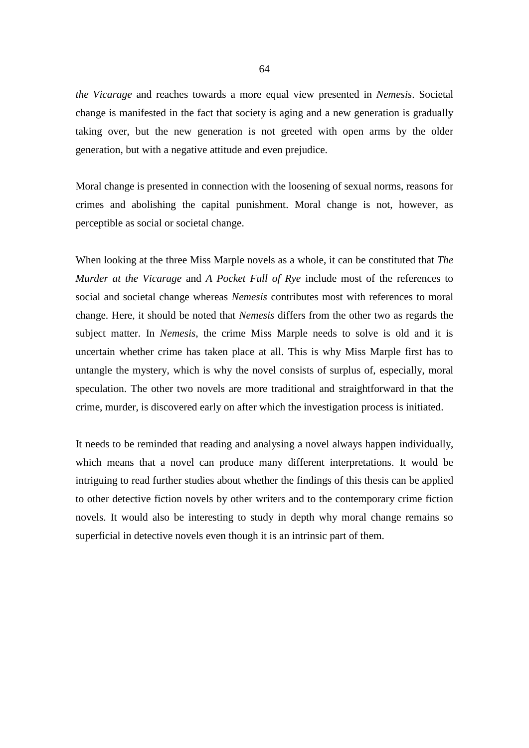*the Vicarage* and reaches towards a more equal view presented in *Nemesis*. Societal change is manifested in the fact that society is aging and a new generation is gradually taking over, but the new generation is not greeted with open arms by the older generation, but with a negative attitude and even prejudice.

Moral change is presented in connection with the loosening of sexual norms, reasons for crimes and abolishing the capital punishment. Moral change is not, however, as perceptible as social or societal change.

When looking at the three Miss Marple novels as a whole, it can be constituted that *The Murder at the Vicarage* and *A Pocket Full of Rye* include most of the references to social and societal change whereas *Nemesis* contributes most with references to moral change. Here, it should be noted that *Nemesis* differs from the other two as regards the subject matter. In *Nemesis*, the crime Miss Marple needs to solve is old and it is uncertain whether crime has taken place at all. This is why Miss Marple first has to untangle the mystery, which is why the novel consists of surplus of, especially, moral speculation. The other two novels are more traditional and straightforward in that the crime, murder, is discovered early on after which the investigation process is initiated.

It needs to be reminded that reading and analysing a novel always happen individually, which means that a novel can produce many different interpretations. It would be intriguing to read further studies about whether the findings of this thesis can be applied to other detective fiction novels by other writers and to the contemporary crime fiction novels. It would also be interesting to study in depth why moral change remains so superficial in detective novels even though it is an intrinsic part of them.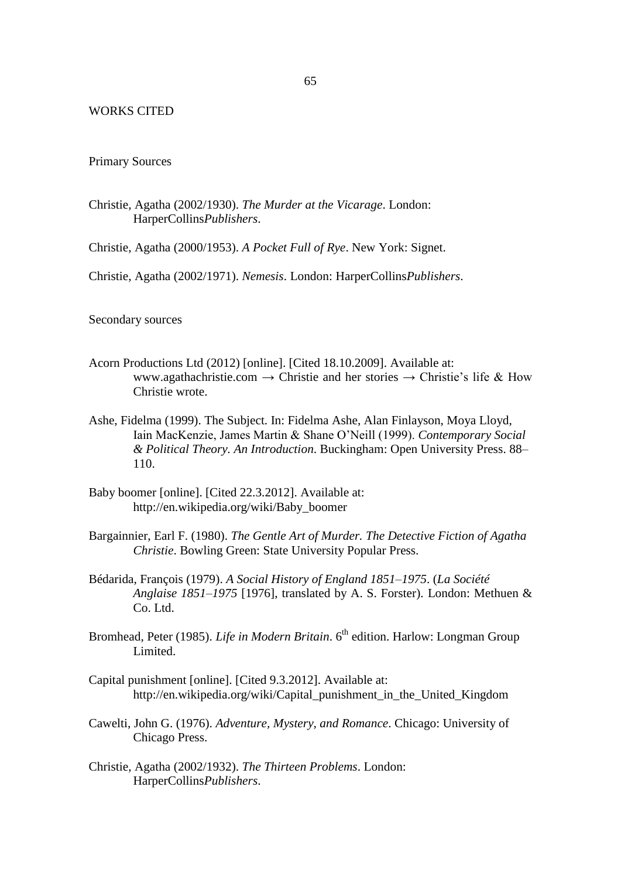# WORKS CITED

## Primary Sources

Christie, Agatha (2002/1930). *The Murder at the Vicarage*. London: HarperCollins*Publishers*.

Christie, Agatha (2000/1953). *A Pocket Full of Rye*. New York: Signet.

Christie, Agatha (2002/1971). *Nemesis*. London: HarperCollins*Publishers*.

## Secondary sources

Acorn Productions Ltd (2012) [online]. [Cited 18.10.2009]. Available at: www.agathachristie.com → Christie and her stories → Christie's life & How Christie wrote.

Ashe, Fidelma (1999). The Subject. In: Fidelma Ashe, Alan Finlayson, Moya Lloyd, Iain MacKenzie, James Martin & Shane O'Neill (1999). *Contemporary Social & Political Theory. An Introduction*. Buckingham: Open University Press. 88–110.

Baby boomer [online]. [Cited 22.3.2012]. Available at: http://en.wikipedia.org/wiki/Baby_boomer

Bargainnier, Earl F. (1980). *The Gentle Art of Murder. The Detective Fiction of Agatha Christie*. Bowling Green: State University Popular Press.

Bédarida, François (1979). *A Social History of England 1851–1975*. (*La Société Anglaise 1851–1975* [1976], translated by A. S. Forster). London: Methuen & Co. Ltd.

Bromhead, Peter (1985). *Life in Modern Britain*. 6th edition. Harlow: Longman Group Limited.

Capital punishment [online]. [Cited 9.3.2012]. Available at: http://en.wikipedia.org/wiki/Capital_punishment_in_the_United_Kingdom

Cawelti, John G. (1976). *Adventure, Mystery, and Romance*. Chicago: University of Chicago Press.

Christie, Agatha (2002/1932). *The Thirteen Problems*. London: HarperCollins*Publishers*.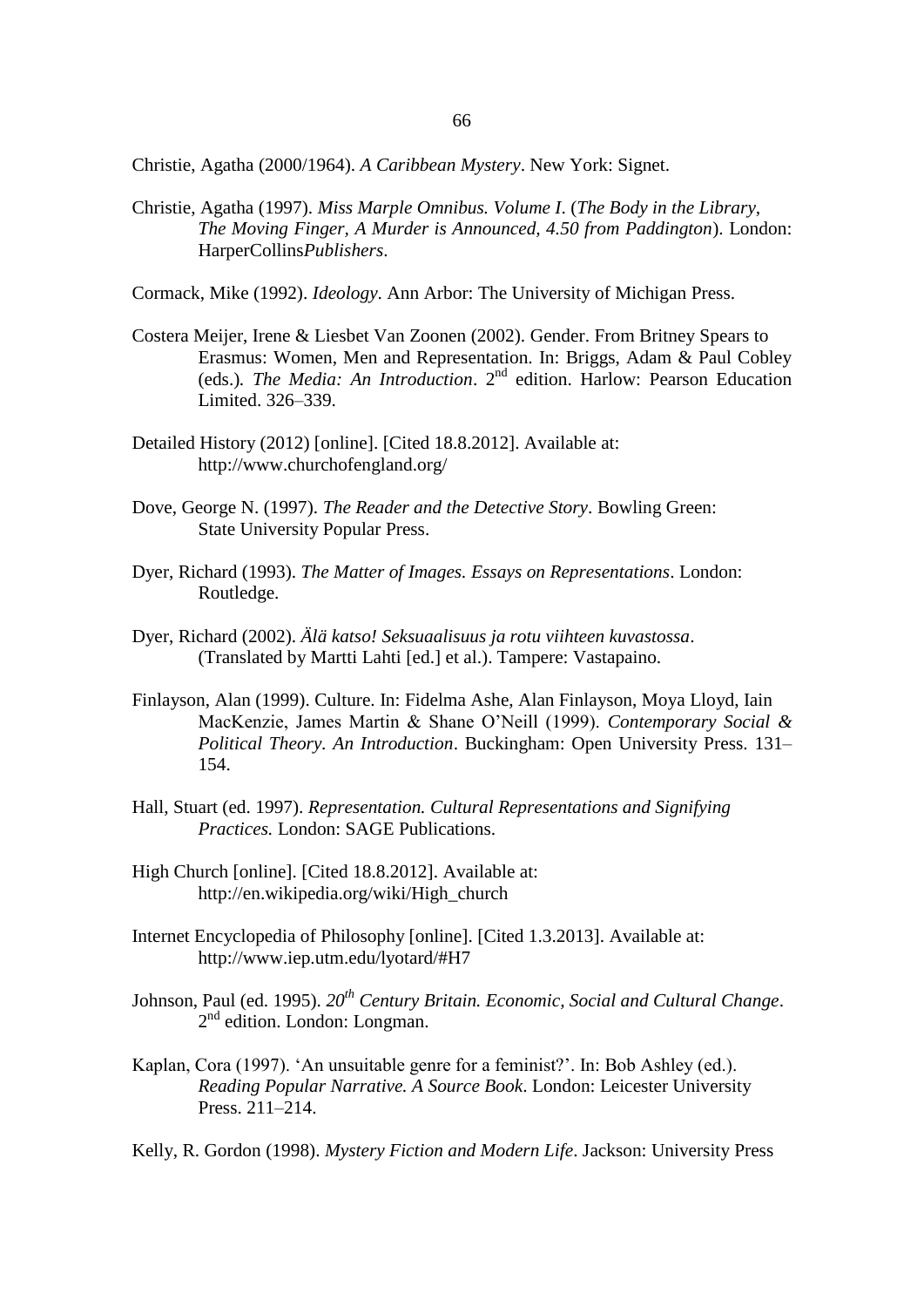Christie, Agatha (2000/1964). *A Caribbean Mystery*. New York: Signet.

Christie, Agatha (1997). *Miss Marple Omnibus. Volume I*. (*The Body in the Library, The Moving Finger, A Murder is Announced, 4.50 from Paddington*). London: HarperCollins*Publishers*.

Cormack, Mike (1992). *Ideology*. Ann Arbor: The University of Michigan Press.

Costera Meijer, Irene & Liesbet Van Zoonen (2002). Gender. From Britney Spears to Erasmus: Women, Men and Representation. In: Briggs, Adam & Paul Cobley (eds.). *The Media: An Introduction*. 2nd edition. Harlow: Pearson Education Limited. 326–339.

Detailed History (2012) [online]. [Cited 18.8.2012]. Available at: http://www.churchofengland.org/

Dove, George N. (1997). *The Reader and the Detective Story*. Bowling Green: State University Popular Press.

Dyer, Richard (1993). *The Matter of Images. Essays on Representations*. London: Routledge.

Dyer, Richard (2002). *Älä katso! Seksuaalisuus ja rotu viihteen kuvastossa*. (Translated by Martti Lahti [ed.] et al.). Tampere: Vastapaino.

Finlayson, Alan (1999). Culture. In: Fidelma Ashe, Alan Finlayson, Moya Lloyd, Iain MacKenzie, James Martin & Shane O'Neill (1999). *Contemporary Social & Political Theory. An Introduction*. Buckingham: Open University Press. 131–154.

Hall, Stuart (ed. 1997). *Representation. Cultural Representations and Signifying Practices.* London: SAGE Publications.

High Church [online]. [Cited 18.8.2012]. Available at: http://en.wikipedia.org/wiki/High_church

Internet Encyclopedia of Philosophy [online]. [Cited 1.3.2013]. Available at: http://www.iep.utm.edu/lyotard/#H7

Johnson, Paul (ed. 1995). *20th Century Britain. Economic, Social and Cultural Change*. 2nd edition. London: Longman.

Kaplan, Cora (1997). 'An unsuitable genre for a feminist?'. In: Bob Ashley (ed.). *Reading Popular Narrative. A Source Book*. London: Leicester University Press. 211–214.

Kelly, R. Gordon (1998). *Mystery Fiction and Modern Life*. Jackson: University Press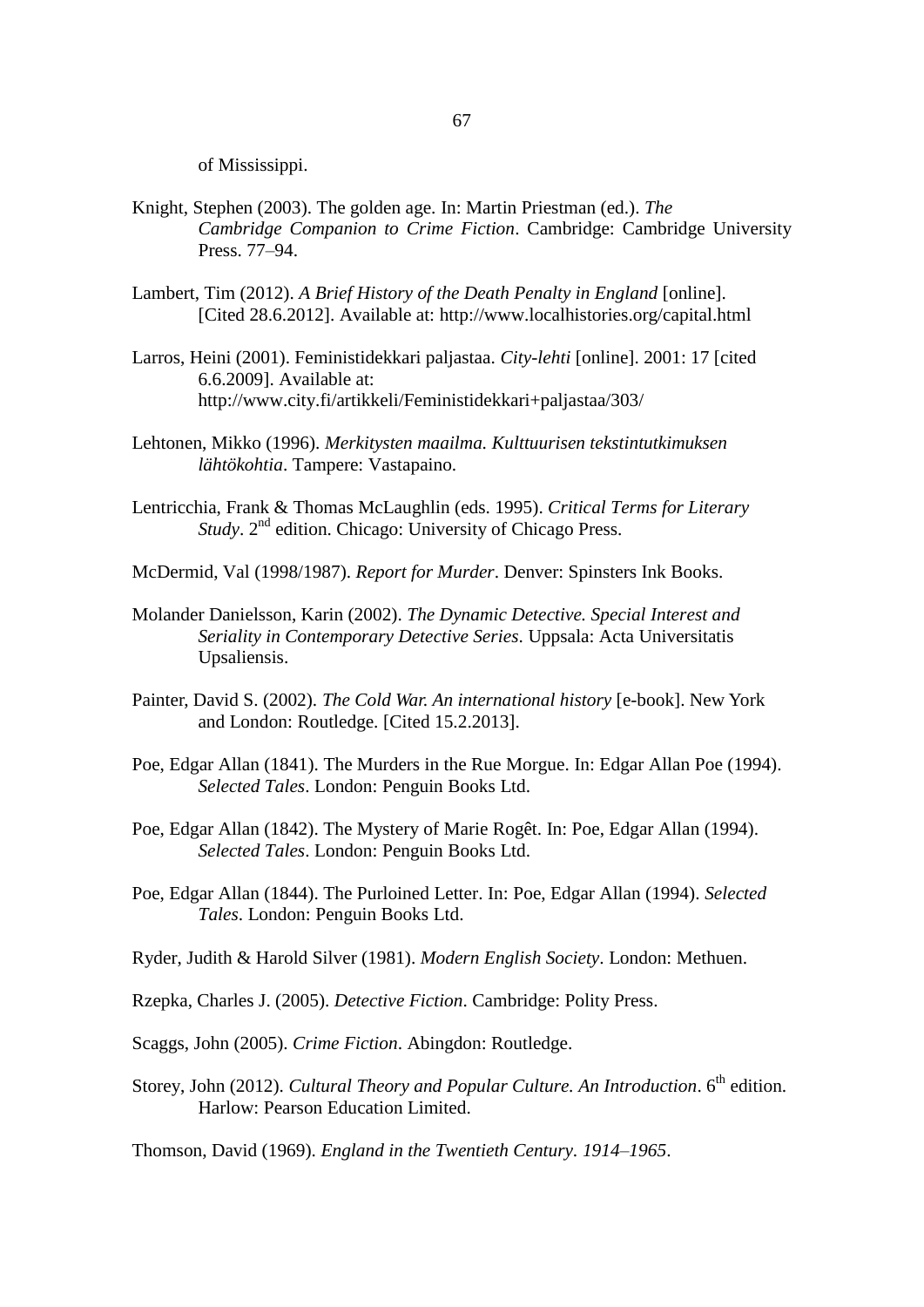of Mississippi.

Knight, Stephen (2003). The golden age. In: Martin Priestman (ed.). *The Cambridge Companion to Crime Fiction*. Cambridge: Cambridge University Press. 77–94.

Lambert, Tim (2012). *A Brief History of the Death Penalty in England* [online]. [Cited 28.6.2012]. Available at: http://www.localhistories.org/capital.html

Larros, Heini (2001). Feministidekkari paljastaa. *City-lehti* [online]. 2001: 17 [cited 6.6.2009]. Available at: http://www.city.fi/artikkeli/Feministidekkari+paljastaa/303/

Lehtonen, Mikko (1996). *Merkitysten maailma. Kulttuurisen tekstintutkimuksen lähtökohtia*. Tampere: Vastapaino.

Lentricchia, Frank & Thomas McLaughlin (eds. 1995). *Critical Terms for Literary Study*. 2nd edition. Chicago: University of Chicago Press.

McDermid, Val (1998/1987). *Report for Murder*. Denver: Spinsters Ink Books.

Molander Danielsson, Karin (2002). *The Dynamic Detective. Special Interest and Seriality in Contemporary Detective Series*. Uppsala: Acta Universitatis Upsaliensis.

Painter, David S. (2002). *The Cold War. An international history* [e-book]. New York and London: Routledge. [Cited 15.2.2013].

Poe, Edgar Allan (1841). The Murders in the Rue Morgue. In: Edgar Allan Poe (1994). *Selected Tales*. London: Penguin Books Ltd.

Poe, Edgar Allan (1842). The Mystery of Marie Rogêt. In: Poe, Edgar Allan (1994). *Selected Tales*. London: Penguin Books Ltd.

Poe, Edgar Allan (1844). The Purloined Letter. In: Poe, Edgar Allan (1994). *Selected Tales*. London: Penguin Books Ltd.

Ryder, Judith & Harold Silver (1981). *Modern English Society*. London: Methuen.

Rzepka, Charles J. (2005). *Detective Fiction*. Cambridge: Polity Press.

Scaggs, John (2005). *Crime Fiction*. Abingdon: Routledge.

Storey, John (2012). *Cultural Theory and Popular Culture. An Introduction*. 6th edition. Harlow: Pearson Education Limited.

Thomson, David (1969). *England in the Twentieth Century. 1914–1965*.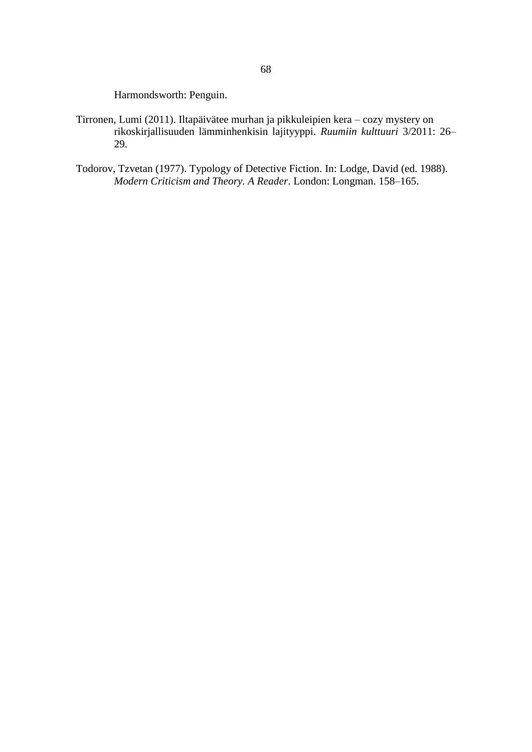Harmondsworth: Penguin.

Tirronen, Lumi (2011). Iltapäivätee murhan ja pikkuleipien kera – cozy mystery on rikoskirjallisuuden lämminhenkisin lajityyppi. *Ruumiin kulttuuri* 3/2011: 26–29.

Todorov, Tzvetan (1977). Typology of Detective Fiction. In: Lodge, David (ed. 1988). *Modern Criticism and Theory. A Reader*. London: Longman. 158–165.